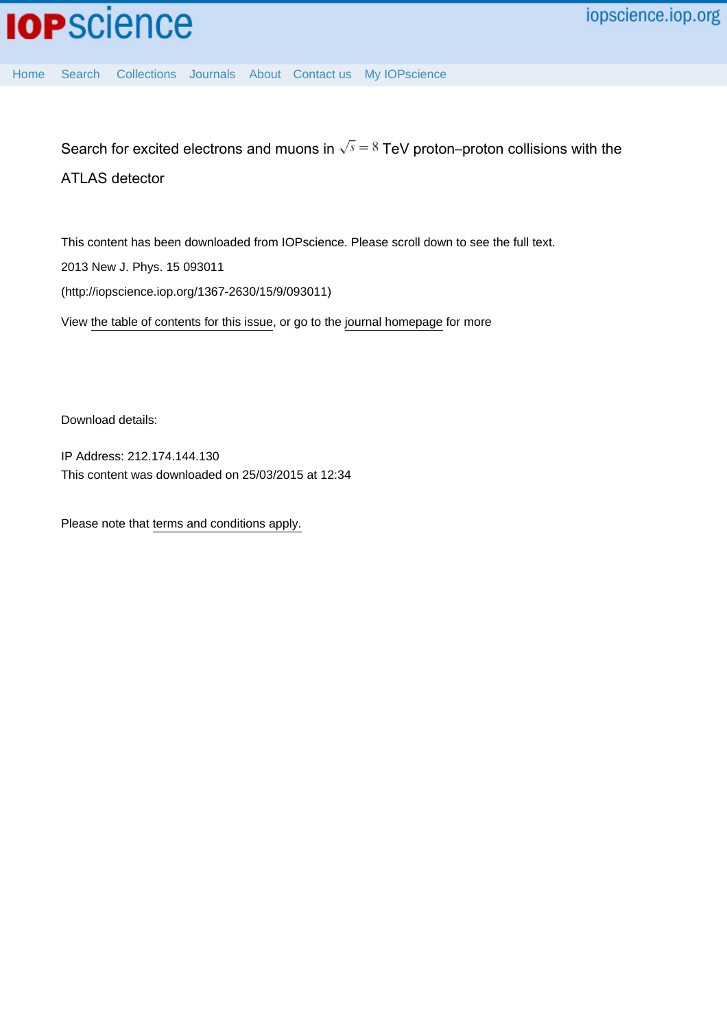Home Search Collections Journals About Contact us My IOPscience

# Search for excited electrons and muons in $\sqrt{s} = 8$ TeV proton–proton collisions with the ATLAS detector

This content has been downloaded from IOPscience. Please scroll down to see the full text.

2013 New J. Phys. 15 093011

(http://iopscience.iop.org/1367-2630/15/9/093011)

View the table of contents for this issue, or go to the journal homepage for more

Download details:

IP Address: 212.174.144.130

This content was downloaded on 25/03/2015 at 12:34

Please note that terms and conditions apply.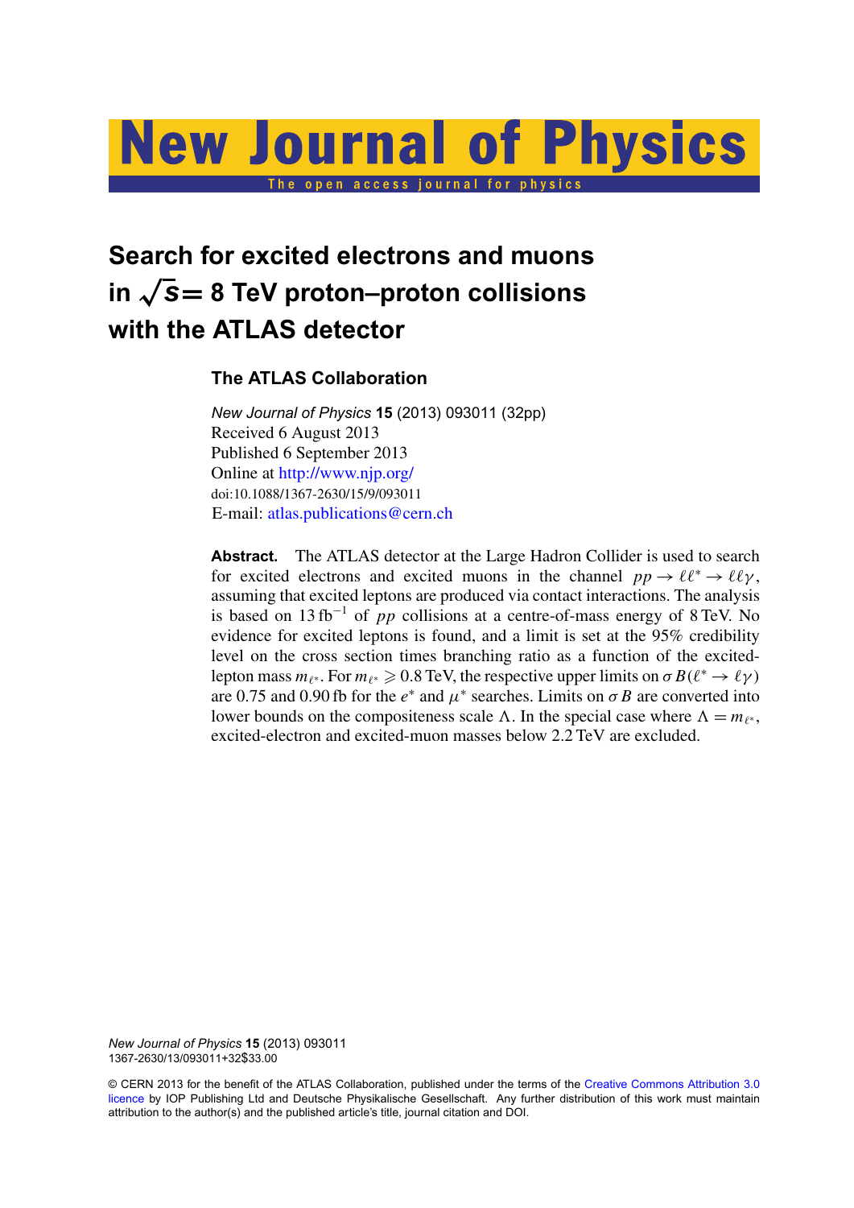# Search for excited electrons and muons in $\sqrt{s}$= 8 TeV proton–proton collisions with the ATLAS detector

## The ATLAS Collaboration

*New Journal of Physics* **15** (2013) 093011 (32pp)
Received 6 August 2013
Published 6 September 2013
Online at http://www.njp.org/
doi:10.1088/1367-2630/15/9/093011
E-mail: atlas.publications@cern.ch

**Abstract.** The ATLAS detector at the Large Hadron Collider is used to search for excited electrons and excited muons in the channel $pp \to \ell\ell^* \to \ell\ell\gamma$, assuming that excited leptons are produced via contact interactions. The analysis is based on $13\,\text{fb}^{-1}$ of $pp$ collisions at a centre-of-mass energy of 8 TeV. No evidence for excited leptons is found, and a limit is set at the 95% credibility level on the cross section times branching ratio as a function of the excited-lepton mass $m_{\ell^*}$. For $m_{\ell^*} \geqslant 0.8$ TeV, the respective upper limits on $\sigma B(\ell^* \to \ell\gamma)$ are 0.75 and 0.90 fb for the $e^*$ and $\mu^*$ searches. Limits on $\sigma B$ are converted into lower bounds on the compositeness scale $\Lambda$. In the special case where $\Lambda = m_{\ell^*}$, excited-electron and excited-muon masses below 2.2 TeV are excluded.

*New Journal of Physics* **15** (2013) 093011
1367-2630/13/093011+32\$33.00

© CERN 2013 for the benefit of the ATLAS Collaboration, published under the terms of the Creative Commons Attribution 3.0 licence by IOP Publishing Ltd and Deutsche Physikalische Gesellschaft. Any further distribution of this work must maintain attribution to the author(s) and the published article's title, journal citation and DOI.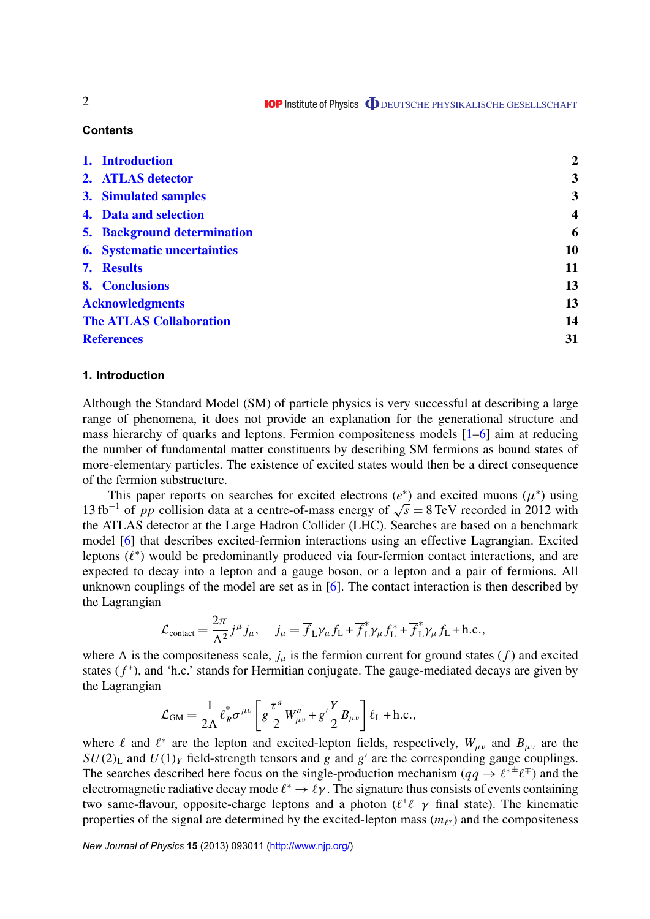## Contents

| | |
|---|---|
| 1. Introduction | 2 |
| 2. ATLAS detector | 3 |
| 3. Simulated samples | 3 |
| 4. Data and selection | 4 |
| 5. Background determination | 6 |
| 6. Systematic uncertainties | 10 |
| 7. Results | 11 |
| 8. Conclusions | 13 |
| Acknowledgments | 13 |
| The ATLAS Collaboration | 14 |
| References | 31 |

## 1. Introduction

Although the Standard Model (SM) of particle physics is very successful at describing a large range of phenomena, it does not provide an explanation for the generational structure and mass hierarchy of quarks and leptons. Fermion compositeness models [1–6] aim at reducing the number of fundamental matter constituents by describing SM fermions as bound states of more-elementary particles. The existence of excited states would then be a direct consequence of the fermion substructure.

This paper reports on searches for excited electrons ($e^*$) and excited muons ($\mu^*$) using 13 $\mathrm{fb}^{-1}$ of $pp$ collision data at a centre-of-mass energy of $\sqrt{s} = 8\,\mathrm{TeV}$ recorded in 2012 with the ATLAS detector at the Large Hadron Collider (LHC). Searches are based on a benchmark model [6] that describes excited-fermion interactions using an effective Lagrangian. Excited leptons ($\ell^*$) would be predominantly produced via four-fermion contact interactions, and are expected to decay into a lepton and a gauge boson, or a lepton and a pair of fermions. All unknown couplings of the model are set as in [6]. The contact interaction is then described by the Lagrangian

$$\mathcal{L}_{\mathrm{contact}} = \frac{2\pi}{\Lambda^2} j^\mu j_\mu, \quad j_\mu = \overline{f}_{\mathrm{L}}\gamma_\mu f_{\mathrm{L}} + \overline{f}^*_{\mathrm{L}}\gamma_\mu f^*_{\mathrm{L}} + \overline{f}^*_{\mathrm{L}}\gamma_\mu f_{\mathrm{L}} + \mathrm{h.c.},$$

where $\Lambda$ is the compositeness scale, $j_\mu$ is the fermion current for ground states ($f$) and excited states ($f^*$), and 'h.c.' stands for Hermitian conjugate. The gauge-mediated decays are given by the Lagrangian

$$\mathcal{L}_{\mathrm{GM}} = \frac{1}{2\Lambda} \overline{\ell}^*_R \sigma^{\mu\nu} \left[ g \frac{\tau^a}{2} W^a_{\mu\nu} + g' \frac{Y}{2} B_{\mu\nu} \right] \ell_{\mathrm{L}} + \mathrm{h.c.},$$

where $\ell$ and $\ell^*$ are the lepton and excited-lepton fields, respectively, $W_{\mu\nu}$ and $B_{\mu\nu}$ are the $SU(2)_{\mathrm{L}}$ and $U(1)_Y$ field-strength tensors and $g$ and $g'$ are the corresponding gauge couplings. The searches described here focus on the single-production mechanism ($q\overline{q} \to \ell^{*\pm}\ell^{\mp}$) and the electromagnetic radiative decay mode $\ell^* \to \ell\gamma$. The signature thus consists of events containing two same-flavour, opposite-charge leptons and a photon ($\ell^+\ell^-\gamma$ final state). The kinematic properties of the signal are determined by the excited-lepton mass ($m_{\ell^*}$) and the compositeness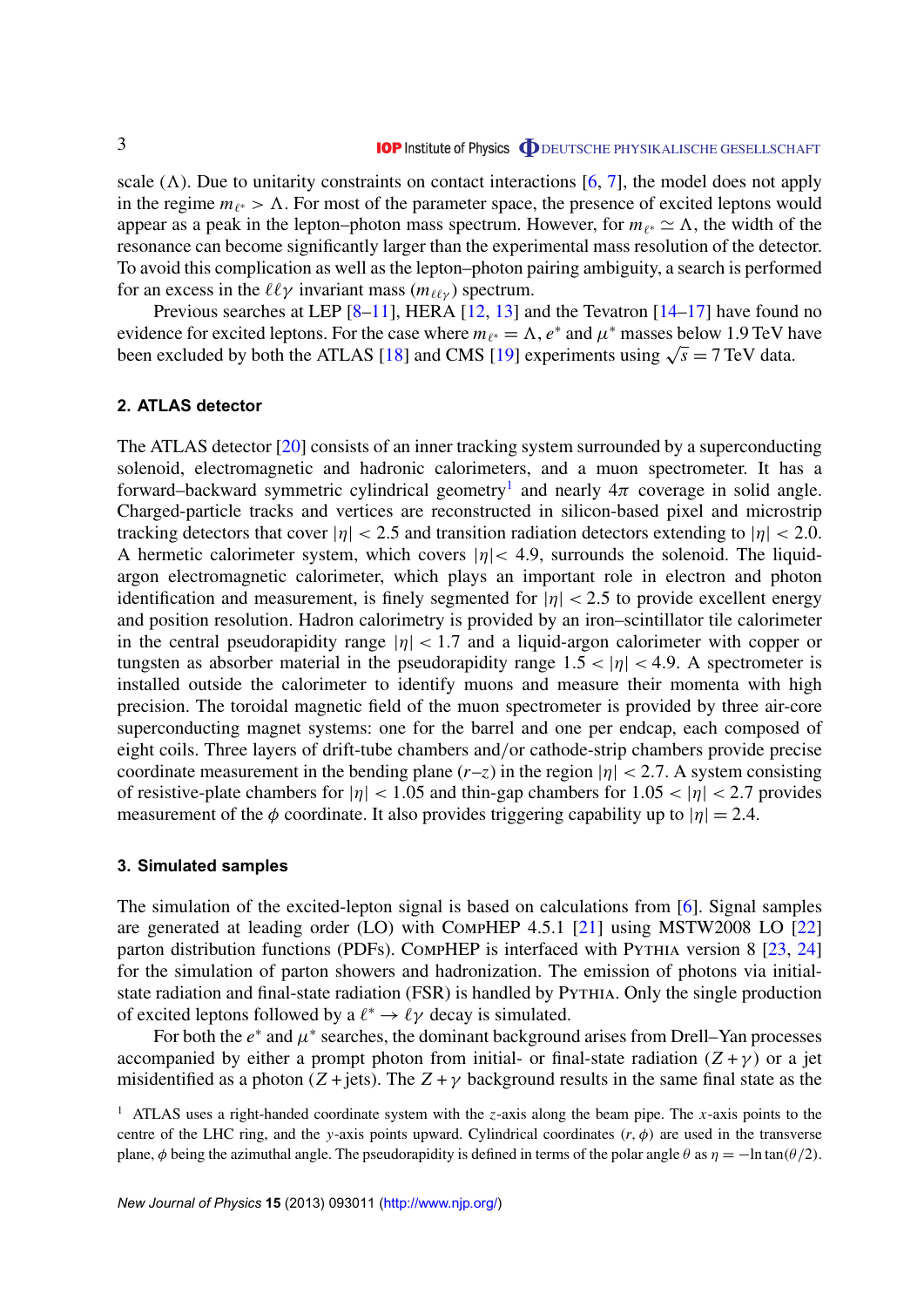scale ($\Lambda$). Due to unitarity constraints on contact interactions [6, 7], the model does not apply in the regime $m_{\ell^*} > \Lambda$. For most of the parameter space, the presence of excited leptons would appear as a peak in the lepton–photon mass spectrum. However, for $m_{\ell^*} \simeq \Lambda$, the width of the resonance can become significantly larger than the experimental mass resolution of the detector. To avoid this complication as well as the lepton–photon pairing ambiguity, a search is performed for an excess in the $\ell\ell\gamma$ invariant mass ($m_{\ell\ell\gamma}$) spectrum.

Previous searches at LEP [8–11], HERA [12, 13] and the Tevatron [14–17] have found no evidence for excited leptons. For the case where $m_{\ell^*} = \Lambda$, $e^*$ and $\mu^*$ masses below 1.9 TeV have been excluded by both the ATLAS [18] and CMS [19] experiments using $\sqrt{s} = 7$ TeV data.

## 2. ATLAS detector

The ATLAS detector [20] consists of an inner tracking system surrounded by a superconducting solenoid, electromagnetic and hadronic calorimeters, and a muon spectrometer. It has a forward–backward symmetric cylindrical geometry[1] and nearly $4\pi$ coverage in solid angle. Charged-particle tracks and vertices are reconstructed in silicon-based pixel and microstrip tracking detectors that cover $|\eta| < 2.5$ and transition radiation detectors extending to $|\eta| < 2.0$. A hermetic calorimeter system, which covers $|\eta| < 4.9$, surrounds the solenoid. The liquid-argon electromagnetic calorimeter, which plays an important role in electron and photon identification and measurement, is finely segmented for $|\eta| < 2.5$ to provide excellent energy and position resolution. Hadron calorimetry is provided by an iron–scintillator tile calorimeter in the central pseudorapidity range $|\eta| < 1.7$ and a liquid-argon calorimeter with copper or tungsten as absorber material in the pseudorapidity range $1.5 < |\eta| < 4.9$. A spectrometer is installed outside the calorimeter to identify muons and measure their momenta with high precision. The toroidal magnetic field of the muon spectrometer is provided by three air-core superconducting magnet systems: one for the barrel and one per endcap, each composed of eight coils. Three layers of drift-tube chambers and/or cathode-strip chambers provide precise coordinate measurement in the bending plane ($r$–$z$) in the region $|\eta| < 2.7$. A system consisting of resistive-plate chambers for $|\eta| < 1.05$ and thin-gap chambers for $1.05 < |\eta| < 2.7$ provides measurement of the $\phi$ coordinate. It also provides triggering capability up to $|\eta| = 2.4$.

## 3. Simulated samples

The simulation of the excited-lepton signal is based on calculations from [6]. Signal samples are generated at leading order (LO) with CompHEP 4.5.1 [21] using MSTW2008 LO [22] parton distribution functions (PDFs). CompHEP is interfaced with Pythia version 8 [23, 24] for the simulation of parton showers and hadronization. The emission of photons via initial-state radiation and final-state radiation (FSR) is handled by Pythia. Only the single production of excited leptons followed by a $\ell^* \to \ell\gamma$ decay is simulated.

For both the $e^*$ and $\mu^*$ searches, the dominant background arises from Drell–Yan processes accompanied by either a prompt photon from initial- or final-state radiation ($Z + \gamma$) or a jet misidentified as a photon ($Z + \text{jets}$). The $Z + \gamma$ background results in the same final state as the

[1] ATLAS uses a right-handed coordinate system with the $z$-axis along the beam pipe. The $x$-axis points to the centre of the LHC ring, and the $y$-axis points upward. Cylindrical coordinates $(r, \phi)$ are used in the transverse plane, $\phi$ being the azimuthal angle. The pseudorapidity is defined in terms of the polar angle $\theta$ as $\eta = -\ln\tan(\theta/2)$.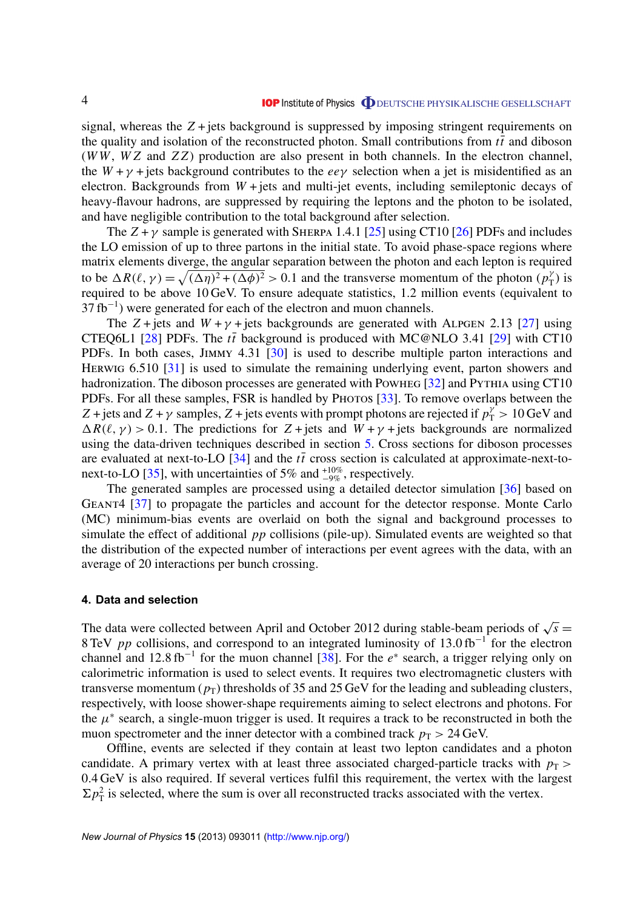signal, whereas the $Z+$jets background is suppressed by imposing stringent requirements on the quality and isolation of the reconstructed photon. Small contributions from $t\bar{t}$ and diboson ($WW$, $WZ$ and $ZZ$) production are also present in both channels. In the electron channel, the $W+\gamma+$jets background contributes to the $ee\gamma$ selection when a jet is misidentified as an electron. Backgrounds from $W+$jets and multi-jet events, including semileptonic decays of heavy-flavour hadrons, are suppressed by requiring the leptons and the photon to be isolated, and have negligible contribution to the total background after selection.

The $Z+\gamma$ sample is generated with SHERPA 1.4.1 [25] using CT10 [26] PDFs and includes the LO emission of up to three partons in the initial state. To avoid phase-space regions where matrix elements diverge, the angular separation between the photon and each lepton is required to be $\Delta R(\ell,\gamma) = \sqrt{(\Delta\eta)^2 + (\Delta\phi)^2} > 0.1$ and the transverse momentum of the photon ($p_{\mathrm{T}}^{\gamma}$) is required to be above 10 GeV. To ensure adequate statistics, 1.2 million events (equivalent to $37\,\mathrm{fb}^{-1}$) were generated for each of the electron and muon channels.

The $Z+$jets and $W+\gamma+$jets backgrounds are generated with ALPGEN 2.13 [27] using CTEQ6L1 [28] PDFs. The $t\bar{t}$ background is produced with MC@NLO 3.41 [29] with CT10 PDFs. In both cases, JIMMY 4.31 [30] is used to describe multiple parton interactions and HERWIG 6.510 [31] is used to simulate the remaining underlying event, parton showers and hadronization. The diboson processes are generated with POWHEG [32] and PYTHIA using CT10 PDFs. For all these samples, FSR is handled by PHOTOS [33]. To remove overlaps between the $Z+$jets and $Z+\gamma$ samples, $Z+$jets events with prompt photons are rejected if $p_{\mathrm{T}}^{\gamma} > 10$ GeV and $\Delta R(\ell,\gamma) > 0.1$. The predictions for $Z+$jets and $W+\gamma+$jets backgrounds are normalized using the data-driven techniques described in section 5. Cross sections for diboson processes are evaluated at next-to-LO [34] and the $t\bar{t}$ cross section is calculated at approximate-next-to-next-to-LO [35], with uncertainties of 5% and $^{+10\%}_{-9\%}$, respectively.

The generated samples are processed using a detailed detector simulation [36] based on GEANT4 [37] to propagate the particles and account for the detector response. Monte Carlo (MC) minimum-bias events are overlaid on both the signal and background processes to simulate the effect of additional $pp$ collisions (pile-up). Simulated events are weighted so that the distribution of the expected number of interactions per event agrees with the data, with an average of 20 interactions per bunch crossing.

## 4. Data and selection

The data were collected between April and October 2012 during stable-beam periods of $\sqrt{s} = 8$ TeV $pp$ collisions, and correspond to an integrated luminosity of $13.0\,\mathrm{fb}^{-1}$ for the electron channel and $12.8\,\mathrm{fb}^{-1}$ for the muon channel [38]. For the $e^*$ search, a trigger relying only on calorimetric information is used to select events. It requires two electromagnetic clusters with transverse momentum ($p_{\mathrm{T}}$) thresholds of 35 and 25 GeV for the leading and subleading clusters, respectively, with loose shower-shape requirements aiming to select electrons and photons. For the $\mu^*$ search, a single-muon trigger is used. It requires a track to be reconstructed in both the muon spectrometer and the inner detector with a combined track $p_{\mathrm{T}} > 24$ GeV.

Offline, events are selected if they contain at least two lepton candidates and a photon candidate. A primary vertex with at least three associated charged-particle tracks with $p_{\mathrm{T}} > 0.4$ GeV is also required. If several vertices fulfil this requirement, the vertex with the largest $\Sigma p_{\mathrm{T}}^2$ is selected, where the sum is over all reconstructed tracks associated with the vertex.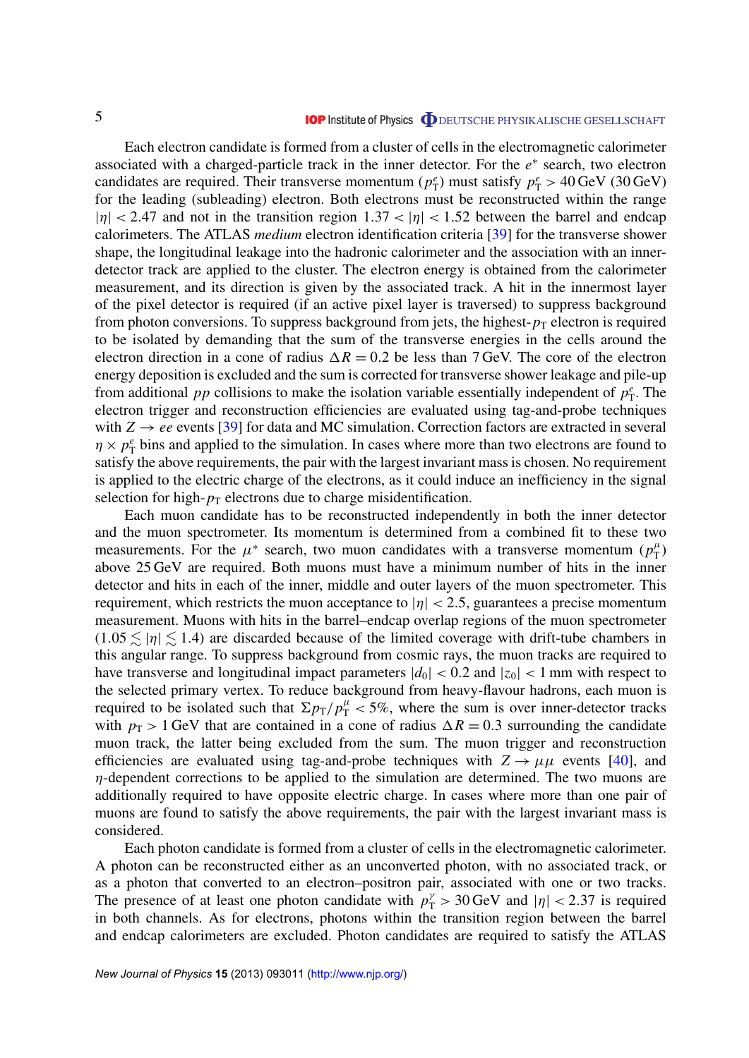Each electron candidate is formed from a cluster of cells in the electromagnetic calorimeter associated with a charged-particle track in the inner detector. For the $e^*$ search, two electron candidates are required. Their transverse momentum ($p_{\mathrm{T}}^{e}$) must satisfy $p_{\mathrm{T}}^{e} > 40\,\mathrm{GeV}$ ($30\,\mathrm{GeV}$) for the leading (subleading) electron. Both electrons must be reconstructed within the range $|\eta| < 2.47$ and not in the transition region $1.37 < |\eta| < 1.52$ between the barrel and endcap calorimeters. The ATLAS *medium* electron identification criteria [39] for the transverse shower shape, the longitudinal leakage into the hadronic calorimeter and the association with an inner-detector track are applied to the cluster. The electron energy is obtained from the calorimeter measurement, and its direction is given by the associated track. A hit in the innermost layer of the pixel detector is required (if an active pixel layer is traversed) to suppress background from photon conversions. To suppress background from jets, the highest-$p_{\mathrm{T}}$ electron is required to be isolated by demanding that the sum of the transverse energies in the cells around the electron direction in a cone of radius $\Delta R = 0.2$ be less than $7\,\mathrm{GeV}$. The core of the electron energy deposition is excluded and the sum is corrected for transverse shower leakage and pile-up from additional $pp$ collisions to make the isolation variable essentially independent of $p_{\mathrm{T}}^{e}$. The electron trigger and reconstruction efficiencies are evaluated using tag-and-probe techniques with $Z \to ee$ events [39] for data and MC simulation. Correction factors are extracted in several $\eta \times p_{\mathrm{T}}^{e}$ bins and applied to the simulation. In cases where more than two electrons are found to satisfy the above requirements, the pair with the largest invariant mass is chosen. No requirement is applied to the electric charge of the electrons, as it could induce an inefficiency in the signal selection for high-$p_{\mathrm{T}}$ electrons due to charge misidentification.

Each muon candidate has to be reconstructed independently in both the inner detector and the muon spectrometer. Its momentum is determined from a combined fit to these two measurements. For the $\mu^*$ search, two muon candidates with a transverse momentum ($p_{\mathrm{T}}^{\mu}$) above $25\,\mathrm{GeV}$ are required. Both muons must have a minimum number of hits in the inner detector and hits in each of the inner, middle and outer layers of the muon spectrometer. This requirement, which restricts the muon acceptance to $|\eta| < 2.5$, guarantees a precise momentum measurement. Muons with hits in the barrel–endcap overlap regions of the muon spectrometer ($1.05 \lesssim |\eta| \lesssim 1.4$) are discarded because of the limited coverage with drift-tube chambers in this angular range. To suppress background from cosmic rays, the muon tracks are required to have transverse and longitudinal impact parameters $|d_0| < 0.2$ and $|z_0| < 1\,\mathrm{mm}$ with respect to the selected primary vertex. To reduce background from heavy-flavour hadrons, each muon is required to be isolated such that $\Sigma p_{\mathrm{T}}/p_{\mathrm{T}}^{\mu} < 5\%$, where the sum is over inner-detector tracks with $p_{\mathrm{T}} > 1\,\mathrm{GeV}$ that are contained in a cone of radius $\Delta R = 0.3$ surrounding the candidate muon track, the latter being excluded from the sum. The muon trigger and reconstruction efficiencies are evaluated using tag-and-probe techniques with $Z \to \mu\mu$ events [40], and $\eta$-dependent corrections to be applied to the simulation are determined. The two muons are additionally required to have opposite electric charge. In cases where more than one pair of muons are found to satisfy the above requirements, the pair with the largest invariant mass is considered.

Each photon candidate is formed from a cluster of cells in the electromagnetic calorimeter. A photon can be reconstructed either as an unconverted photon, with no associated track, or as a photon that converted to an electron–positron pair, associated with one or two tracks. The presence of at least one photon candidate with $p_{\mathrm{T}}^{\gamma} > 30\,\mathrm{GeV}$ and $|\eta| < 2.37$ is required in both channels. As for electrons, photons within the transition region between the barrel and endcap calorimeters are excluded. Photon candidates are required to satisfy the ATLAS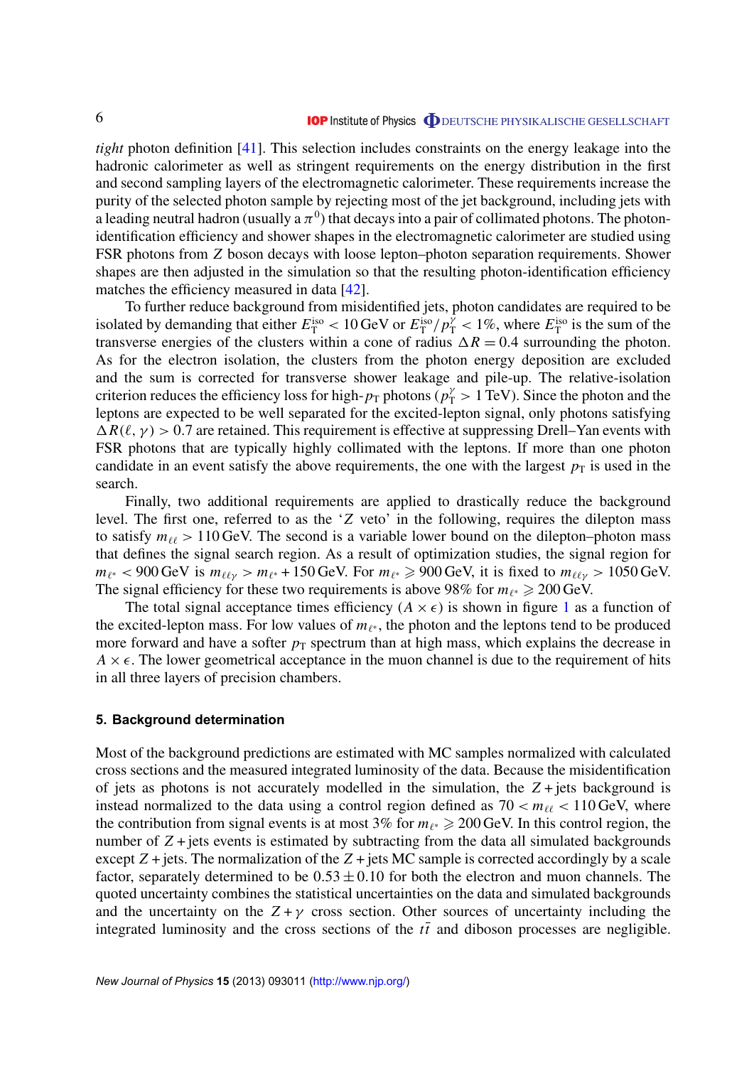*tight* photon definition [41]. This selection includes constraints on the energy leakage into the hadronic calorimeter as well as stringent requirements on the energy distribution in the first and second sampling layers of the electromagnetic calorimeter. These requirements increase the purity of the selected photon sample by rejecting most of the jet background, including jets with a leading neutral hadron (usually a $\pi^0$) that decays into a pair of collimated photons. The photon-identification efficiency and shower shapes in the electromagnetic calorimeter are studied using FSR photons from $Z$ boson decays with loose lepton–photon separation requirements. Shower shapes are then adjusted in the simulation so that the resulting photon-identification efficiency matches the efficiency measured in data [42].

To further reduce background from misidentified jets, photon candidates are required to be isolated by demanding that either $E_{\mathrm{T}}^{\mathrm{iso}} < 10\,\mathrm{GeV}$ or $E_{\mathrm{T}}^{\mathrm{iso}}/p_{\mathrm{T}}^{\gamma} < 1\%$, where $E_{\mathrm{T}}^{\mathrm{iso}}$ is the sum of the transverse energies of the clusters within a cone of radius $\Delta R = 0.4$ surrounding the photon. As for the electron isolation, the clusters from the photon energy deposition are excluded and the sum is corrected for transverse shower leakage and pile-up. The relative-isolation criterion reduces the efficiency loss for high-$p_{\mathrm{T}}$ photons ($p_{\mathrm{T}}^{\gamma} > 1\,\mathrm{TeV}$). Since the photon and the leptons are expected to be well separated for the excited-lepton signal, only photons satisfying $\Delta R(\ell, \gamma) > 0.7$ are retained. This requirement is effective at suppressing Drell–Yan events with FSR photons that are typically highly collimated with the leptons. If more than one photon candidate in an event satisfy the above requirements, the one with the largest $p_{\mathrm{T}}$ is used in the search.

Finally, two additional requirements are applied to drastically reduce the background level. The first one, referred to as the 'Z veto' in the following, requires the dilepton mass to satisfy $m_{\ell\ell} > 110\,\mathrm{GeV}$. The second is a variable lower bound on the dilepton–photon mass that defines the signal search region. As a result of optimization studies, the signal region for $m_{\ell^*} < 900\,\mathrm{GeV}$ is $m_{\ell\ell\gamma} > m_{\ell^*} + 150\,\mathrm{GeV}$. For $m_{\ell^*} \geqslant 900\,\mathrm{GeV}$, it is fixed to $m_{\ell\ell\gamma} > 1050\,\mathrm{GeV}$. The signal efficiency for these two requirements is above 98% for $m_{\ell^*} \geqslant 200\,\mathrm{GeV}$.

The total signal acceptance times efficiency ($A \times \epsilon$) is shown in figure 1 as a function of the excited-lepton mass. For low values of $m_{\ell^*}$, the photon and the leptons tend to be produced more forward and have a softer $p_{\mathrm{T}}$ spectrum than at high mass, which explains the decrease in $A \times \epsilon$. The lower geometrical acceptance in the muon channel is due to the requirement of hits in all three layers of precision chambers.

## 5. Background determination

Most of the background predictions are estimated with MC samples normalized with calculated cross sections and the measured integrated luminosity of the data. Because the misidentification of jets as photons is not accurately modelled in the simulation, the $Z$ + jets background is instead normalized to the data using a control region defined as $70 < m_{\ell\ell} < 110\,\mathrm{GeV}$, where the contribution from signal events is at most 3% for $m_{\ell^*} \geqslant 200\,\mathrm{GeV}$. In this control region, the number of $Z$ + jets events is estimated by subtracting from the data all simulated backgrounds except $Z$ + jets. The normalization of the $Z$ + jets MC sample is corrected accordingly by a scale factor, separately determined to be $0.53 \pm 0.10$ for both the electron and muon channels. The quoted uncertainty combines the statistical uncertainties on the data and simulated backgrounds and the uncertainty on the $Z + \gamma$ cross section. Other sources of uncertainty including the integrated luminosity and the cross sections of the $t\bar{t}$ and diboson processes are negligible.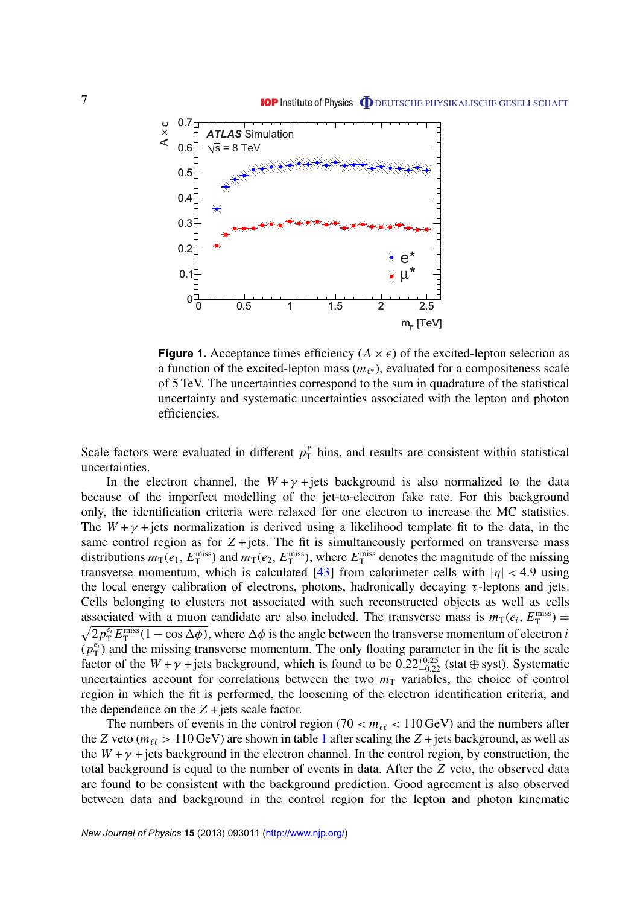**Figure 1.** Acceptance times efficiency ($A \times \epsilon$) of the excited-lepton selection as a function of the excited-lepton mass ($m_{\ell^*}$), evaluated for a compositeness scale of 5 TeV. The uncertainties correspond to the sum in quadrature of the statistical uncertainty and systematic uncertainties associated with the lepton and photon efficiencies.

Scale factors were evaluated in different $p_{\mathrm{T}}^{\gamma}$ bins, and results are consistent within statistical uncertainties.

In the electron channel, the $W + \gamma +$jets background is also normalized to the data because of the imperfect modelling of the jet-to-electron fake rate. For this background only, the identification criteria were relaxed for one electron to increase the MC statistics. The $W + \gamma +$jets normalization is derived using a likelihood template fit to the data, in the same control region as for $Z +$jets. The fit is simultaneously performed on transverse mass distributions $m_{\mathrm{T}}(e_1, E_{\mathrm{T}}^{\mathrm{miss}})$ and $m_{\mathrm{T}}(e_2, E_{\mathrm{T}}^{\mathrm{miss}})$, where $E_{\mathrm{T}}^{\mathrm{miss}}$ denotes the magnitude of the missing transverse momentum, which is calculated [43] from calorimeter cells with $|\eta| < 4.9$ using the local energy calibration of electrons, photons, hadronically decaying $\tau$-leptons and jets. Cells belonging to clusters not associated with such reconstructed objects as well as cells associated with a muon candidate are also included. The transverse mass is $m_{\mathrm{T}}(e_i, E_{\mathrm{T}}^{\mathrm{miss}}) = \sqrt{2 p_{\mathrm{T}}^{e_i} E_{\mathrm{T}}^{\mathrm{miss}} (1 - \cos \Delta\phi)}$, where $\Delta\phi$ is the angle between the transverse momentum of electron $i$ ($p_{\mathrm{T}}^{e_i}$) and the missing transverse momentum. The only floating parameter in the fit is the scale factor of the $W + \gamma +$jets background, which is found to be $0.22^{+0.25}_{-0.22}$ (stat $\oplus$ syst). Systematic uncertainties account for correlations between the two $m_{\mathrm{T}}$ variables, the choice of control region in which the fit is performed, the loosening of the electron identification criteria, and the dependence on the $Z +$jets scale factor.

The numbers of events in the control region ($70 < m_{\ell\ell} < 110$ GeV) and the numbers after the $Z$ veto ($m_{\ell\ell} > 110$ GeV) are shown in table 1 after scaling the $Z +$jets background, as well as the $W + \gamma +$jets background in the electron channel. In the control region, by construction, the total background is equal to the number of events in data. After the $Z$ veto, the observed data are found to be consistent with the background prediction. Good agreement is also observed between data and background in the control region for the lepton and photon kinematic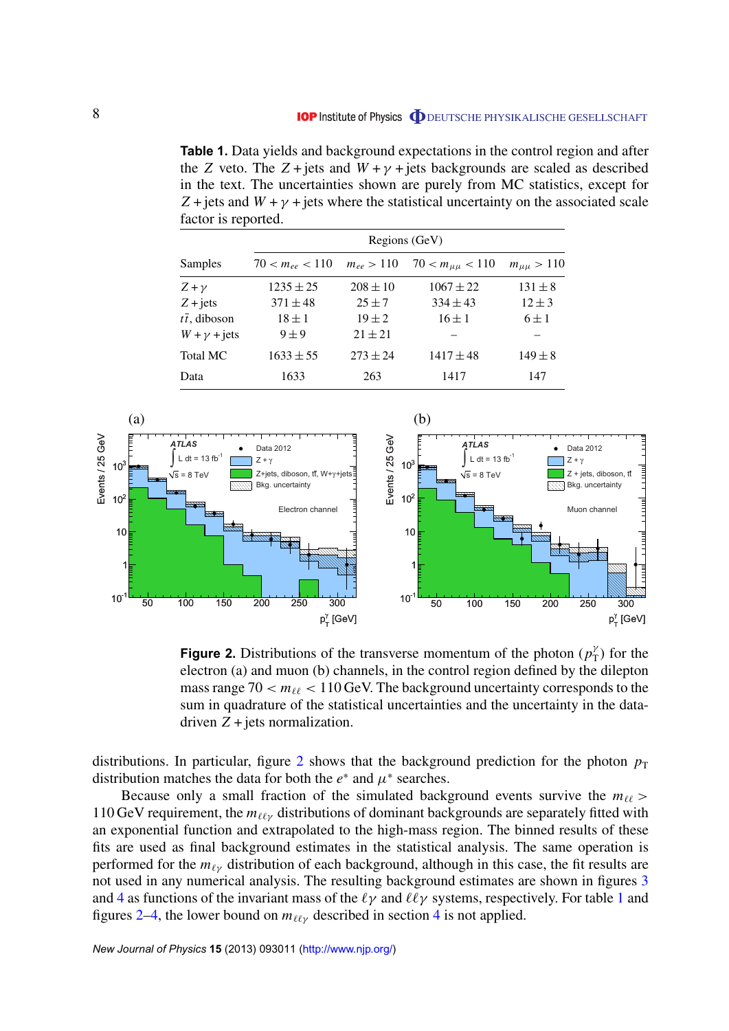**Table 1.** Data yields and background expectations in the control region and after the $Z$ veto. The $Z$ + jets and $W+\gamma$ + jets backgrounds are scaled as described in the text. The uncertainties shown are purely from MC statistics, except for $Z$ + jets and $W+\gamma$ + jets where the statistical uncertainty on the associated scale factor is reported.

| Samples | Regions (GeV) | | | |
|---|---|---|---|---|
| | $70 < m_{ee} < 110$ | $m_{ee} > 110$ | $70 < m_{\mu\mu} < 110$ | $m_{\mu\mu} > 110$ |
| $Z+\gamma$ | $1235 \pm 25$ | $208 \pm 10$ | $1067 \pm 22$ | $131 \pm 8$ |
| $Z$ + jets | $371 \pm 48$ | $25 \pm 7$ | $334 \pm 43$ | $12 \pm 3$ |
| $t\bar{t}$, diboson | $18 \pm 1$ | $19 \pm 2$ | $16 \pm 1$ | $6 \pm 1$ |
| $W+\gamma$ + jets | $9 \pm 9$ | $21 \pm 21$ | – | – |
| Total MC | $1633 \pm 55$ | $273 \pm 24$ | $1417 \pm 48$ | $149 \pm 8$ |
| Data | 1633 | 263 | 1417 | 147 |

**Figure 2.** Distributions of the transverse momentum of the photon ($p_{\mathrm{T}}^{\gamma}$) for the electron (a) and muon (b) channels, in the control region defined by the dilepton mass range $70 < m_{\ell\ell} < 110$ GeV. The background uncertainty corresponds to the sum in quadrature of the statistical uncertainties and the uncertainty in the data-driven $Z$ + jets normalization.

distributions. In particular, figure 2 shows that the background prediction for the photon $p_{\mathrm{T}}$ distribution matches the data for both the $e^*$ and $\mu^*$ searches.

Because only a small fraction of the simulated background events survive the $m_{\ell\ell} > 110$ GeV requirement, the $m_{\ell\ell\gamma}$ distributions of dominant backgrounds are separately fitted with an exponential function and extrapolated to the high-mass region. The binned results of these fits are used as final background estimates in the statistical analysis. The same operation is performed for the $m_{\ell\gamma}$ distribution of each background, although in this case, the fit results are not used in any numerical analysis. The resulting background estimates are shown in figures 3 and 4 as functions of the invariant mass of the $\ell\gamma$ and $\ell\ell\gamma$ systems, respectively. For table 1 and figures 2–4, the lower bound on $m_{\ell\ell\gamma}$ described in section 4 is not applied.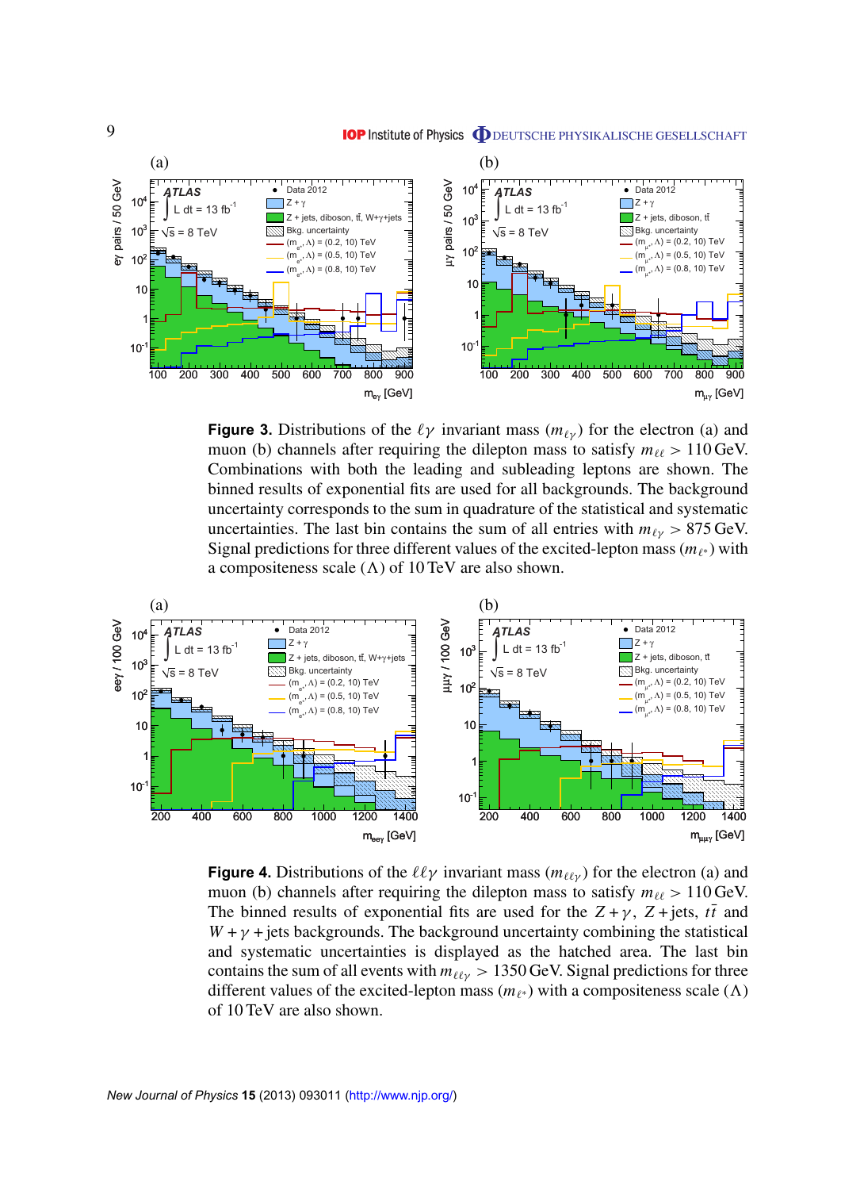**Figure 3.** Distributions of the $\ell\gamma$ invariant mass ($m_{\ell\gamma}$) for the electron (a) and muon (b) channels after requiring the dilepton mass to satisfy $m_{\ell\ell} > 110$ GeV. Combinations with both the leading and subleading leptons are shown. The binned results of exponential fits are used for all backgrounds. The background uncertainty corresponds to the sum in quadrature of the statistical and systematic uncertainties. The last bin contains the sum of all entries with $m_{\ell\gamma} > 875$ GeV. Signal predictions for three different values of the excited-lepton mass ($m_{\ell^*}$) with a compositeness scale ($\Lambda$) of 10 TeV are also shown.

**Figure 4.** Distributions of the $\ell\ell\gamma$ invariant mass ($m_{\ell\ell\gamma}$) for the electron (a) and muon (b) channels after requiring the dilepton mass to satisfy $m_{\ell\ell} > 110$ GeV. The binned results of exponential fits are used for the $Z+\gamma$, $Z+$jets, $t\bar{t}$ and $W+\gamma+$jets backgrounds. The background uncertainty combining the statistical and systematic uncertainties is displayed as the hatched area. The last bin contains the sum of all events with $m_{\ell\ell\gamma} > 1350$ GeV. Signal predictions for three different values of the excited-lepton mass ($m_{\ell^*}$) with a compositeness scale ($\Lambda$) of 10 TeV are also shown.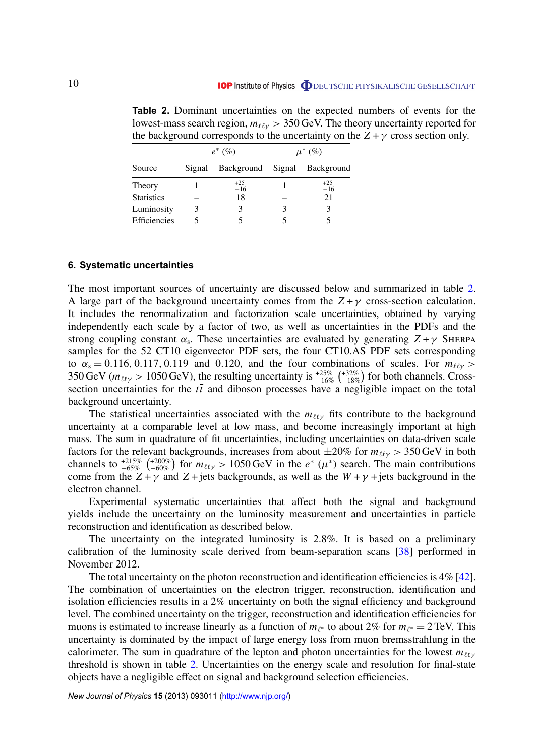**Table 2.** Dominant uncertainties on the expected numbers of events for the lowest-mass search region, $m_{\ell\ell\gamma} > 350$ GeV. The theory uncertainty reported for the background corresponds to the uncertainty on the $Z + \gamma$ cross section only.

| | $e^*$ (%) | | $\mu^*$ (%) | |
|---|---|---|---|---|
| Source | Signal | Background | Signal | Background |
| Theory | 1 | $^{+25}_{-16}$ | 1 | $^{+25}_{-16}$ |
| Statistics | – | 18 | – | 21 |
| Luminosity | 3 | 3 | 3 | 3 |
| Efficiencies | 5 | 5 | 5 | 5 |

## 6. Systematic uncertainties

The most important sources of uncertainty are discussed below and summarized in table 2. A large part of the background uncertainty comes from the $Z + \gamma$ cross-section calculation. It includes the renormalization and factorization scale uncertainties, obtained by varying independently each scale by a factor of two, as well as uncertainties in the PDFs and the strong coupling constant $\alpha_s$. These uncertainties are evaluated by generating $Z + \gamma$ SHERPA samples for the 52 CT10 eigenvector PDF sets, the four CT10.AS PDF sets corresponding to $\alpha_s = 0.116, 0.117, 0.119$ and $0.120$, and the four combinations of scales. For $m_{\ell\ell\gamma} > 350$ GeV ($m_{\ell\ell\gamma} > 1050$ GeV), the resulting uncertainty is $^{+25\%}_{-16\%}$ $\left(^{+32\%}_{-18\%}\right)$ for both channels. Cross-section uncertainties for the $t\bar{t}$ and diboson processes have a negligible impact on the total background uncertainty.

The statistical uncertainties associated with the $m_{\ell\ell\gamma}$ fits contribute to the background uncertainty at a comparable level at low mass, and become increasingly important at high mass. The sum in quadrature of fit uncertainties, including uncertainties on data-driven scale factors for the relevant backgrounds, increases from about $\pm 20\%$ for $m_{\ell\ell\gamma} > 350$ GeV in both channels to $^{+215\%}_{-65\%}$ $\left(^{+200\%}_{-60\%}\right)$ for $m_{\ell\ell\gamma} > 1050$ GeV in the $e^*$ ($\mu^*$) search. The main contributions come from the $Z + \gamma$ and $Z +$ jets backgrounds, as well as the $W + \gamma +$ jets background in the electron channel.

Experimental systematic uncertainties that affect both the signal and background yields include the uncertainty on the luminosity measurement and uncertainties in particle reconstruction and identification as described below.

The uncertainty on the integrated luminosity is 2.8%. It is based on a preliminary calibration of the luminosity scale derived from beam-separation scans [38] performed in November 2012.

The total uncertainty on the photon reconstruction and identification efficiencies is 4% [42]. The combination of uncertainties on the electron trigger, reconstruction, identification and isolation efficiencies results in a 2% uncertainty on both the signal efficiency and background level. The combined uncertainty on the trigger, reconstruction and identification efficiencies for muons is estimated to increase linearly as a function of $m_{\ell^*}$ to about 2% for $m_{\ell^*} = 2$ TeV. This uncertainty is dominated by the impact of large energy loss from muon bremsstrahlung in the calorimeter. The sum in quadrature of the lepton and photon uncertainties for the lowest $m_{\ell\ell\gamma}$ threshold is shown in table 2. Uncertainties on the energy scale and resolution for final-state objects have a negligible effect on signal and background selection efficiencies.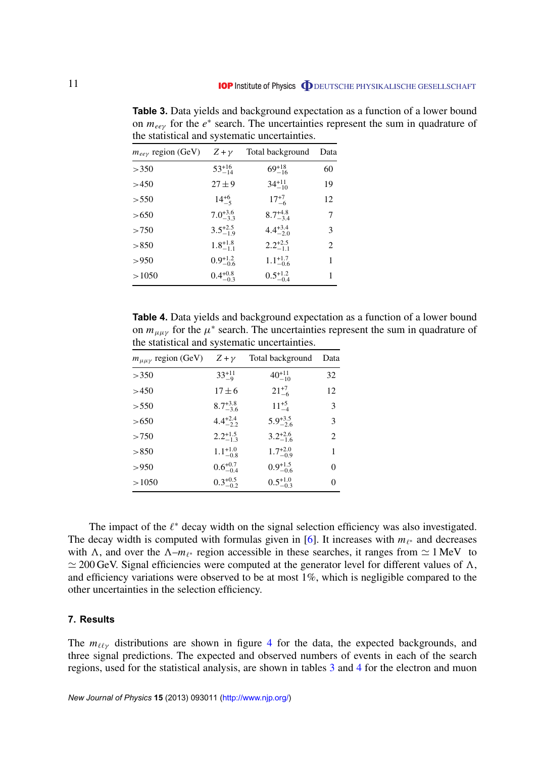**Table 3.** Data yields and background expectation as a function of a lower bound on $m_{ee\gamma}$ for the $e^*$ search. The uncertainties represent the sum in quadrature of the statistical and systematic uncertainties.

| $m_{ee\gamma}$ region (GeV) | $Z+\gamma$ | Total background | Data |
|---|---|---|---|
| >350 | $53^{+16}_{-14}$ | $69^{+18}_{-16}$ | 60 |
| >450 | $27\pm9$ | $34^{+11}_{-10}$ | 19 |
| >550 | $14^{+6}_{-5}$ | $17^{+7}_{-6}$ | 12 |
| >650 | $7.0^{+3.6}_{-3.3}$ | $8.7^{+4.8}_{-3.4}$ | 7 |
| >750 | $3.5^{+2.5}_{-1.9}$ | $4.4^{+3.4}_{-2.0}$ | 3 |
| >850 | $1.8^{+1.8}_{-1.1}$ | $2.2^{+2.5}_{-1.1}$ | 2 |
| >950 | $0.9^{+1.2}_{-0.6}$ | $1.1^{+1.7}_{-0.6}$ | 1 |
| >1050 | $0.4^{+0.8}_{-0.3}$ | $0.5^{+1.2}_{-0.4}$ | 1 |

**Table 4.** Data yields and background expectation as a function of a lower bound on $m_{\mu\mu\gamma}$ for the $\mu^*$ search. The uncertainties represent the sum in quadrature of the statistical and systematic uncertainties.

| $m_{\mu\mu\gamma}$ region (GeV) | $Z+\gamma$ | Total background | Data |
|---|---|---|---|
| >350 | $33^{+11}_{-9}$ | $40^{+11}_{-10}$ | 32 |
| >450 | $17\pm6$ | $21^{+7}_{-6}$ | 12 |
| >550 | $8.7^{+3.8}_{-3.6}$ | $11^{+5}_{-4}$ | 3 |
| >650 | $4.4^{+2.4}_{-2.2}$ | $5.9^{+3.5}_{-2.6}$ | 3 |
| >750 | $2.2^{+1.5}_{-1.3}$ | $3.2^{+2.6}_{-1.6}$ | 2 |
| >850 | $1.1^{+1.0}_{-0.8}$ | $1.7^{+2.0}_{-0.9}$ | 1 |
| >950 | $0.6^{+0.7}_{-0.4}$ | $0.9^{+1.5}_{-0.6}$ | 0 |
| >1050 | $0.3^{+0.5}_{-0.2}$ | $0.5^{+1.0}_{-0.3}$ | 0 |

The impact of the $\ell^*$ decay width on the signal selection efficiency was also investigated. The decay width is computed with formulas given in [6]. It increases with $m_{\ell^*}$ and decreases with $\Lambda$, and over the $\Lambda$–$m_{\ell^*}$ region accessible in these searches, it ranges from $\simeq 1$ MeV to $\simeq 200$ GeV. Signal efficiencies were computed at the generator level for different values of $\Lambda$, and efficiency variations were observed to be at most 1%, which is negligible compared to the other uncertainties in the selection efficiency.

## 7. Results

The $m_{\ell\ell\gamma}$ distributions are shown in figure 4 for the data, the expected backgrounds, and three signal predictions. The expected and observed numbers of events in each of the search regions, used for the statistical analysis, are shown in tables 3 and 4 for the electron and muon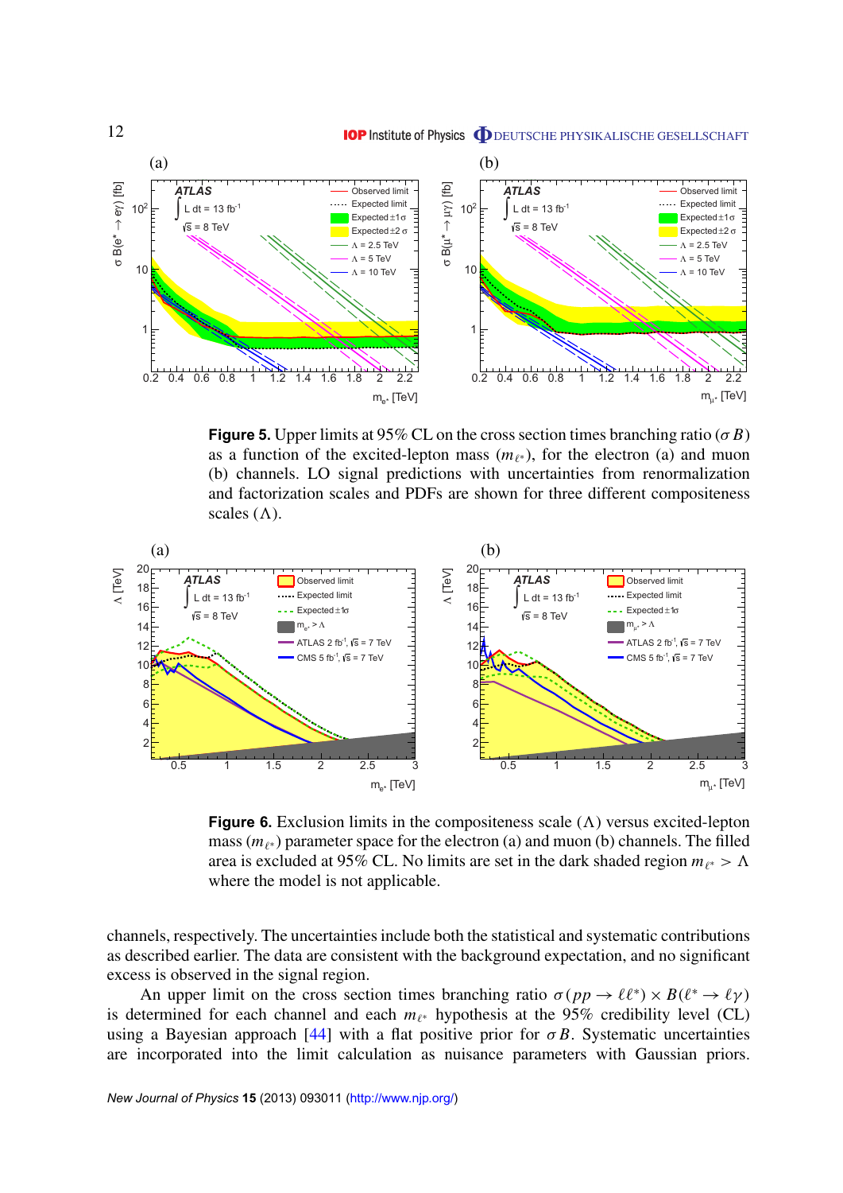**Figure 5.** Upper limits at 95% CL on the cross section times branching ratio ($\sigma B$) as a function of the excited-lepton mass ($m_{\ell^*}$), for the electron (a) and muon (b) channels. LO signal predictions with uncertainties from renormalization and factorization scales and PDFs are shown for three different compositeness scales ($\Lambda$).

**Figure 6.** Exclusion limits in the compositeness scale ($\Lambda$) versus excited-lepton mass ($m_{\ell^*}$) parameter space for the electron (a) and muon (b) channels. The filled area is excluded at 95% CL. No limits are set in the dark shaded region $m_{\ell^*} > \Lambda$ where the model is not applicable.

channels, respectively. The uncertainties include both the statistical and systematic contributions as described earlier. The data are consistent with the background expectation, and no significant excess is observed in the signal region.

An upper limit on the cross section times branching ratio $\sigma(pp \to \ell\ell^*) \times B(\ell^* \to \ell\gamma)$ is determined for each channel and each $m_{\ell^*}$ hypothesis at the 95% credibility level (CL) using a Bayesian approach [44] with a flat positive prior for $\sigma B$. Systematic uncertainties are incorporated into the limit calculation as nuisance parameters with Gaussian priors.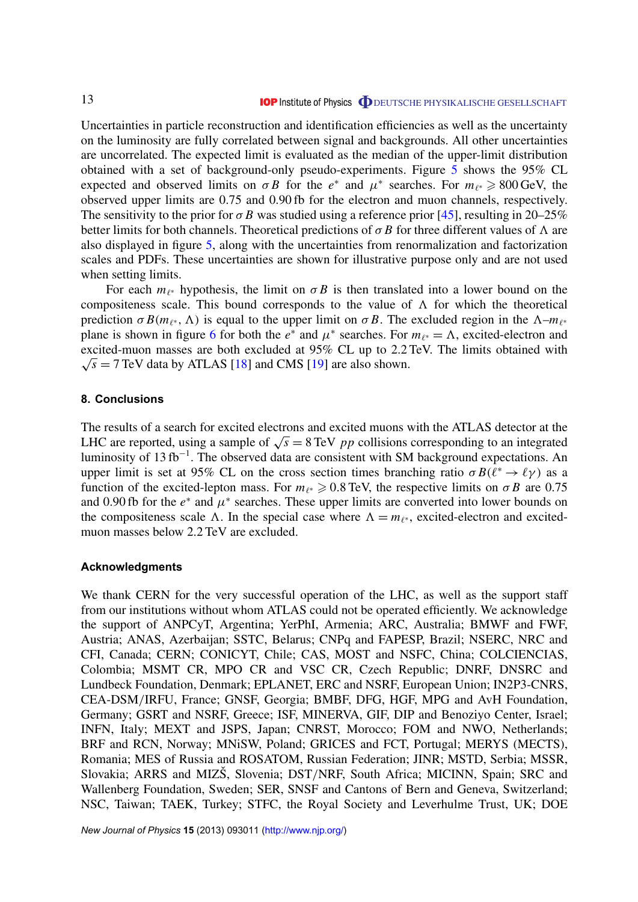Uncertainties in particle reconstruction and identification efficiencies as well as the uncertainty on the luminosity are fully correlated between signal and backgrounds. All other uncertainties are uncorrelated. The expected limit is evaluated as the median of the upper-limit distribution obtained with a set of background-only pseudo-experiments. Figure 5 shows the 95% CL expected and observed limits on $\sigma B$ for the $e^*$ and $\mu^*$ searches. For $m_{\ell^*} \geqslant 800\,\text{GeV}$, the observed upper limits are 0.75 and 0.90 fb for the electron and muon channels, respectively. The sensitivity to the prior for $\sigma B$ was studied using a reference prior [45], resulting in 20–25% better limits for both channels. Theoretical predictions of $\sigma B$ for three different values of $\Lambda$ are also displayed in figure 5, along with the uncertainties from renormalization and factorization scales and PDFs. These uncertainties are shown for illustrative purpose only and are not used when setting limits.

For each $m_{\ell^*}$ hypothesis, the limit on $\sigma B$ is then translated into a lower bound on the compositeness scale. This bound corresponds to the value of $\Lambda$ for which the theoretical prediction $\sigma B(m_{\ell^*}, \Lambda)$ is equal to the upper limit on $\sigma B$. The excluded region in the $\Lambda$–$m_{\ell^*}$ plane is shown in figure 6 for both the $e^*$ and $\mu^*$ searches. For $m_{\ell^*} = \Lambda$, excited-electron and excited-muon masses are both excluded at 95% CL up to 2.2 TeV. The limits obtained with $\sqrt{s} = 7\,\text{TeV}$ data by ATLAS [18] and CMS [19] are also shown.

## 8. Conclusions

The results of a search for excited electrons and excited muons with the ATLAS detector at the LHC are reported, using a sample of $\sqrt{s} = 8\,\text{TeV}$ $pp$ collisions corresponding to an integrated luminosity of $13\,\text{fb}^{-1}$. The observed data are consistent with SM background expectations. An upper limit is set at 95% CL on the cross section times branching ratio $\sigma B(\ell^* \to \ell\gamma)$ as a function of the excited-lepton mass. For $m_{\ell^*} \geqslant 0.8\,\text{TeV}$, the respective limits on $\sigma B$ are 0.75 and 0.90 fb for the $e^*$ and $\mu^*$ searches. These upper limits are converted into lower bounds on the compositeness scale $\Lambda$. In the special case where $\Lambda = m_{\ell^*}$, excited-electron and excited-muon masses below 2.2 TeV are excluded.

### Acknowledgments

We thank CERN for the very successful operation of the LHC, as well as the support staff from our institutions without whom ATLAS could not be operated efficiently. We acknowledge the support of ANPCyT, Argentina; YerPhI, Armenia; ARC, Australia; BMWF and FWF, Austria; ANAS, Azerbaijan; SSTC, Belarus; CNPq and FAPESP, Brazil; NSERC, NRC and CFI, Canada; CERN; CONICYT, Chile; CAS, MOST and NSFC, China; COLCIENCIAS, Colombia; MSMT CR, MPO CR and VSC CR, Czech Republic; DNRF, DNSRC and Lundbeck Foundation, Denmark; EPLANET, ERC and NSRF, European Union; IN2P3-CNRS, CEA-DSM/IRFU, France; GNSF, Georgia; BMBF, DFG, HGF, MPG and AvH Foundation, Germany; GSRT and NSRF, Greece; ISF, MINERVA, GIF, DIP and Benoziyo Center, Israel; INFN, Italy; MEXT and JSPS, Japan; CNRST, Morocco; FOM and NWO, Netherlands; BRF and RCN, Norway; MNiSW, Poland; GRICES and FCT, Portugal; MERYS (MECTS), Romania; MES of Russia and ROSATOM, Russian Federation; JINR; MSTD, Serbia; MSSR, Slovakia; ARRS and MIZŠ, Slovenia; DST/NRF, South Africa; MICINN, Spain; SRC and Wallenberg Foundation, Sweden; SER, SNSF and Cantons of Bern and Geneva, Switzerland; NSC, Taiwan; TAEK, Turkey; STFC, the Royal Society and Leverhulme Trust, UK; DOE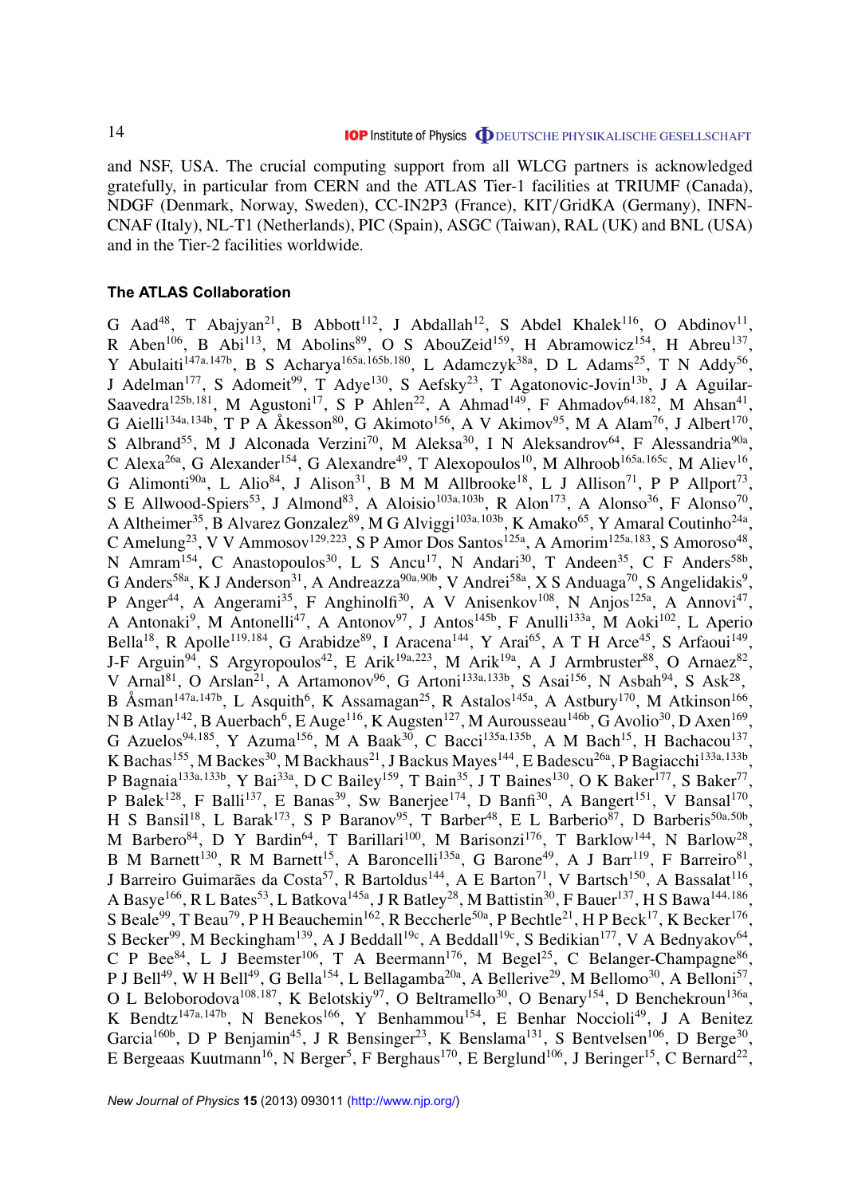and NSF, USA. The crucial computing support from all WLCG partners is acknowledged gratefully, in particular from CERN and the ATLAS Tier-1 facilities at TRIUMF (Canada), NDGF (Denmark, Norway, Sweden), CC-IN2P3 (France), KIT/GridKA (Germany), INFN-CNAF (Italy), NL-T1 (Netherlands), PIC (Spain), ASGC (Taiwan), RAL (UK) and BNL (USA) and in the Tier-2 facilities worldwide.

### The ATLAS Collaboration

G Aad[48], T Abajyan[21], B Abbott[112], J Abdallah[12], S Abdel Khalek[116], O Abdinov[11], R Aben[106], B Abi[113], M Abolins[89], O S AbouZeid[159], H Abramowicz[154], H Abreu[137], Y Abulaiti[147a,147b], B S Acharya[165a,165b,180], L Adamczyk[38a], D L Adams[25], T N Addy[56], J Adelman[177], S Adomeit[99], T Adye[130], S Aefsky[23], T Agatonovic-Jovin[13b], J A Aguilar-Saavedra[125b,181], M Agustoni[17], S P Ahlen[22], A Ahmad[149], F Ahmadov[64,182], M Ahsan[41], G Aielli[134a,134b], T P A Åkesson[80], G Akimoto[156], A V Akimov[95], M A Alam[76], J Albert[170], S Albrand[55], M J Alconada Verzini[70], M Aleksa[30], I N Aleksandrov[64], F Alessandria[90a], C Alexa[26a], G Alexander[154], G Alexandre[49], T Alexopoulos[10], M Alhroob[165a,165c], M Aliev[16], G Alimonti[90a], L Alio[84], J Alison[31], B M M Allbrooke[18], L J Allison[71], P P Allport[73], S E Allwood-Spiers[53], J Almond[83], A Aloisio[103a,103b], R Alon[173], A Alonso[36], F Alonso[70], A Altheimer[35], B Alvarez Gonzalez[89], M G Alviggi[103a,103b], K Amako[65], Y Amaral Coutinho[24a], C Amelung[23], V V Ammosov[129,223], S P Amor Dos Santos[125a], A Amorim[125a,183], S Amoroso[48], N Amram[154], C Anastopoulos[30], L S Ancu[17], N Andari[30], T Andeen[35], C F Anders[58b], G Anders[58a], K J Anderson[31], A Andreazza[90a,90b], V Andrei[58a], X S Anduaga[70], S Angelidakis[9], P Anger[44], A Angerami[35], F Anghinolfi[30], A V Anisenkov[108], N Anjos[125a], A Annovi[47], A Antonaki[9], M Antonelli[47], A Antonov[97], J Antos[145b], F Anulli[133a], M Aoki[102], L Aperio Bella[18], R Apolle[119,184], G Arabidze[89], I Aracena[144], Y Arai[65], A T H Arce[45], S Arfaoui[149], J-F Arguin[94], S Argyropoulos[42], E Arik[19a,223], M Arik[19a], A J Armbruster[88], O Arnaez[82], V Arnal[81], O Arslan[21], A Artamonov[96], G Artoni[133a,133b], S Asai[156], N Asbah[94], S Ask[28], B Åsman[147a,147b], L Asquith[6], K Assamagan[25], R Astalos[145a], A Astbury[170], M Atkinson[166], N B Atlay[142], B Auerbach[6], E Auge[116], K Augsten[127], M Aurousseau[146b], G Avolio[30], D Axen[169], G Azuelos[94,185], Y Azuma[156], M A Baak[30], C Bacci[135a,135b], A M Bach[15], H Bachacou[137], K Bachas[155], M Backes[30], M Backhaus[21], J Backus Mayes[144], E Badescu[26a], P Bagiacchi[133a,133b], P Bagnaia[133a,133b], Y Bai[33a], D C Bailey[159], T Bain[35], J T Baines[130], O K Baker[177], S Baker[77], P Balek[128], F Balli[137], E Banas[39], Sw Banerjee[174], D Banfi[30], A Bangert[151], V Bansal[170], H S Bansil[18], L Barak[173], S P Baranov[95], T Barber[48], E L Barberio[87], D Barberis[50a,50b], M Barbero[84], D Y Bardin[64], T Barillari[100], M Barisonzi[176], T Barklow[144], N Barlow[28], B M Barnett[130], R M Barnett[15], A Baroncelli[135a], G Barone[49], A J Barr[119], F Barreiro[81], J Barreiro Guimarães da Costa[57], R Bartoldus[144], A E Barton[71], V Bartsch[150], A Bassalat[116], A Basye[166], R L Bates[53], L Batkova[145a], J R Batley[28], M Battistin[30], F Bauer[137], H S Bawa[144,186], S Beale[99], T Beau[79], P H Beauchemin[162], R Beccherle[50a], P Bechtle[21], H P Beck[17], K Becker[176], S Becker[99], M Beckingham[139], A J Beddall[19c], A Beddall[19c], S Bedikian[177], V A Bednyakov[64], C P Bee[84], L J Beemster[106], T A Beermann[176], M Begel[25], C Belanger-Champagne[86], P J Bell[49], W H Bell[49], G Bella[154], L Bellagamba[20a], A Bellerive[29], M Bellomo[30], A Belloni[57], O L Beloborodova[108,187], K Belotskiy[97], O Beltramello[30], O Benary[154], D Benchekroun[136a], K Bendtz[147a,147b], N Benekos[166], Y Benhammou[154], E Benhar Noccioli[49], J A Benitez Garcia[160b], D P Benjamin[45], J R Bensinger[23], K Benslama[131], S Bentvelsen[106], D Berge[30], E Bergeaas Kuutmann[16], N Berger[5], F Berghaus[170], E Berglund[106], J Beringer[15], C Bernard[22],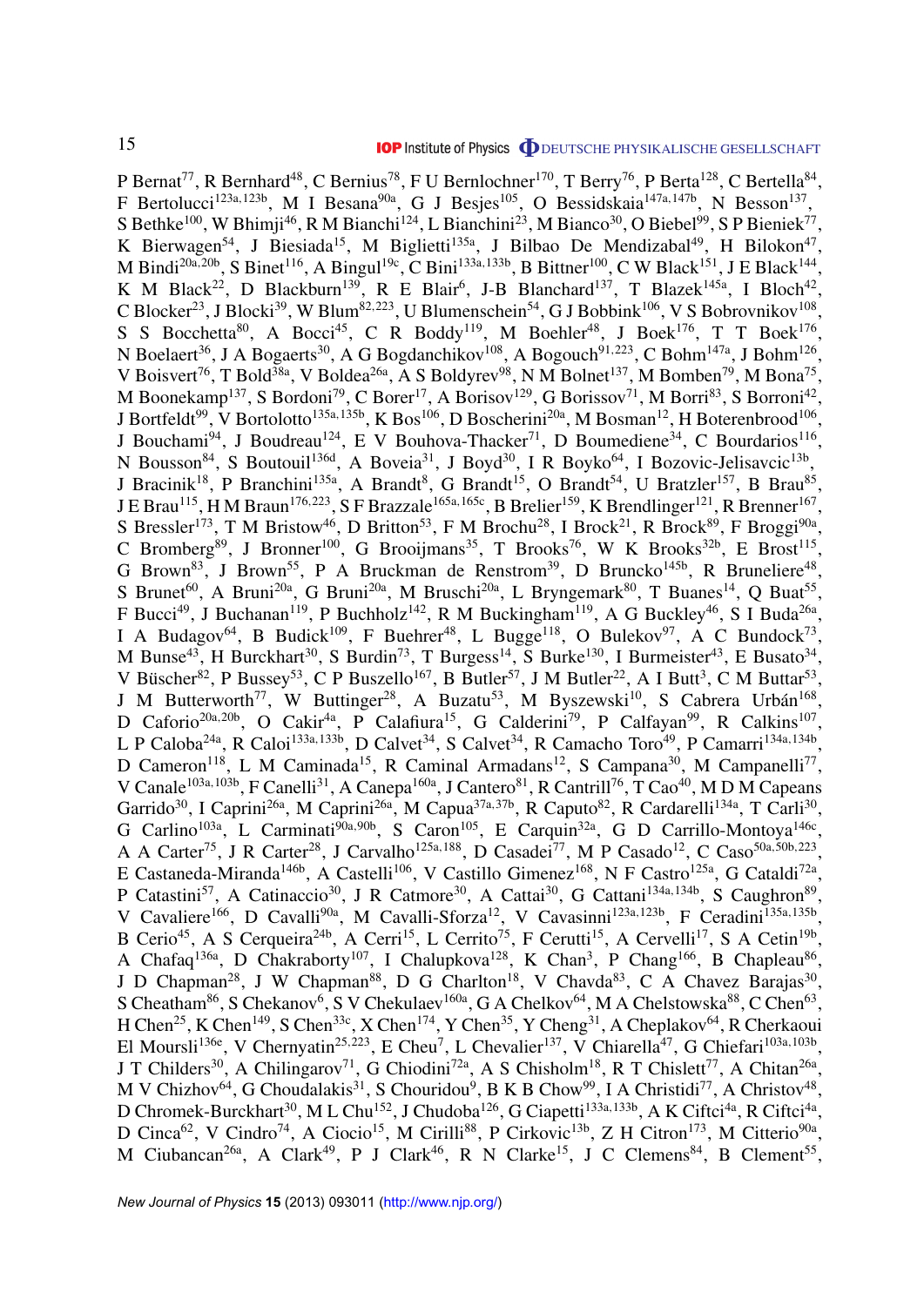P Bernat[77], R Bernhard[48], C Bernius[78], F U Bernlochner[170], T Berry[76], P Berta[128], C Bertella[84], F Bertolucci[123a,123b], M I Besana[90a], G J Besjes[105], O Bessidskaia[147a,147b], N Besson[137], S Bethke[100], W Bhimji[46], R M Bianchi[124], L Bianchini[23], M Bianco[30], O Biebel[99], S P Bieniek[77], K Bierwagen[54], J Biesiada[15], M Biglietti[135a], J Bilbao De Mendizabal[49], H Bilokon[47], M Bindi[20a,20b], S Binet[116], A Bingul[19c], C Bini[133a,133b], B Bittner[100], C W Black[151], J E Black[144], K M Black[22], D Blackburn[139], R E Blair[6], J-B Blanchard[137], T Blazek[145a], I Bloch[42], C Blocker[23], J Blocki[39], W Blum[82,223], U Blumenschein[54], G J Bobbink[106], V S Bobrovnikov[108], S S Bocchetta[80], A Bocci[45], C R Boddy[119], M Boehler[48], J Boek[176], T T Boek[176], N Boelaert[36], J A Bogaerts[30], A G Bogdanchikov[108], A Bogouch[91,223], C Bohm[147a], J Bohm[126], V Boisvert[76], T Bold[38a], V Boldea[26a], A S Boldyrev[98], N M Bolnet[137], M Bomben[79], M Bona[75], M Boonekamp[137], S Bordoni[79], C Borer[17], A Borisov[129], G Borissov[71], M Borri[83], S Borroni[42], J Bortfeldt[99], V Bortolotto[135a,135b], K Bos[106], D Boscherini[20a], M Bosman[12], H Boterenbrood[106], J Bouchami[94], J Boudreau[124], E V Bouhova-Thacker[71], D Boumediene[34], C Bourdarios[116], N Bousson[84], S Boutouil[136d], A Boveia[31], J Boyd[30], I R Boyko[64], I Bozovic-Jelisavcic[13b], J Bracinik[18], P Branchini[135a], A Brandt[8], G Brandt[15], O Brandt[54], U Bratzler[157], B Brau[85], J E Brau[115], H M Braun[176,223], S F Brazzale[165a,165c], B Brelier[159], K Brendlinger[121], R Brenner[167], S Bressler[173], T M Bristow[46], D Britton[53], F M Brochu[28], I Brock[21], R Brock[89], F Broggi[90a], C Bromberg[89], J Bronner[100], G Brooijmans[35], T Brooks[76], W K Brooks[32b], E Brost[115], G Brown[83], J Brown[55], P A Bruckman de Renstrom[39], D Bruncko[145b], R Bruneliere[48], S Brunet[60], A Bruni[20a], G Bruni[20a], M Bruschi[20a], L Bryngemark[80], T Buanes[14], Q Buat[55], F Bucci[49], J Buchanan[119], P Buchholz[142], R M Buckingham[119], A G Buckley[46], S I Buda[26a], I A Budagov[64], B Budick[109], F Buehrer[48], L Bugge[118], O Bulekov[97], A C Bundock[73], M Bunse[43], H Burckhart[30], S Burdin[73], T Burgess[14], S Burke[130], I Burmeister[43], E Busato[34], V Büscher[82], P Bussey[53], C P Buszello[167], B Butler[57], J M Butler[22], A I Butt[3], C M Buttar[53], J M Butterworth[77], W Buttinger[28], A Buzatu[53], M Byszewski[10], S Cabrera Urbán[168], D Caforio[20a,20b], O Cakir[4a], P Calafiura[15], G Calderini[79], P Calfayan[99], R Calkins[107], L P Caloba[24a], R Caloi[133a,133b], D Calvet[34], S Calvet[34], R Camacho Toro[49], P Camarri[134a,134b], D Cameron[118], L M Caminada[15], R Caminal Armadans[12], S Campana[30], M Campanelli[77], V Canale[103a,103b], F Canelli[31], A Canepa[160a], J Cantero[81], R Cantrill[76], T Cao[40], M D M Capeans Garrido[30], I Caprini[26a], M Caprini[26a], M Capua[37a,37b], R Caputo[82], R Cardarelli[134a], T Carli[30], G Carlino[103a], L Carminati[90a,90b], S Caron[105], E Carquin[32a], G D Carrillo-Montoya[146c], A A Carter[75], J R Carter[28], J Carvalho[125a,188], D Casadei[77], M P Casado[12], C Caso[50a,50b,223], E Castaneda-Miranda[146b], A Castelli[106], V Castillo Gimenez[168], N F Castro[125a], G Cataldi[72a], P Catastini[57], A Catinaccio[30], J R Catmore[30], A Cattai[30], G Cattani[134a,134b], S Caughron[89], V Cavaliere[166], D Cavalli[90a], M Cavalli-Sforza[12], V Cavasinni[123a,123b], F Ceradini[135a,135b], B Cerio[45], A S Cerqueira[24b], A Cerri[15], L Cerrito[75], F Cerutti[15], A Cervelli[17], S A Cetin[19b], A Chafaq[136a], D Chakraborty[107], I Chalupkova[128], K Chan[3], P Chang[166], B Chapleau[86], J D Chapman[28], J W Chapman[88], D G Charlton[18], V Chavda[83], C A Chavez Barajas[30], S Cheatham[86], S Chekanov[6], S V Chekulaev[160a], G A Chelkov[64], M A Chelstowska[88], C Chen[63], H Chen[25], K Chen[149], S Chen[33c], X Chen[174], Y Chen[35], Y Cheng[31], A Cheplakov[64], R Cherkaoui El Moursli[136e], V Chernyatin[25,223], E Cheu[7], L Chevalier[137], V Chiarella[47], G Chiefari[103a,103b], J T Childers[30], A Chilingarov[71], G Chiodini[72a], A S Chisholm[18], R T Chislett[77], A Chitan[26a], M V Chizhov[64], G Choudalakis[31], S Chouridou[9], B K B Chow[99], I A Christidi[77], A Christov[48], D Chromek-Burckhart[30], M L Chu[152], J Chudoba[126], G Ciapetti[133a,133b], A K Ciftci[4a], R Ciftci[4a], D Cinca[62], V Cindro[74], A Ciocio[15], M Cirilli[88], P Cirkovic[13b], Z H Citron[173], M Citterio[90a], M Ciubancan[26a], A Clark[49], P J Clark[46], R N Clarke[15], J C Clemens[84], B Clement[55],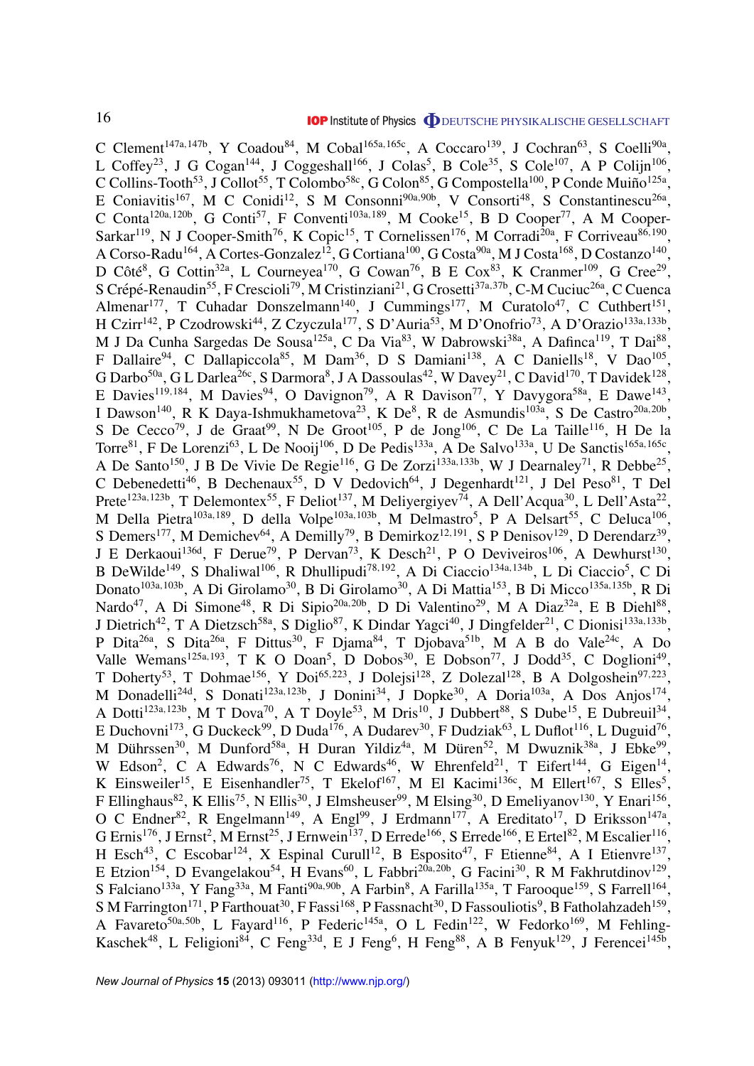C Clement[147a,147b], Y Coadou[84], M Cobal[165a,165c], A Coccaro[139], J Cochran[63], S Coelli[90a], L Coffey[23], J G Cogan[144], J Coggeshall[166], J Colas[5], B Cole[35], S Cole[107], A P Colijn[106], C Collins-Tooth[53], J Collot[55], T Colombo[58c], G Colon[85], G Compostella[100], P Conde Muiño[125a], E Coniavitis[167], M C Conidi[12], S M Consonni[90a,90b], V Consorti[48], S Constantinescu[26a], C Conta[120a,120b], G Conti[57], F Conventi[103a,189], M Cooke[15], B D Cooper[77], A M Cooper-Sarkar[119], N J Cooper-Smith[76], K Copic[15], T Cornelissen[176], M Corradi[20a], F Corriveau[86,190], A Corso-Radu[164], A Cortes-Gonzalez[12], G Cortiana[100], G Costa[90a], M J Costa[168], D Costanzo[140], D Côté[8], G Cottin[32a], L Courneyea[170], G Cowan[76], B E Cox[83], K Cranmer[109], G Cree[29], S Crépé-Renaudin[55], F Crescioli[79], M Cristinziani[21], G Crosetti[37a,37b], C-M Cuciuc[26a], C Cuenca Almenar[177], T Cuhadar Donszelmann[140], J Cummings[177], M Curatolo[47], C Cuthbert[151], H Czirr[142], P Czodrowski[44], Z Czyczula[177], S D'Auria[53], M D'Onofrio[73], A D'Orazio[133a,133b], M J Da Cunha Sargedas De Sousa[125a], C Da Via[83], W Dabrowski[38a], A Dafinca[119], T Dai[88], F Dallaire[94], C Dallapiccola[85], M Dam[36], D S Damiani[138], A C Daniells[18], V Dao[105], G Darbo[50a], G L Darlea[26c], S Darmora[8], J A Dassoulas[42], W Davey[21], C David[170], T Davidek[128], E Davies[119,184], M Davies[94], O Davignon[79], A R Davison[77], Y Davygora[58a], E Dawe[143], I Dawson[140], R K Daya-Ishmukhametova[23], K De[8], R de Asmundis[103a], S De Castro[20a,20b], S De Cecco[79], J de Graat[99], N De Groot[105], P de Jong[106], C De La Taille[116], H De la Torre[81], F De Lorenzi[63], L De Nooij[106], D De Pedis[133a], A De Salvo[133a], U De Sanctis[165a,165c], A De Santo[150], J B De Vivie De Regie[116], G De Zorzi[133a,133b], W J Dearnaley[71], R Debbe[25], C Debenedetti[46], B Dechenaux[55], D V Dedovich[64], J Degenhardt[121], J Del Peso[81], T Del Prete[123a,123b], T Delemontex[55], F Deliot[137], M Deliyergiyev[74], A Dell'Acqua[30], L Dell'Asta[22], M Della Pietra[103a,189], D della Volpe[103a,103b], M Delmastro[5], P A Delsart[55], C Deluca[106], S Demers[177], M Demichev[64], A Demilly[79], B Demirkoz[12,191], S P Denisov[129], D Derendarz[39], J E Derkaoui[136d], F Derue[79], P Dervan[73], K Desch[21], P O Deviveiros[106], A Dewhurst[130], B DeWilde[149], S Dhaliwal[106], R Dhullipudi[78,192], A Di Ciaccio[134a,134b], L Di Ciaccio[5], C Di Donato[103a,103b], A Di Girolamo[30], B Di Girolamo[30], A Di Mattia[153], B Di Micco[135a,135b], R Di Nardo[47], A Di Simone[48], R Di Sipio[20a,20b], D Di Valentino[29], M A Diaz[32a], E B Diehl[88], J Dietrich[42], T A Dietzsch[58a], S Diglio[87], K Dindar Yagci[40], J Dingfelder[21], C Dionisi[133a,133b], P Dita[26a], S Dita[26a], F Dittus[30], F Djama[84], T Djobava[51b], M A B do Vale[24c], A Do Valle Wemans[125a,193], T K O Doan[5], D Dobos[30], E Dobson[77], J Dodd[35], C Doglioni[49], T Doherty[53], T Dohmae[156], Y Doi[65,223], J Dolejsi[128], Z Dolezal[128], B A Dolgoshein[97,223], M Donadelli[24d], S Donati[123a,123b], J Donini[34], J Dopke[30], A Doria[103a], A Dos Anjos[174], A Dotti[123a,123b], M T Dova[70], A T Doyle[53], M Dris[10], J Dubbert[88], S Dube[15], E Dubreuil[34], E Duchovni[173], G Duckeck[99], D Duda[176], A Dudarev[30], F Dudziak[63], L Duflot[116], L Duguid[76], M Dührssen[30], M Dunford[58a], H Duran Yildiz[4a], M Düren[52], M Dwuznik[38a], J Ebke[99], W Edson[2], C A Edwards[76], N C Edwards[46], W Ehrenfeld[21], T Eifert[144], G Eigen[14], K Einsweiler[15], E Eisenhandler[75], T Ekelof[167], M El Kacimi[136c], M Ellert[167], S Elles[5], F Ellinghaus[82], K Ellis[75], N Ellis[30], J Elmsheuser[99], M Elsing[30], D Emeliyanov[130], Y Enari[156], O C Endner[82], R Engelmann[149], A Engl[99], J Erdmann[177], A Ereditato[17], D Eriksson[147a], G Ernis[176], J Ernst[2], M Ernst[25], J Ernwein[137], D Errede[166], S Errede[166], E Ertel[82], M Escalier[116], H Esch[43], C Escobar[124], X Espinal Curull[12], B Esposito[47], F Etienne[84], A I Etienvre[137], E Etzion[154], D Evangelakou[54], H Evans[60], L Fabbri[20a,20b], G Facini[30], R M Fakhrutdinov[129], S Falciano[133a], Y Fang[33a], M Fanti[90a,90b], A Farbin[8], A Farilla[135a], T Farooque[159], S Farrell[164], S M Farrington[171], P Farthouat[30], F Fassi[168], P Fassnacht[30], D Fassouliotis[9], B Fatholahzadeh[159], A Favareto[50a,50b], L Fayard[116], P Federic[145a], O L Fedin[122], W Fedorko[169], M Fehling-Kaschek[48], L Feligioni[84], C Feng[33d], E J Feng[6], H Feng[88], A B Fenyuk[129], J Ferencei[145b],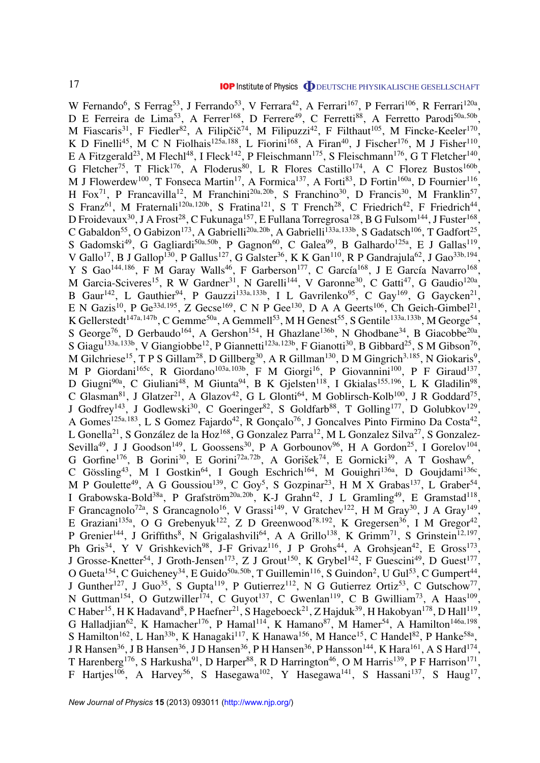W Fernando[6], S Ferrag[53], J Ferrando[53], V Ferrara[42], A Ferrari[167], P Ferrari[106], R Ferrari[120a], D E Ferreira de Lima[53], A Ferrer[168], D Ferrere[49], C Ferretti[88], A Ferretto Parodi[50a,50b], M Fiascaris[31], F Fiedler[82], A Filipčič[74], M Filipuzzi[42], F Filthaut[105], M Fincke-Keeler[170], K D Finelli[45], M C N Fiolhais[125a,188], L Fiorini[168], A Firan[40], J Fischer[176], M J Fisher[110], E A Fitzgerald[23], M Flechl[48], I Fleck[142], P Fleischmann[175], S Fleischmann[176], G T Fletcher[140], G Fletcher[75], T Flick[176], A Floderus[80], L R Flores Castillo[174], A C Florez Bustos[160b], M J Flowerdew[100], T Fonseca Martin[17], A Formica[137], A Forti[83], D Fortin[160a], D Fournier[116], H Fox[71], P Francavilla[12], M Franchini[20a,20b], S Franchino[30], D Francis[30], M Franklin[57], S Franz[61], M Fraternali[120a,120b], S Fratina[121], S T French[28], C Friedrich[42], F Friedrich[44], D Froidevaux[30], J A Frost[28], C Fukunaga[157], E Fullana Torregrosa[128], B G Fulsom[144], J Fuster[168], C Gabaldon[55], O Gabizon[173], A Gabrielli[20a,20b], A Gabrielli[133a,133b], S Gadatsch[106], T Gadfort[25], S Gadomski[49], G Gagliardi[50a,50b], P Gagnon[60], C Galea[99], B Galhardo[125a], E J Gallas[119], V Gallo[17], B J Gallop[130], P Gallus[127], G Galster[36], K K Gan[110], R P Gandrajula[62], J Gao[33b,194], Y S Gao[144,186], F M Garay Walls[46], F Garberson[177], C García[168], J E García Navarro[168], M Garcia-Sciveres[15], R W Gardner[31], N Garelli[144], V Garonne[30], C Gatti[47], G Gaudio[120a], B Gaur[142], L Gauthier[94], P Gauzzi[133a,133b], I L Gavrilenko[95], C Gay[169], G Gaycken[21], E N Gazis[10], P Ge[33d,195], Z Gecse[169], C N P Gee[130], D A A Geerts[106], Ch Geich-Gimbel[21], K Gellerstedt[147a,147b], C Gemme[50a], A Gemmell[53], M H Genest[55], S Gentile[133a,133b], M George[54], S George[76], D Gerbaudo[164], A Gershon[154], H Ghazlane[136b], N Ghodbane[34], B Giacobbe[20a], S Giagu[133a,133b], V Giangiobbe[12], P Giannetti[123a,123b], F Gianotti[30], B Gibbard[25], S M Gibson[76], M Gilchriese[15], T P S Gillam[28], D Gillberg[30], A R Gillman[130], D M Gingrich[3,185], N Giokaris[9], M P Giordani[165c], R Giordano[103a,103b], F M Giorgi[16], P Giovannini[100], P F Giraud[137], D Giugni[90a], C Giuliani[48], M Giunta[94], B K Gjelsten[118], I Gkialas[155,196], L K Gladilin[98], C Glasman[81], J Glatzer[21], A Glazov[42], G L Glonti[64], M Goblirsch-Kolb[100], J R Goddard[75], J Godfrey[143], J Godlewski[30], C Goeringer[82], S Goldfarb[88], T Golling[177], D Golubkov[129], A Gomes[125a,183], L S Gomez Fajardo[42], R Gonçalo[76], J Goncalves Pinto Firmino Da Costa[42], L Gonella[21], S González de la Hoz[168], G Gonzalez Parra[12], M L Gonzalez Silva[27], S Gonzalez-Sevilla[49], J J Goodson[149], L Goossens[30], P A Gorbounov[96], H A Gordon[25], I Gorelov[104], G Gorfine[176], B Gorini[30], E Gorini[72a,72b], A Gorišek[74], E Gornicki[39], A T Goshaw[6], C Gössling[43], M I Gostkin[64], I Gough Eschrich[164], M Gouighri[136a], D Goujdami[136c], M P Goulette[49], A G Goussiou[139], C Goy[5], S Gozpinar[23], H M X Grabas[137], L Graber[54], I Grabowska-Bold[38a], P Grafström[20a,20b], K-J Grahn[42], J L Gramling[49], E Gramstad[118], F Grancagnolo[72a], S Grancagnolo[16], V Grassi[149], V Gratchev[122], H M Gray[30], J A Gray[149], E Graziani[135a], O G Grebenyuk[122], Z D Greenwood[78,192], K Gregersen[36], I M Gregor[42], P Grenier[144], J Griffiths[8], N Grigalashvili[64], A A Grillo[138], K Grimm[71], S Grinstein[12,197], Ph Gris[34], Y V Grishkevich[98], J-F Grivaz[116], J P Grohs[44], A Grohsjean[42], E Gross[173], J Grosse-Knetter[54], J Groth-Jensen[173], Z J Grout[150], K Grybel[142], F Guescini[49], D Guest[177], O Gueta[154], C Guicheney[34], E Guido[50a,50b], T Guillemin[116], S Guindon[2], U Gul[53], C Gumpert[44], J Gunther[127], J Guo[35], S Gupta[119], P Gutierrez[112], N G Gutierrez Ortiz[53], C Gutschow[77], N Guttman[154], O Gutzwiller[174], C Guyot[137], C Gwenlan[119], C B Gwilliam[73], A Haas[109], C Haber[15], H K Hadavand[8], P Haefner[21], S Hageboeck[21], Z Hajduk[39], H Hakobyan[178], D Hall[119], G Halladjian[62], K Hamacher[176], P Hamal[114], K Hamano[87], M Hamer[54], A Hamilton[146a,198], S Hamilton[162], L Han[33b], K Hanagaki[117], K Hanawa[156], M Hance[15], C Handel[82], P Hanke[58a], J R Hansen[36], J B Hansen[36], J D Hansen[36], P H Hansen[36], P Hansson[144], K Hara[161], A S Hard[174], T Harenberg[176], S Harkusha[91], D Harper[88], R D Harrington[46], O M Harris[139], P F Harrison[171], F Hartjes[106], A Harvey[56], S Hasegawa[102], Y Hasegawa[141], S Hassani[137], S Haug[17],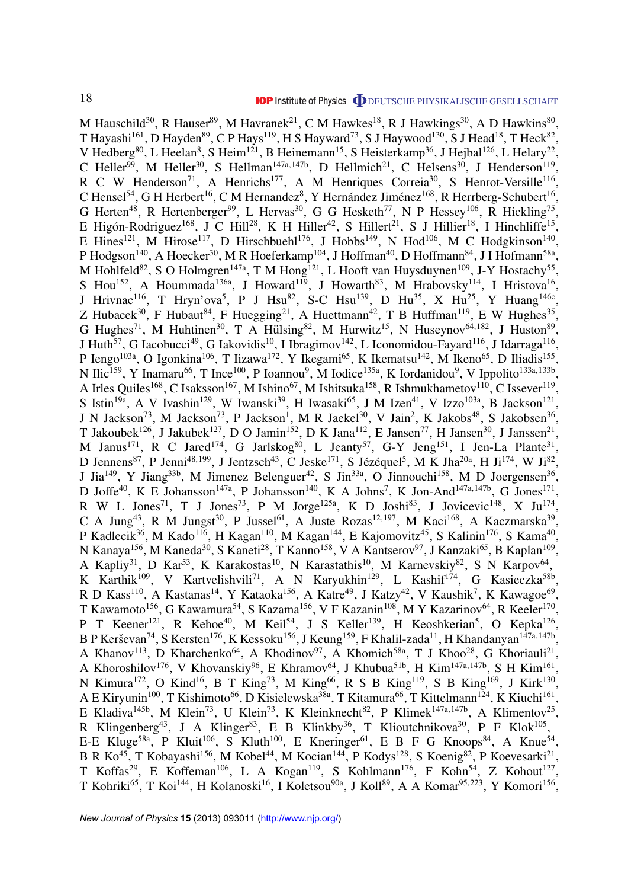M Hauschild[30], R Hauser[89], M Havranek[21], C M Hawkes[18], R J Hawkings[30], A D Hawkins[80], T Hayashi[161], D Hayden[89], C P Hays[119], H S Hayward[73], S J Haywood[130], S J Head[18], T Heck[82], V Hedberg[80], L Heelan[8], S Heim[121], B Heinemann[15], S Heisterkamp[36], J Hejbal[126], L Helary[22], C Heller[99], M Heller[30], S Hellman[147a,147b], D Hellmich[21], C Helsens[30], J Henderson[119], R C W Henderson[71], A Henrichs[177], A M Henriques Correia[30], S Henrot-Versille[116], C Hensel[54], G H Herbert[16], C M Hernandez[8], Y Hernández Jiménez[168], R Herrberg-Schubert[16], G Herten[48], R Hertenberger[99], L Hervas[30], G G Hesketh[77], N P Hessey[106], R Hickling[75], E Higón-Rodriguez[168], J C Hill[28], K H Hiller[42], S Hillert[21], S J Hillier[18], I Hinchliffe[15], E Hines[121], M Hirose[117], D Hirschbuehl[176], J Hobbs[149], N Hod[106], M C Hodgkinson[140], P Hodgson[140], A Hoecker[30], M R Hoeferkamp[104], J Hoffman[40], D Hoffmann[84], J I Hofmann[58a], M Hohlfeld[82], S O Holmgren[147a], T M Hong[121], L Hooft van Huysduynen[109], J-Y Hostachy[55], S Hou[152], A Hoummada[136a], J Howard[119], J Howarth[83], M Hrabovsky[114], I Hristova[16], J Hrivnac[116], T Hryn'ova[5], P J Hsu[82], S-C Hsu[139], D Hu[35], X Hu[25], Y Huang[146c], Z Hubacek[30], F Hubaut[84], F Huegging[21], A Huettmann[42], T B Huffman[119], E W Hughes[35], G Hughes[71], M Huhtinen[30], T A Hülsing[82], M Hurwitz[15], N Huseynov[64,182], J Huston[89], J Huth[57], G Iacobucci[49], G Iakovidis[10], I Ibragimov[142], L Iconomidou-Fayard[116], J Idarraga[116], P Iengo[103a], O Igonkina[106], T Iizawa[172], Y Ikegami[65], K Ikematsu[142], M Ikeno[65], D Iliadis[155], N Ilic[159], Y Inamaru[66], T Ince[100], P Ioannou[9], M Iodice[135a], K Iordanidou[9], V Ippolito[133a,133b], A Irles Quiles[168], C Isaksson[167], M Ishino[67], M Ishitsuka[158], R Ishmukhametov[110], C Issever[119], S Istin[19a], A V Ivashin[129], W Iwanski[39], H Iwasaki[65], J M Izen[41], V Izzo[103a], B Jackson[121], J N Jackson[73], M Jackson[73], P Jackson[1], M R Jaekel[30], V Jain[2], K Jakobs[48], S Jakobsen[36], T Jakoubek[126], J Jakubek[127], D O Jamin[152], D K Jana[112], E Jansen[77], H Jansen[30], J Janssen[21], M Janus[171], R C Jared[174], G Jarlskog[80], L Jeanty[57], G-Y Jeng[151], I Jen-La Plante[31], D Jennens[87], P Jenni[48,199], J Jentzsch[43], C Jeske[171], S Jézéquel[5], M K Jha[20a], H Ji[174], W Ji[82], J Jia[149], Y Jiang[33b], M Jimenez Belenguer[42], S Jin[33a], O Jinnouchi[158], M D Joergensen[36], D Joffe[40], K E Johansson[147a], P Johansson[140], K A Johns[7], K Jon-And[147a,147b], G Jones[171], R W L Jones[71], T J Jones[73], P M Jorge[125a], K D Joshi[83], J Jovicevic[148], X Ju[174], C A Jung[43], R M Jungst[30], P Jussel[61], A Juste Rozas[12,197], M Kaci[168], A Kaczmarska[39], P Kadlecik[36], M Kado[116], H Kagan[110], M Kagan[144], E Kajomovitz[45], S Kalinin[176], S Kama[40], N Kanaya[156], M Kaneda[30], S Kaneti[28], T Kanno[158], V A Kantserov[97], J Kanzaki[65], B Kaplan[109], A Kapliy[31], D Kar[53], K Karakostas[10], N Karastathis[10], M Karnevskiy[82], S N Karpov[64], K Karthik[109], V Kartvelishvili[71], A N Karyukhin[129], L Kashif[174], G Kasieczka[58b], R D Kass[110], A Kastanas[14], Y Kataoka[156], A Katre[49], J Katzy[42], V Kaushik[7], K Kawagoe[69], T Kawamoto[156], G Kawamura[54], S Kazama[156], V F Kazanin[108], M Y Kazarinov[64], R Keeler[170], P T Keener[121], R Kehoe[40], M Keil[54], J S Keller[139], H Keoshkerian[5], O Kepka[126], B P Kerševan[74], S Kersten[176], K Kessoku[156], J Keung[159], F Khalil-zada[11], H Khandanyan[147a,147b], A Khanov[113], D Kharchenko[64], A Khodinov[97], A Khomich[58a], T J Khoo[28], G Khoriauli[21], A Khoroshilov[176], V Khovanskiy[96], E Khramov[64], J Khubua[51b], H Kim[147a,147b], S H Kim[161], N Kimura[172], O Kind[16], B T King[73], M King[66], R S B King[119], S B King[169], J Kirk[130], A E Kiryunin[100], T Kishimoto[66], D Kisielewska[38a], T Kitamura[66], T Kittelmann[124], K Kiuchi[161], E Kladiva[145b], M Klein[73], U Klein[73], K Kleinknecht[82], P Klimek[147a,147b], A Klimentov[25], R Klingenberg[43], J A Klinger[83], E B Klinkby[36], T Klioutchnikova[30], P F Klok[105], E-E Kluge[58a], P Kluit[106], S Kluth[100], E Kneringer[61], E B F G Knoops[84], A Knue[54], B R Ko[45], T Kobayashi[156], M Kobel[44], M Kocian[144], P Kodys[128], S Koenig[82], P Koevesarki[21], T Koffas[29], E Koffeman[106], L A Kogan[119], S Kohlmann[176], F Kohn[54], Z Kohout[127], T Kohriki[65], T Koi[144], H Kolanoski[16], I Koletsou[90a], J Koll[89], A A Komar[95,223], Y Komori[156],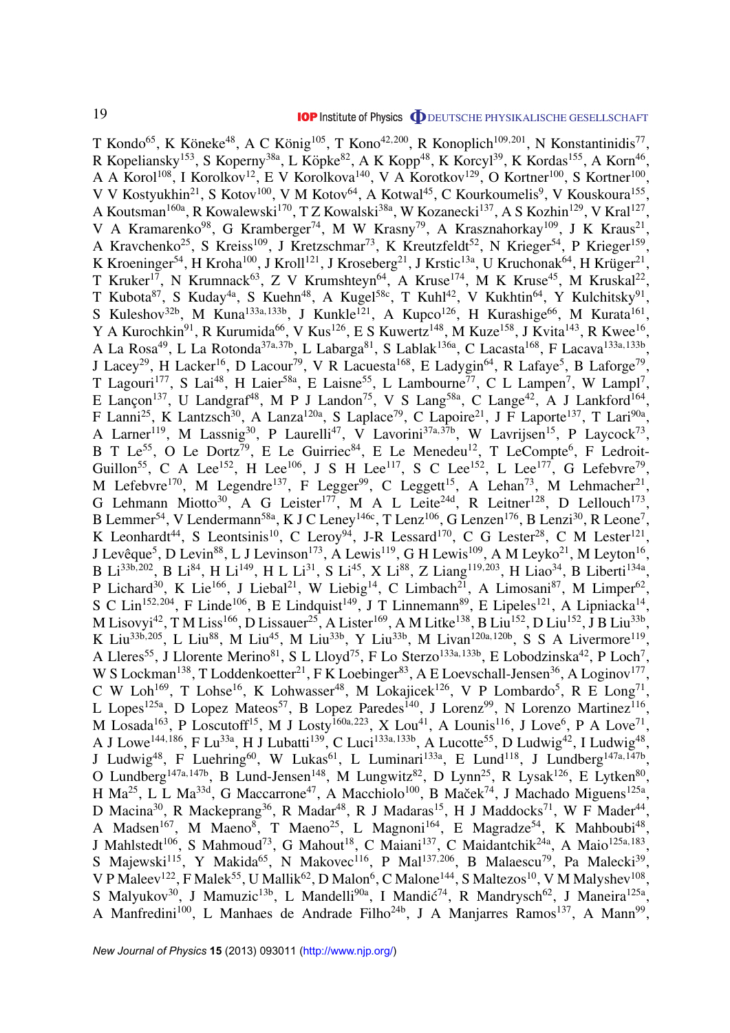T Kondo[65], K Köneke[48], A C König[105], T Kono[42,200], R Konoplich[109,201], N Konstantinidis[77], R Kopeliansky[153], S Koperny[38a], L Köpke[82], A K Kopp[48], K Korcyl[39], K Kordas[155], A Korn[46], A A Korol[108], I Korolkov[12], E V Korolkova[140], V A Korotkov[129], O Kortner[100], S Kortner[100], V V Kostyukhin[21], S Kotov[100], V M Kotov[64], A Kotwal[45], C Kourkoumelis[9], V Kouskoura[155], A Koutsman[160a], R Kowalewski[170], T Z Kowalski[38a], W Kozanecki[137], A S Kozhin[129], V Kral[127], V A Kramarenko[98], G Kramberger[74], M W Krasny[79], A Krasznahorkay[109], J K Kraus[21], A Kravchenko[25], S Kreiss[109], J Kretzschmar[73], K Kreutzfeldt[52], N Krieger[54], P Krieger[159], K Kroeninger[54], H Kroha[100], J Kroll[121], J Kroseberg[21], J Krstic[13a], U Kruchonak[64], H Krüger[21], T Kruker[17], N Krumnack[63], Z V Krumshteyn[64], A Kruse[174], M K Kruse[45], M Kruskal[22], T Kubota[87], S Kuday[4a], S Kuehn[48], A Kugel[58c], T Kuhl[42], V Kukhtin[64], Y Kulchitsky[91], S Kuleshov[32b], M Kuna[133a,133b], J Kunkle[121], A Kupco[126], H Kurashige[66], M Kurata[161], Y A Kurochkin[91], R Kurumida[66], V Kus[126], E S Kuwertz[148], M Kuze[158], J Kvita[143], R Kwee[16], A La Rosa[49], L La Rotonda[37a,37b], L Labarga[81], S Lablak[136a], C Lacasta[168], F Lacava[133a,133b], J Lacey[29], H Lacker[16], D Lacour[79], V R Lacuesta[168], E Ladygin[64], R Lafaye[5], B Laforge[79], T Lagouri[177], S Lai[48], H Laier[58a], E Laisne[55], L Lambourne[77], C L Lampen[7], W Lampl[7], E Lançon[137], U Landgraf[48], M P J Landon[75], V S Lang[58a], C Lange[42], A J Lankford[164], F Lanni[25], K Lantzsch[30], A Lanza[120a], S Laplace[79], C Lapoire[21], J F Laporte[137], T Lari[90a], A Larner[119], M Lassnig[30], P Laurelli[47], V Lavorini[37a,37b], W Lavrijsen[15], P Laycock[73], B T Le[55], O Le Dortz[79], E Le Guirriec[84], E Le Menedeu[12], T LeCompte[6], F Ledroit-Guillon[55], C A Lee[152], H Lee[106], J S H Lee[117], S C Lee[152], L Lee[177], G Lefebvre[79], M Lefebvre[170], M Legendre[137], F Legger[99], C Leggett[15], A Lehan[73], M Lehmacher[21], G Lehmann Miotto[30], A G Leister[177], M A L Leite[24d], R Leitner[128], D Lellouch[173], B Lemmer[54], V Lendermann[58a], K J C Leney[146c], T Lenz[106], G Lenzen[176], B Lenzi[30], R Leone[7], K Leonhardt[44], S Leontsinis[10], C Leroy[94], J-R Lessard[170], C G Lester[28], C M Lester[121], J Levêque[5], D Levin[88], L J Levinson[173], A Lewis[119], G H Lewis[109], A M Leyko[21], M Leyton[16], B Li[33b,202], B Li[84], H Li[149], H L Li[31], S Li[45], X Li[88], Z Liang[119,203], H Liao[34], B Liberti[134a], P Lichard[30], K Lie[166], J Liebal[21], W Liebig[14], C Limbach[21], A Limosani[87], M Limper[62], S C Lin[152,204], F Linde[106], B E Lindquist[149], J T Linnemann[89], E Lipeles[121], A Lipniacka[14], M Lisovyi[42], T M Liss[166], D Lissauer[25], A Lister[169], A M Litke[138], B Liu[152], D Liu[152], J B Liu[33b], K Liu[33b,205], L Liu[88], M Liu[45], M Liu[33b], Y Liu[33b], M Livan[120a,120b], S S A Livermore[119], A Lleres[55], J Llorente Merino[81], S L Lloyd[75], F Lo Sterzo[133a,133b], E Lobodzinska[42], P Loch[7], W S Lockman[138], T Loddenkoetter[21], F K Loebinger[83], A E Loevschall-Jensen[36], A Loginov[177], C W Loh[169], T Lohse[16], K Lohwasser[48], M Lokajicek[126], V P Lombardo[5], R E Long[71], L Lopes[125a], D Lopez Mateos[57], B Lopez Paredes[140], J Lorenz[99], N Lorenzo Martinez[116], M Losada[163], P Loscutoff[15], M J Losty[160a,223], X Lou[41], A Lounis[116], J Love[6], P A Love[71], A J Lowe[144,186], F Lu[33a], H J Lubatti[139], C Luci[133a,133b], A Lucotte[55], D Ludwig[42], I Ludwig[48], J Ludwig[48], F Luehring[60], W Lukas[61], L Luminari[133a], E Lund[118], J Lundberg[147a,147b], O Lundberg[147a,147b], B Lund-Jensen[148], M Lungwitz[82], D Lynn[25], R Lysak[126], E Lytken[80], H Ma[25], L L Ma[33d], G Maccarrone[47], A Macchiolo[100], B Maček[74], J Machado Miguens[125a], D Macina[30], R Mackeprang[36], R Madar[48], R J Madaras[15], H J Maddocks[71], W F Mader[44], A Madsen[167], M Maeno[8], T Maeno[25], L Magnoni[164], E Magradze[54], K Mahboubi[48], J Mahlstedt[106], S Mahmoud[73], G Mahout[18], C Maiani[137], C Maidantchik[24a], A Maio[125a,183], S Majewski[115], Y Makida[65], N Makovec[116], P Mal[137,206], B Malaescu[79], Pa Malecki[39], V P Maleev[122], F Malek[55], U Mallik[62], D Malon[6], C Malone[144], S Maltezos[10], V M Malyshev[108], S Malyukov[30], J Mamuzic[13b], L Mandelli[90a], I Mandić[74], R Mandrysch[62], J Maneira[125a], A Manfredini[100], L Manhaes de Andrade Filho[24b], J A Manjarres Ramos[137], A Mann[99],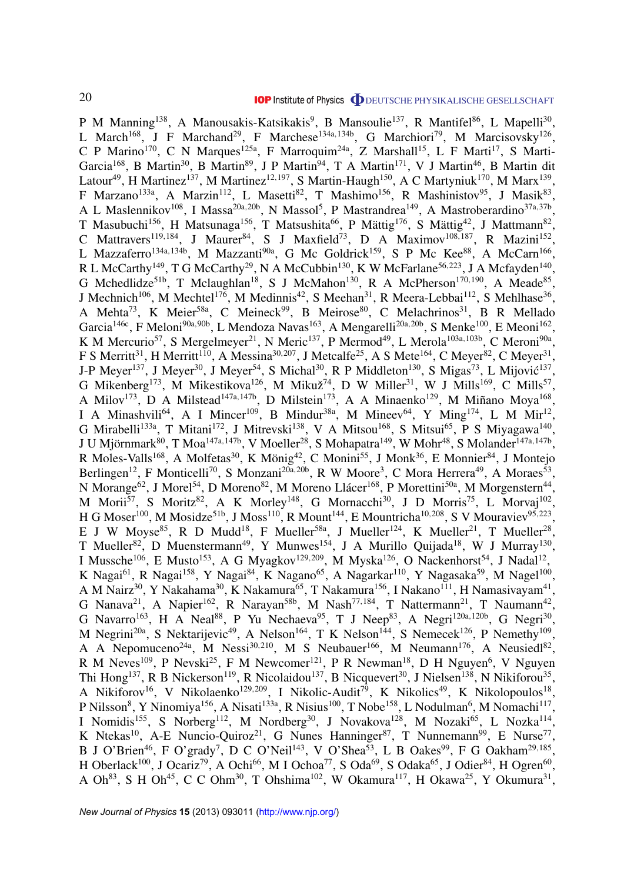P M Manning[138], A Manousakis-Katsikakis[9], B Mansoulie[137], R Mantifel[86], L Mapelli[30], L March[168], J F Marchand[29], F Marchese[134a,134b], G Marchiori[79], M Marcisovsky[126], C P Marino[170], C N Marques[125a], F Marroquim[24a], Z Marshall[15], L F Marti[17], S Marti-Garcia[168], B Martin[30], B Martin[89], J P Martin[94], T A Martin[171], V J Martin[46], B Martin dit Latour[49], H Martinez[137], M Martinez[12,197], S Martin-Haugh[150], A C Martyniuk[170], M Marx[139], F Marzano[133a], A Marzin[112], L Masetti[82], T Mashimo[156], R Mashinistov[95], J Masik[83], A L Maslennikov[108], I Massa[20a,20b], N Massol[5], P Mastrandrea[149], A Mastroberardino[37a,37b], T Masubuchi[156], H Matsunaga[156], T Matsushita[66], P Mättig[176], S Mättig[42], J Mattmann[82], C Mattravers[119,184], J Maurer[84], S J Maxfield[73], D A Maximov[108,187], R Mazini[152], L Mazzaferro[134a,134b], M Mazzanti[90a], G Mc Goldrick[159], S P Mc Kee[88], A McCarn[166], R L McCarthy[149], T G McCarthy[29], N A McCubbin[130], K W McFarlane[56,223], J A Mcfayden[140], G Mchedlidze[51b], T Mclaughlan[18], S J McMahon[130], R A McPherson[170,190], A Meade[85], J Mechnich[106], M Mechtel[176], M Medinnis[42], S Meehan[31], R Meera-Lebbai[112], S Mehlhase[36], A Mehta[73], K Meier[58a], C Meineck[99], B Meirose[80], C Melachrinos[31], B R Mellado Garcia[146c], F Meloni[90a,90b], L Mendoza Navas[163], A Mengarelli[20a,20b], S Menke[100], E Meoni[162], K M Mercurio[57], S Mergelmeyer[21], N Meric[137], P Mermod[49], L Merola[103a,103b], C Meroni[90a], F S Merritt[31], H Merritt[110], A Messina[30,207], J Metcalfe[25], A S Mete[164], C Meyer[82], C Meyer[31], J-P Meyer[137], J Meyer[30], J Meyer[54], S Michal[30], R P Middleton[130], S Migas[73], L Mijović[137], G Mikenberg[173], M Mikestikova[126], M Mikuž[74], D W Miller[31], W J Mills[169], C Mills[57], A Milov[173], D A Milstead[147a,147b], D Milstein[173], A A Minaenko[129], M Miñano Moya[168], I A Minashvili[64], A I Mincer[109], B Mindur[38a], M Mineev[64], Y Ming[174], L M Mir[12], G Mirabelli[133a], T Mitani[172], J Mitrevski[138], V A Mitsou[168], S Mitsui[65], P S Miyagawa[140], J U Mjörnmark[80], T Moa[147a,147b], V Moeller[28], S Mohapatra[149], W Mohr[48], S Molander[147a,147b], R Moles-Valls[168], A Molfetas[30], K Mönig[42], C Monini[55], J Monk[36], E Monnier[84], J Montejo Berlingen[12], F Monticelli[70], S Monzani[20a,20b], R W Moore[3], C Mora Herrera[49], A Moraes[53], N Morange[62], J Morel[54], D Moreno[82], M Moreno Llácer[168], P Morettini[50a], M Morgenstern[44], M Morii[57], S Moritz[82], A K Morley[148], G Mornacchi[30], J D Morris[75], L Morvaj[102], H G Moser[100], M Mosidze[51b], J Moss[110], R Mount[144], E Mountricha[10,208], S V Mouraviev[95,223], E J W Moyse[85], R D Mudd[18], F Mueller[58a], J Mueller[124], K Mueller[21], T Mueller[28], T Mueller[82], D Muenstermann[49], Y Munwes[154], J A Murillo Quijada[18], W J Murray[130], I Mussche[106], E Musto[153], A G Myagkov[129,209], M Myska[126], O Nackenhorst[54], J Nadal[12], K Nagai[61], R Nagai[158], Y Nagai[84], K Nagano[65], A Nagarkar[110], Y Nagasaka[59], M Nagel[100], A M Nairz[30], Y Nakahama[30], K Nakamura[65], T Nakamura[156], I Nakano[111], H Namasivayam[41], G Nanava[21], A Napier[162], R Narayan[58b], M Nash[77,184], T Nattermann[21], T Naumann[42], G Navarro[163], H A Neal[88], P Yu Nechaeva[95], T J Neep[83], A Negri[120a,120b], G Negri[30], M Negrini[20a], S Nektarijevic[49], A Nelson[164], T K Nelson[144], S Nemecek[126], P Nemethy[109], A A Nepomuceno[24a], M Nessi[30,210], M S Neubauer[166], M Neumann[176], A Neusiedl[82], R M Neves[109], P Nevski[25], F M Newcomer[121], P R Newman[18], D H Nguyen[6], V Nguyen Thi Hong[137], R B Nickerson[119], R Nicolaidou[137], B Nicquevert[30], J Nielsen[138], N Nikiforou[35], A Nikiforov[16], V Nikolaenko[129,209], I Nikolic-Audit[79], K Nikolics[49], K Nikolopoulos[18], P Nilsson[8], Y Ninomiya[156], A Nisati[133a], R Nisius[100], T Nobe[158], L Nodulman[6], M Nomachi[117], I Nomidis[155], S Norberg[112], M Nordberg[30], J Novakova[128], M Nozaki[65], L Nozka[114], K Ntekas[10], A-E Nuncio-Quiroz[21], G Nunes Hanninger[87], T Nunnemann[99], E Nurse[77], B J O'Brien[46], F O'grady[7], D C O'Neil[143], V O'Shea[53], L B Oakes[99], F G Oakham[29,185], H Oberlack[100], J Ocariz[79], A Ochi[66], M I Ochoa[77], S Oda[69], S Odaka[65], J Odier[84], H Ogren[60], A Oh[83], S H Oh[45], C C Ohm[30], T Ohshima[102], W Okamura[117], H Okawa[25], Y Okumura[31],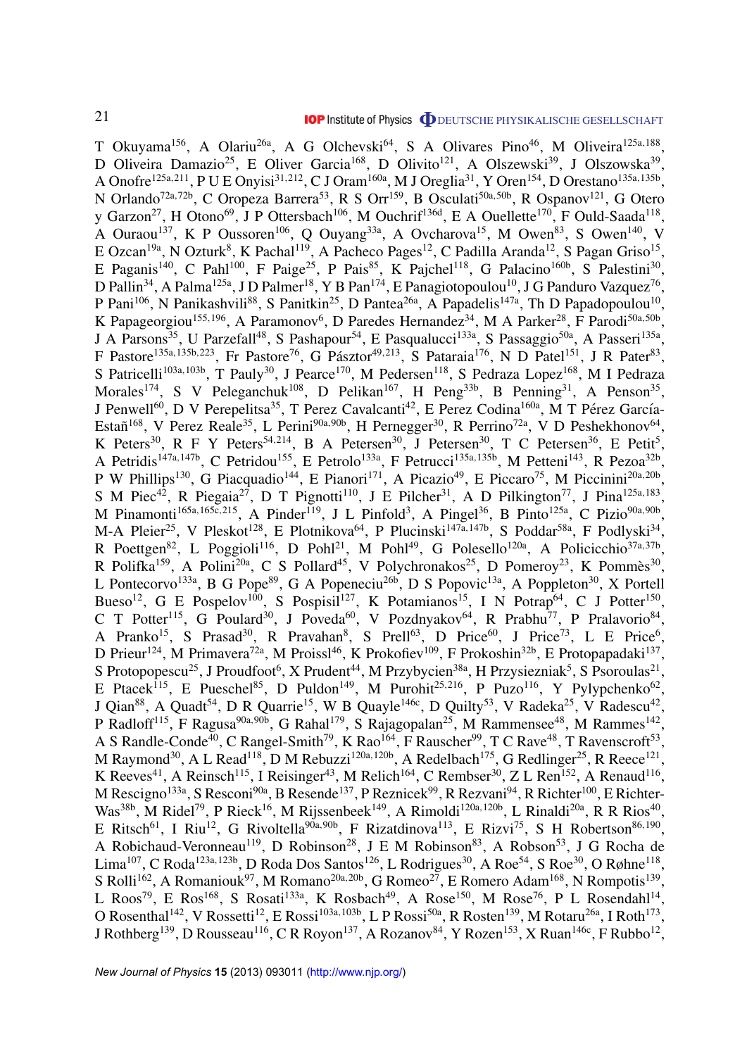T Okuyama[156], A Olariu[26a], A G Olchevski[64], S A Olivares Pino[46], M Oliveira[125a,188], D Oliveira Damazio[25], E Oliver Garcia[168], D Olivito[121], A Olszewski[39], J Olszowska[39], A Onofre[125a,211], P U E Onyisi[31,212], C J Oram[160a], M J Oreglia[31], Y Oren[154], D Orestano[135a,135b], N Orlando[72a,72b], C Oropeza Barrera[53], R S Orr[159], B Osculati[50a,50b], R Ospanov[121], G Otero y Garzon[27], H Otono[69], J P Ottersbach[106], M Ouchrif[136d], E A Ouellette[170], F Ould-Saada[118], A Ouraou[137], K P Oussoren[106], Q Ouyang[33a], A Ovcharova[15], M Owen[83], S Owen[140], V E Ozcan[19a], N Ozturk[8], K Pachal[119], A Pacheco Pages[12], C Padilla Aranda[12], S Pagan Griso[15], E Paganis[140], C Pahl[100], F Paige[25], P Pais[85], K Pajchel[118], G Palacino[160b], S Palestini[30], D Pallin[34], A Palma[125a], J D Palmer[18], Y B Pan[174], E Panagiotopoulou[10], J G Panduro Vazquez[76], P Pani[106], N Panikashvili[88], S Panitkin[25], D Pantea[26a], A Papadelis[147a], Th D Papadopoulou[10], K Papageorgiou[155,196], A Paramonov[6], D Paredes Hernandez[34], M A Parker[28], F Parodi[50a,50b], J A Parsons[35], U Parzefall[48], S Pashapour[54], E Pasqualucci[133a], S Passaggio[50a], A Passeri[135a], F Pastore[135a,135b,223], Fr Pastore[76], G Pásztor[49,213], S Pataraia[176], N D Patel[151], J R Pater[83], S Patricelli[103a,103b], T Pauly[30], J Pearce[170], M Pedersen[118], S Pedraza Lopez[168], M I Pedraza Morales[174], S V Peleganchuk[108], D Pelikan[167], H Peng[33b], B Penning[31], A Penson[35], J Penwell[60], D V Perepelitsa[35], T Perez Cavalcanti[42], E Perez Codina[160a], M T Pérez García-Estañ[168], V Perez Reale[35], L Perini[90a,90b], H Pernegger[30], R Perrino[72a], V D Peshekhonov[64], K Peters[30], R F Y Peters[54,214], B A Petersen[30], J Petersen[30], T C Petersen[36], E Petit[5], A Petridis[147a,147b], C Petridou[155], E Petrolo[133a], F Petrucci[135a,135b], M Petteni[143], R Pezoa[32b], P W Phillips[130], G Piacquadio[144], E Pianori[171], A Picazio[49], E Piccaro[75], M Piccinini[20a,20b], S M Piec[42], R Piegaia[27], D T Pignotti[110], J E Pilcher[31], A D Pilkington[77], J Pina[125a,183], M Pinamonti[165a,165c,215], A Pinder[119], J L Pinfold[3], A Pingel[36], B Pinto[125a], C Pizio[90a,90b], M-A Pleier[25], V Pleskot[128], E Plotnikova[64], P Plucinski[147a,147b], S Poddar[58a], F Podlyski[34], R Poettgen[82], L Poggioli[116], D Pohl[21], M Pohl[49], G Polesello[120a], A Policicchio[37a,37b], R Polifka[159], A Polini[20a], C S Pollard[45], V Polychronakos[25], D Pomeroy[23], K Pommès[30], L Pontecorvo[133a], B G Pope[89], G A Popeneciu[26b], D S Popovic[13a], A Poppleton[30], X Portell Bueso[12], G E Pospelov[100], S Pospisil[127], K Potamianos[15], I N Potrap[64], C J Potter[150], C T Potter[115], G Poulard[30], J Poveda[60], V Pozdnyakov[64], R Prabhu[77], P Pralavorio[84], A Pranko[15], S Prasad[30], R Pravahan[8], S Prell[63], D Price[60], J Price[73], L E Price[6], D Prieur[124], M Primavera[72a], M Proissl[46], K Prokofiev[109], F Prokoshin[32b], E Protopapadaki[137], S Protopopescu[25], J Proudfoot[6], X Prudent[44], M Przybycien[38a], H Przysiezniak[5], S Psoroulas[21], E Ptacek[115], E Pueschel[85], D Puldon[149], M Purohit[25,216], P Puzo[116], Y Pylypchenko[62], J Qian[88], A Quadt[54], D R Quarrie[15], W B Quayle[146c], D Quilty[53], V Radeka[25], V Radescu[42], P Radloff[115], F Ragusa[90a,90b], G Rahal[179], S Rajagopalan[25], M Rammensee[48], M Rammes[142], A S Randle-Conde[40], C Rangel-Smith[79], K Rao[164], F Rauscher[99], T C Rave[48], T Ravenscroft[53], M Raymond[30], A L Read[118], D M Rebuzzi[120a,120b], A Redelbach[175], G Redlinger[25], R Reece[121], K Reeves[41], A Reinsch[115], I Reisinger[43], M Relich[164], C Rembser[30], Z L Ren[152], A Renaud[116], M Rescigno[133a], S Resconi[90a], B Resende[137], P Reznicek[99], R Rezvani[94], R Richter[100], E Richter-Was[38b], M Ridel[79], P Rieck[16], M Rijssenbeek[149], A Rimoldi[120a,120b], L Rinaldi[20a], R R Rios[40], E Ritsch[61], I Riu[12], G Rivoltella[90a,90b], F Rizatdinova[113], E Rizvi[75], S H Robertson[86,190], A Robichaud-Veronneau[119], D Robinson[28], J E M Robinson[83], A Robson[53], J G Rocha de Lima[107], C Roda[123a,123b], D Roda Dos Santos[126], L Rodrigues[30], A Roe[54], S Roe[30], O Røhne[118], S Rolli[162], A Romaniouk[97], M Romano[20a,20b], G Romeo[27], E Romero Adam[168], N Rompotis[139], L Roos[79], E Ros[168], S Rosati[133a], K Rosbach[49], A Rose[150], M Rose[76], P L Rosendahl[14], O Rosenthal[142], V Rossetti[12], E Rossi[103a,103b], L P Rossi[50a], R Rosten[139], M Rotaru[26a], I Roth[173], J Rothberg[139], D Rousseau[116], C R Royon[137], A Rozanov[84], Y Rozen[153], X Ruan[146c], F Rubbo[12],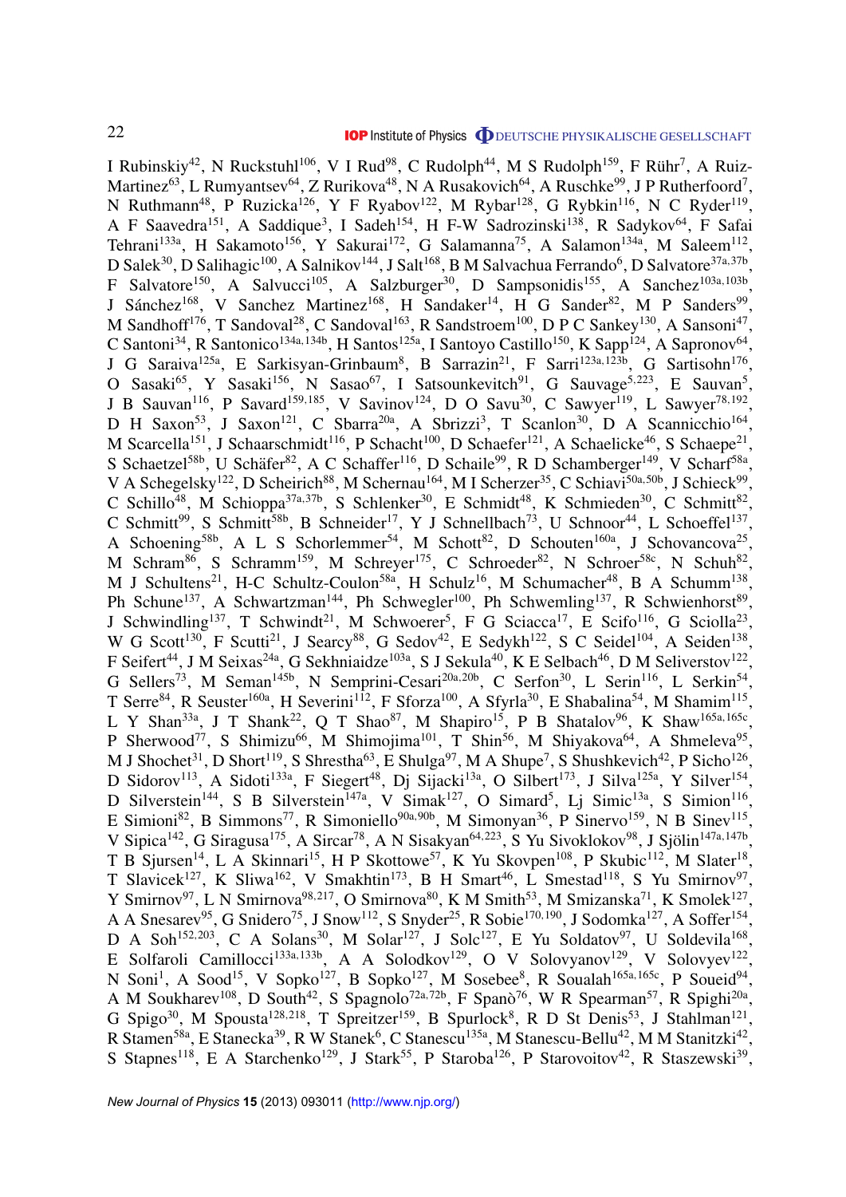I Rubinskiy[42], N Ruckstuhl[106], V I Rud[98], C Rudolph[44], M S Rudolph[159], F Rühr[7], A Ruiz-Martinez[63], L Rumyantsev[64], Z Rurikova[48], N A Rusakovich[64], A Ruschke[99], J P Rutherfoord[7], N Ruthmann[48], P Ruzicka[126], Y F Ryabov[122], M Rybar[128], G Rybkin[116], N C Ryder[119], A F Saavedra[151], A Saddique[3], I Sadeh[154], H F-W Sadrozinski[138], R Sadykov[64], F Safai Tehrani[133a], H Sakamoto[156], Y Sakurai[172], G Salamanna[75], A Salamon[134a], M Saleem[112], D Salek[30], D Salihagic[100], A Salnikov[144], J Salt[168], B M Salvachua Ferrando[6], D Salvatore[37a,37b], F Salvatore[150], A Salvucci[105], A Salzburger[30], D Sampsonidis[155], A Sanchez[103a,103b], J Sánchez[168], V Sanchez Martinez[168], H Sandaker[14], H G Sander[82], M P Sanders[99], M Sandhoff[176], T Sandoval[28], C Sandoval[163], R Sandstroem[100], D P C Sankey[130], A Sansoni[47], C Santoni[34], R Santonico[134a,134b], H Santos[125a], I Santoyo Castillo[150], K Sapp[124], A Sapronov[64], J G Saraiva[125a], E Sarkisyan-Grinbaum[8], B Sarrazin[21], F Sarri[123a,123b], G Sartisohn[176], O Sasaki[65], Y Sasaki[156], N Sasao[67], I Satsounkevitch[91], G Sauvage[5,223], E Sauvan[5], J B Sauvan[116], P Savard[159,185], V Savinov[124], D O Savu[30], C Sawyer[119], L Sawyer[78,192], D H Saxon[53], J Saxon[121], C Sbarra[20a], A Sbrizzi[3], T Scanlon[30], D A Scannicchio[164], M Scarcella[151], J Schaarschmidt[116], P Schacht[100], D Schaefer[121], A Schaelicke[46], S Schaepe[21], S Schaetzel[58b], U Schäfer[82], A C Schaffer[116], D Schaile[99], R D Schamberger[149], V Scharf[58a], V A Schegelsky[122], D Scheirich[88], M Schernau[164], M I Scherzer[35], C Schiavi[50a,50b], J Schieck[99], C Schillo[48], M Schioppa[37a,37b], S Schlenker[30], E Schmidt[48], K Schmieden[30], C Schmitt[82], C Schmitt[99], S Schmitt[58b], B Schneider[17], Y J Schnellbach[73], U Schnoor[44], L Schoeffel[137], A Schoening[58b], A L S Schorlemmer[54], M Schott[82], D Schouten[160a], J Schovancova[25], M Schram[86], S Schramm[159], M Schreyer[175], C Schroeder[82], N Schroer[58c], N Schuh[82], M J Schultens[21], H-C Schultz-Coulon[58a], H Schulz[16], M Schumacher[48], B A Schumm[138], Ph Schune[137], A Schwartzman[144], Ph Schwegler[100], Ph Schwemling[137], R Schwienhorst[89], J Schwindling[137], T Schwindt[21], M Schwoerer[5], F G Sciacca[17], E Scifo[116], G Sciolla[23], W G Scott[130], F Scutti[21], J Searcy[88], G Sedov[42], E Sedykh[122], S C Seidel[104], A Seiden[138], F Seifert[44], J M Seixas[24a], G Sekhniaidze[103a], S J Sekula[40], K E Selbach[46], D M Seliverstov[122], G Sellers[73], M Seman[145b], N Semprini-Cesari[20a,20b], C Serfon[30], L Serin[116], L Serkin[54], T Serre[84], R Seuster[160a], H Severini[112], F Sforza[100], A Sfyrla[30], E Shabalina[54], M Shamim[115], L Y Shan[33a], J T Shank[22], Q T Shao[87], M Shapiro[15], P B Shatalov[96], K Shaw[165a,165c], P Sherwood[77], S Shimizu[66], M Shimojima[101], T Shin[56], M Shiyakova[64], A Shmeleva[95], M J Shochet[31], D Short[119], S Shrestha[63], E Shulga[97], M A Shupe[7], S Shushkevich[42], P Sicho[126], D Sidorov[113], A Sidoti[133a], F Siegert[48], Dj Sijacki[13a], O Silbert[173], J Silva[125a], Y Silver[154], D Silverstein[144], S B Silverstein[147a], V Simak[127], O Simard[5], Lj Simic[13a], S Simion[116], E Simioni[82], B Simmons[77], R Simoniello[90a,90b], M Simonyan[36], P Sinervo[159], N B Sinev[115], V Sipica[142], G Siragusa[175], A Sircar[78], A N Sisakyan[64,223], S Yu Sivoklokov[98], J Sjölin[147a,147b], T B Sjursen[14], L A Skinnari[15], H P Skottowe[57], K Yu Skovpen[108], P Skubic[112], M Slater[18], T Slavicek[127], K Sliwa[162], V Smakhtin[173], B H Smart[46], L Smestad[118], S Yu Smirnov[97], Y Smirnov[97], L N Smirnova[98,217], O Smirnova[80], K M Smith[53], M Smizanska[71], K Smolek[127], A A Snesarev[95], G Snidero[75], J Snow[112], S Snyder[25], R Sobie[170,190], J Sodomka[127], A Soffer[154], D A Soh[152,203], C A Solans[30], M Solar[127], J Solc[127], E Yu Soldatov[97], U Soldevila[168], E Solfaroli Camillocci[133a,133b], A A Solodkov[129], O V Solovyanov[129], V Solovyev[122], N Soni[1], A Sood[15], V Sopko[127], B Sopko[127], M Sosebee[8], R Soualah[165a,165c], P Soueid[94], A M Soukharev[108], D South[42], S Spagnolo[72a,72b], F Spanò[76], W R Spearman[57], R Spighi[20a], G Spigo[30], M Spousta[128,218], T Spreitzer[159], B Spurlock[8], R D St Denis[53], J Stahlman[121], R Stamen[58a], E Stanecka[39], R W Stanek[6], C Stanescu[135a], M Stanescu-Bellu[42], M M Stanitzki[42], S Stapnes[118], E A Starchenko[129], J Stark[55], P Staroba[126], P Starovoitov[42], R Staszewski[39],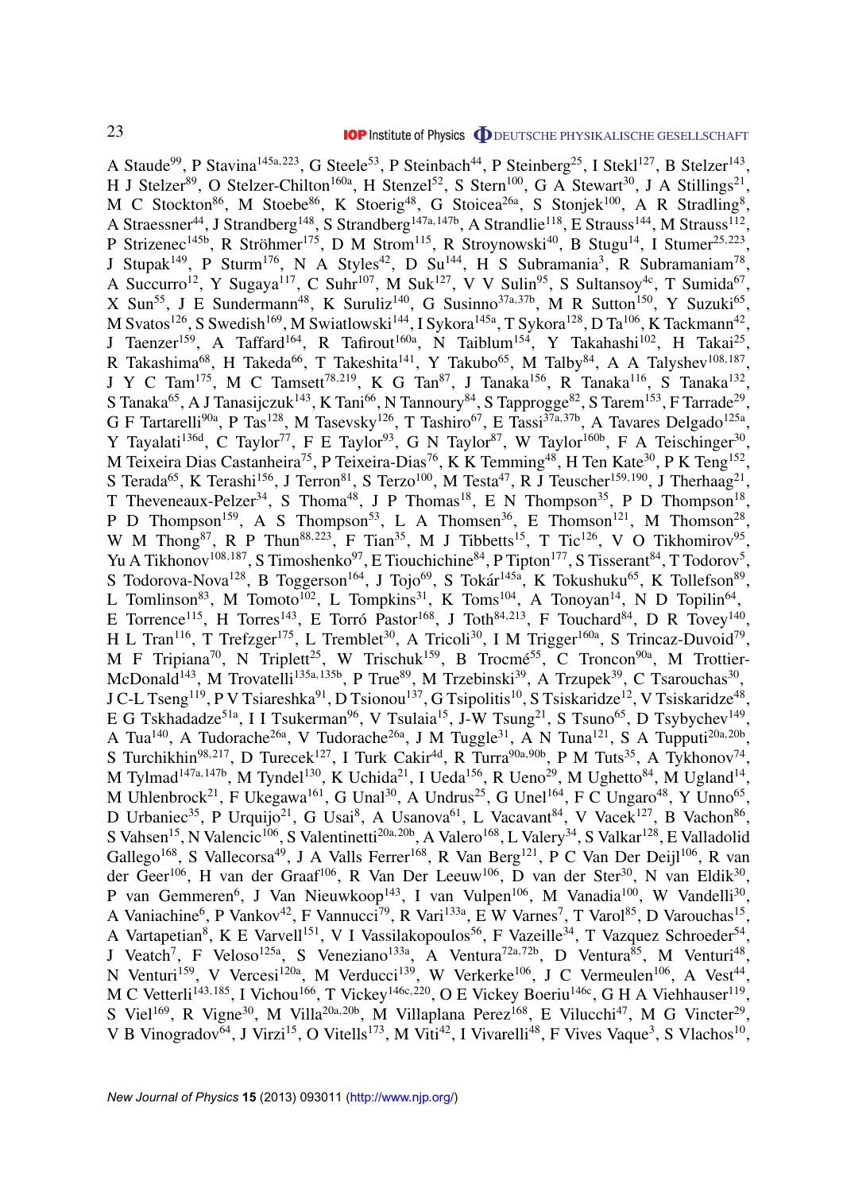A Staude[99], P Stavina[145a,223], G Steele[53], P Steinbach[44], P Steinberg[25], I Stekl[127], B Stelzer[143], H J Stelzer[89], O Stelzer-Chilton[160a], H Stenzel[52], S Stern[100], G A Stewart[30], J A Stillings[21], M C Stockton[86], M Stoebe[86], K Stoerig[48], G Stoicea[26a], S Stonjek[100], A R Stradling[8], A Straessner[44], J Strandberg[148], S Strandberg[147a,147b], A Strandlie[118], E Strauss[144], M Strauss[112], P Strizenec[145b], R Ströhmer[175], D M Strom[115], R Stroynowski[40], B Stugu[14], I Stumer[25,223], J Stupak[149], P Sturm[176], N A Styles[42], D Su[144], H S Subramania[3], R Subramaniam[78], A Succurro[12], Y Sugaya[117], C Suhr[107], M Suk[127], V V Sulin[95], S Sultansoy[4c], T Sumida[67], X Sun[55], J E Sundermann[48], K Suruliz[140], G Susinno[37a,37b], M R Sutton[150], Y Suzuki[65], M Svatos[126], S Swedish[169], M Swiatlowski[144], I Sykora[145a], T Sykora[128], D Ta[106], K Tackmann[42], J Taenzer[159], A Taffard[164], R Tafirout[160a], N Taiblum[154], Y Takahashi[102], H Takai[25], R Takashima[68], H Takeda[66], T Takeshita[141], Y Takubo[65], M Talby[84], A A Talyshev[108,187], J Y C Tam[175], M C Tamsett[78,219], K G Tan[87], J Tanaka[156], R Tanaka[116], S Tanaka[132], S Tanaka[65], A J Tanasijczuk[143], K Tani[66], N Tannoury[84], S Tapprogge[82], S Tarem[153], F Tarrade[29], G F Tartarelli[90a], P Tas[128], M Tasevsky[126], T Tashiro[67], E Tassi[37a,37b], A Tavares Delgado[125a], Y Tayalati[136d], C Taylor[77], F E Taylor[93], G N Taylor[87], W Taylor[160b], F A Teischinger[30], M Teixeira Dias Castanheira[75], P Teixeira-Dias[76], K K Temming[48], H Ten Kate[30], P K Teng[152], S Terada[65], K Terashi[156], J Terron[81], S Terzo[100], M Testa[47], R J Teuscher[159,190], J Therhaag[21], T Theveneaux-Pelzer[34], S Thoma[48], J P Thomas[18], E N Thompson[35], P D Thompson[18], P D Thompson[159], A S Thompson[53], L A Thomsen[36], E Thomson[121], M Thomson[28], W M Thong[87], R P Thun[88,223], F Tian[35], M J Tibbetts[15], T Tic[126], V O Tikhomirov[95], Yu A Tikhonov[108,187], S Timoshenko[97], E Tiouchichine[84], P Tipton[177], S Tisserant[84], T Todorov[5], S Todorova-Nova[128], B Toggerson[164], J Tojo[69], S Tokár[145a], K Tokushuku[65], K Tollefson[89], L Tomlinson[83], M Tomoto[102], L Tompkins[31], K Toms[104], A Tonoyan[14], N D Topilin[64], E Torrence[115], H Torres[143], E Torró Pastor[168], J Toth[84,213], F Touchard[84], D R Tovey[140], H L Tran[116], T Trefzger[175], L Tremblet[30], A Tricoli[30], I M Trigger[160a], S Trincaz-Duvoid[79], M F Tripiana[70], N Triplett[25], W Trischuk[159], B Trocmé[55], C Troncon[90a], M Trottier-McDonald[143], M Trovatelli[135a,135b], P True[89], M Trzebinski[39], A Trzupek[39], C Tsarouchas[30], J C-L Tseng[119], P V Tsiareshka[91], D Tsionou[137], G Tsipolitis[10], S Tsiskaridze[12], V Tsiskaridze[48], E G Tskhadadze[51a], I I Tsukerman[96], V Tsulaia[15], J-W Tsung[21], S Tsuno[65], D Tsybychev[149], A Tua[140], A Tudorache[26a], V Tudorache[26a], J M Tuggle[31], A N Tuna[121], S A Tupputi[20a,20b], S Turchikhin[98,217], D Turecek[127], I Turk Cakir[4d], R Turra[90a,90b], P M Tuts[35], A Tykhonov[74], M Tylmad[147a,147b], M Tyndel[130], K Uchida[21], I Ueda[156], R Ueno[29], M Ughetto[84], M Ugland[14], M Uhlenbrock[21], F Ukegawa[161], G Unal[30], A Undrus[25], G Unel[164], F C Ungaro[48], Y Unno[65], D Urbaniec[35], P Urquijo[21], G Usai[8], A Usanova[61], L Vacavant[84], V Vacek[127], B Vachon[86], S Vahsen[15], N Valencic[106], S Valentinetti[20a,20b], A Valero[168], L Valery[34], S Valkar[128], E Valladolid Gallego[168], S Vallecorsa[49], J A Valls Ferrer[168], R Van Berg[121], P C Van Der Deijl[106], R van der Geer[106], H van der Graaf[106], R Van Der Leeuw[106], D van der Ster[30], N van Eldik[30], P van Gemmeren[6], J Van Nieuwkoop[143], I van Vulpen[106], M Vanadia[100], W Vandelli[30], A Vaniachine[6], P Vankov[42], F Vannucci[79], R Vari[133a], E W Varnes[7], T Varol[85], D Varouchas[15], A Vartapetian[8], K E Varvell[151], V I Vassilakopoulos[56], F Vazeille[34], T Vazquez Schroeder[54], J Veatch[7], F Veloso[125a], S Veneziano[133a], A Ventura[72a,72b], D Ventura[85], M Venturi[48], N Venturi[159], V Vercesi[120a], M Verducci[139], W Verkerke[106], J C Vermeulen[106], A Vest[44], M C Vetterli[143,185], I Vichou[166], T Vickey[146c,220], O E Vickey Boeriu[146c], G H A Viehhauser[119], S Viel[169], R Vigne[30], M Villa[20a,20b], M Villaplana Perez[168], E Vilucchi[47], M G Vincter[29], V B Vinogradov[64], J Virzi[15], O Vitells[173], M Viti[42], I Vivarelli[48], F Vives Vaque[3], S Vlachos[10],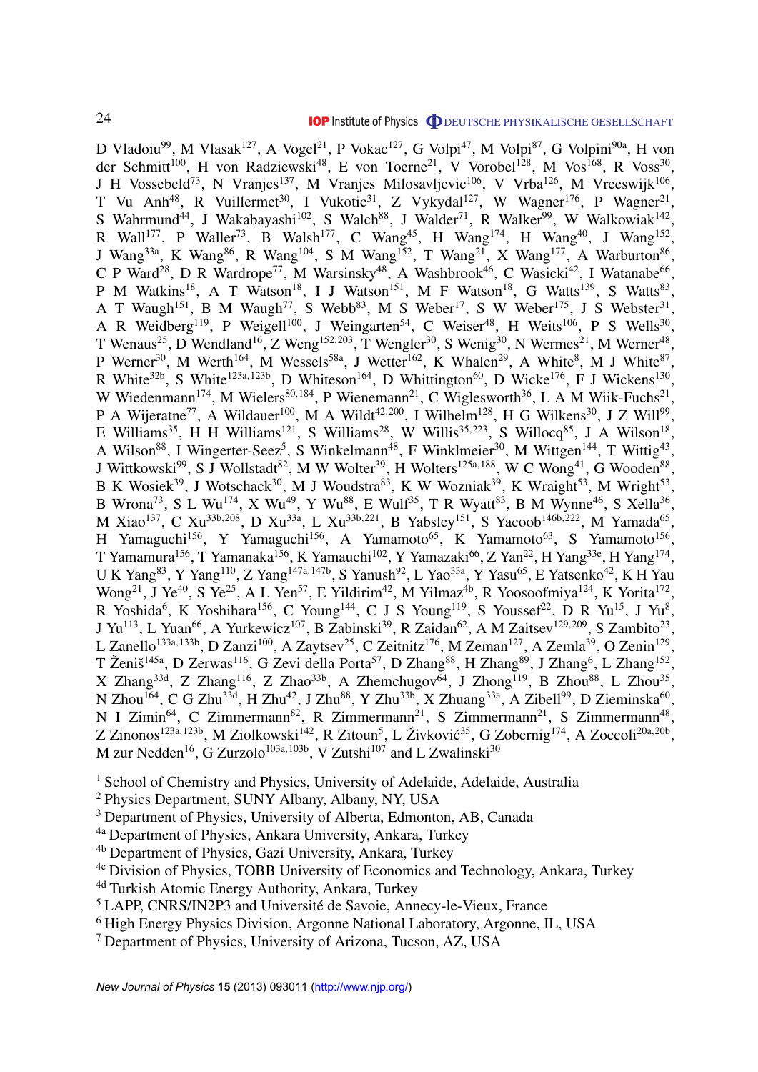D Vladoiu[99], M Vlasak[127], A Vogel[21], P Vokac[127], G Volpi[47], M Volpi[87], G Volpini[90a], H von der Schmitt[100], H von Radziewski[48], E von Toerne[21], V Vorobel[128], M Vos[168], R Voss[30], J H Vossebeld[73], N Vranjes[137], M Vranjes Milosavljevic[106], V Vrba[126], M Vreeswijk[106], T Vu Anh[48], R Vuillermet[30], I Vukotic[31], Z Vykydal[127], W Wagner[176], P Wagner[21], S Wahrmund[44], J Wakabayashi[102], S Walch[88], J Walder[71], R Walker[99], W Walkowiak[142], R Wall[177], P Waller[73], B Walsh[177], C Wang[45], H Wang[174], H Wang[40], J Wang[152], J Wang[33a], K Wang[86], R Wang[104], S M Wang[152], T Wang[21], X Wang[177], A Warburton[86], C P Ward[28], D R Wardrope[77], M Warsinsky[48], A Washbrook[46], C Wasicki[42], I Watanabe[66], P M Watkins[18], A T Watson[18], I J Watson[151], M F Watson[18], G Watts[139], S Watts[83], A T Waugh[151], B M Waugh[77], S Webb[83], M S Weber[17], S W Weber[175], J S Webster[31], A R Weidberg[119], P Weigell[100], J Weingarten[54], C Weiser[48], H Weits[106], P S Wells[30], T Wenaus[25], D Wendland[16], Z Weng[152,203], T Wengler[30], S Wenig[30], N Wermes[21], M Werner[48], P Werner[30], M Werth[164], M Wessels[58a], J Wetter[162], K Whalen[29], A White[8], M J White[87], R White[32b], S White[123a,123b], D Whiteson[164], D Whittington[60], D Wicke[176], F J Wickens[130], W Wiedenmann[174], M Wielers[80,184], P Wienemann[21], C Wiglesworth[36], L A M Wiik-Fuchs[21], P A Wijeratne[77], A Wildauer[100], M A Wildt[42,200], I Wilhelm[128], H G Wilkens[30], J Z Will[99], E Williams[35], H H Williams[121], S Williams[28], W Willis[35,223], S Willocq[85], J A Wilson[18], A Wilson[88], I Wingerter-Seez[5], S Winkelmann[48], F Winklmeier[30], M Wittgen[144], T Wittig[43], J Wittkowski[99], S J Wollstadt[82], M W Wolter[39], H Wolters[125a,188], W C Wong[41], G Wooden[88], B K Wosiek[39], J Wotschack[30], M J Woudstra[83], K W Wozniak[39], K Wraight[53], M Wright[53], B Wrona[73], S L Wu[174], X Wu[49], Y Wu[88], E Wulf[35], T R Wyatt[83], B M Wynne[46], S Xella[36], M Xiao[137], C Xu[33b,208], D Xu[33a], L Xu[33b,221], B Yabsley[151], S Yacoob[146b,222], M Yamada[65], H Yamaguchi[156], Y Yamaguchi[156], A Yamamoto[65], K Yamamoto[63], S Yamamoto[156], T Yamamura[156], T Yamanaka[156], K Yamauchi[102], Y Yamazaki[66], Z Yan[22], H Yang[33e], H Yang[174], U K Yang[83], Y Yang[110], Z Yang[147a,147b], S Yanush[92], L Yao[33a], Y Yasu[65], E Yatsenko[42], K H Yau Wong[21], J Ye[40], S Ye[25], A L Yen[57], E Yildirim[42], M Yilmaz[4b], R Yoosoofmiya[124], K Yorita[172], R Yoshida[6], K Yoshihara[156], C Young[144], C J S Young[119], S Youssef[22], D R Yu[15], J Yu[8], J Yu[113], L Yuan[66], A Yurkewicz[107], B Zabinski[39], R Zaidan[62], A M Zaitsev[129,209], S Zambito[23], L Zanello[133a,133b], D Zanzi[100], A Zaytsev[25], C Zeitnitz[176], M Zeman[127], A Zemla[39], O Zenin[129], T Ženiš[145a], D Zerwas[116], G Zevi della Porta[57], D Zhang[88], H Zhang[89], J Zhang[6], L Zhang[152], X Zhang[33d], Z Zhang[116], Z Zhao[33b], A Zhemchugov[64], J Zhong[119], B Zhou[88], L Zhou[35], N Zhou[164], C G Zhu[33d], H Zhu[42], J Zhu[88], Y Zhu[33b], X Zhuang[33a], A Zibell[99], D Zieminska[60], N I Zimin[64], C Zimmermann[82], R Zimmermann[21], S Zimmermann[21], S Zimmermann[48], Z Zinonos[123a,123b], M Ziolkowski[142], R Zitoun[5], L Živković[35], G Zobernig[174], A Zoccoli[20a,20b], M zur Nedden[16], G Zurzolo[103a,103b], V Zutshi[107] and L Zwalinski[30]

[1] School of Chemistry and Physics, University of Adelaide, Adelaide, Australia
[2] Physics Department, SUNY Albany, Albany, NY, USA
[3] Department of Physics, University of Alberta, Edmonton, AB, Canada
[4a] Department of Physics, Ankara University, Ankara, Turkey
[4b] Department of Physics, Gazi University, Ankara, Turkey
[4c] Division of Physics, TOBB University of Economics and Technology, Ankara, Turkey
[4d] Turkish Atomic Energy Authority, Ankara, Turkey
[5] LAPP, CNRS/IN2P3 and Université de Savoie, Annecy-le-Vieux, France
[6] High Energy Physics Division, Argonne National Laboratory, Argonne, IL, USA
[7] Department of Physics, University of Arizona, Tucson, AZ, USA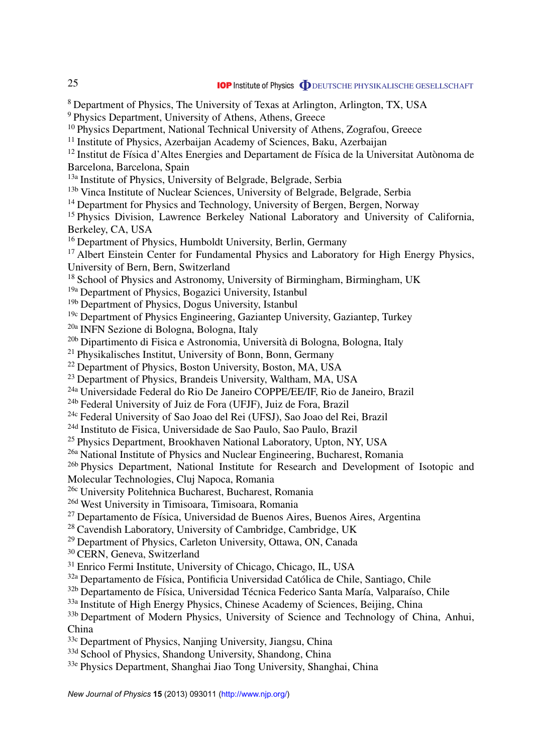[8] Department of Physics, The University of Texas at Arlington, Arlington, TX, USA
[9] Physics Department, University of Athens, Athens, Greece
[10] Physics Department, National Technical University of Athens, Zografou, Greece
[11] Institute of Physics, Azerbaijan Academy of Sciences, Baku, Azerbaijan
[12] Institut de Física d'Altes Energies and Departament de Física de la Universitat Autònoma de Barcelona, Barcelona, Spain
[13a] Institute of Physics, University of Belgrade, Belgrade, Serbia
[13b] Vinca Institute of Nuclear Sciences, University of Belgrade, Belgrade, Serbia
[14] Department for Physics and Technology, University of Bergen, Bergen, Norway
[15] Physics Division, Lawrence Berkeley National Laboratory and University of California, Berkeley, CA, USA
[16] Department of Physics, Humboldt University, Berlin, Germany
[17] Albert Einstein Center for Fundamental Physics and Laboratory for High Energy Physics, University of Bern, Bern, Switzerland
[18] School of Physics and Astronomy, University of Birmingham, Birmingham, UK
[19a] Department of Physics, Bogazici University, Istanbul
[19b] Department of Physics, Dogus University, Istanbul
[19c] Department of Physics Engineering, Gaziantep University, Gaziantep, Turkey
[20a] INFN Sezione di Bologna, Bologna, Italy
[20b] Dipartimento di Fisica e Astronomia, Università di Bologna, Bologna, Italy
[21] Physikalisches Institut, University of Bonn, Bonn, Germany
[22] Department of Physics, Boston University, Boston, MA, USA
[23] Department of Physics, Brandeis University, Waltham, MA, USA
[24a] Universidade Federal do Rio De Janeiro COPPE/EE/IF, Rio de Janeiro, Brazil
[24b] Federal University of Juiz de Fora (UFJF), Juiz de Fora, Brazil
[24c] Federal University of Sao Joao del Rei (UFSJ), Sao Joao del Rei, Brazil
[24d] Instituto de Fisica, Universidade de Sao Paulo, Sao Paulo, Brazil
[25] Physics Department, Brookhaven National Laboratory, Upton, NY, USA
[26a] National Institute of Physics and Nuclear Engineering, Bucharest, Romania
[26b] Physics Department, National Institute for Research and Development of Isotopic and Molecular Technologies, Cluj Napoca, Romania
[26c] University Politehnica Bucharest, Bucharest, Romania
[26d] West University in Timisoara, Timisoara, Romania
[27] Departamento de Física, Universidad de Buenos Aires, Buenos Aires, Argentina
[28] Cavendish Laboratory, University of Cambridge, Cambridge, UK
[29] Department of Physics, Carleton University, Ottawa, ON, Canada
[30] CERN, Geneva, Switzerland
[31] Enrico Fermi Institute, University of Chicago, Chicago, IL, USA
[32a] Departamento de Física, Pontificia Universidad Católica de Chile, Santiago, Chile
[32b] Departamento de Física, Universidad Técnica Federico Santa María, Valparaíso, Chile
[33a] Institute of High Energy Physics, Chinese Academy of Sciences, Beijing, China
[33b] Department of Modern Physics, University of Science and Technology of China, Anhui, China
[33c] Department of Physics, Nanjing University, Jiangsu, China
[33d] School of Physics, Shandong University, Shandong, China
[33e] Physics Department, Shanghai Jiao Tong University, Shanghai, China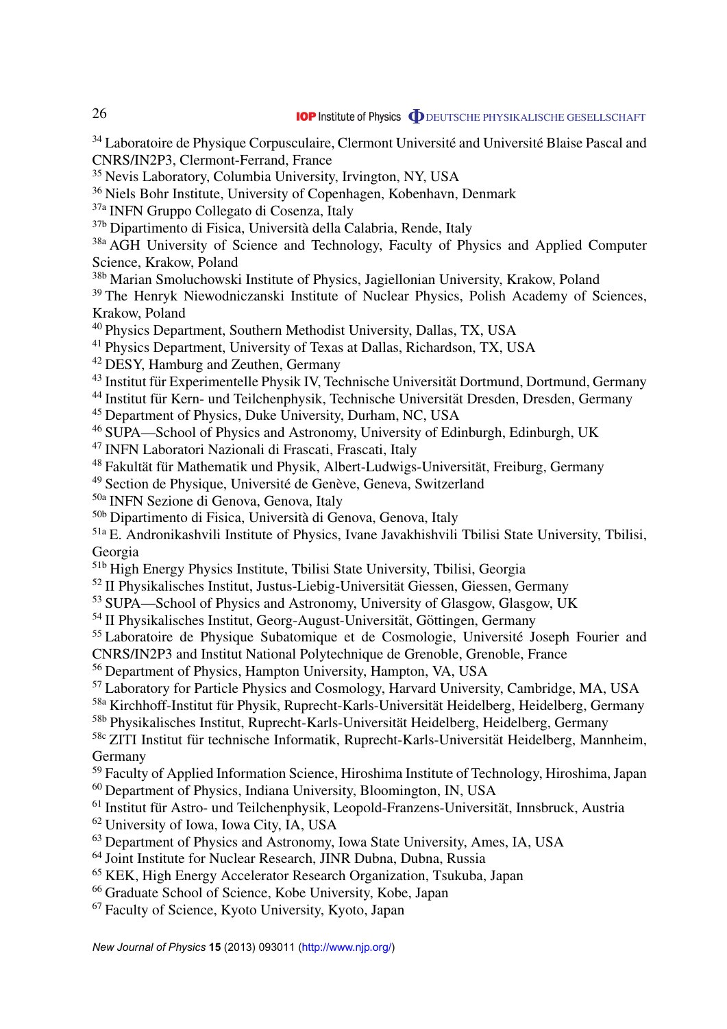[34] Laboratoire de Physique Corpusculaire, Clermont Université and Université Blaise Pascal and CNRS/IN2P3, Clermont-Ferrand, France
[35] Nevis Laboratory, Columbia University, Irvington, NY, USA
[36] Niels Bohr Institute, University of Copenhagen, Kobenhavn, Denmark
[37a] INFN Gruppo Collegato di Cosenza, Italy
[37b] Dipartimento di Fisica, Università della Calabria, Rende, Italy
[38a] AGH University of Science and Technology, Faculty of Physics and Applied Computer Science, Krakow, Poland
[38b] Marian Smoluchowski Institute of Physics, Jagiellonian University, Krakow, Poland
[39] The Henryk Niewodniczanski Institute of Nuclear Physics, Polish Academy of Sciences, Krakow, Poland
[40] Physics Department, Southern Methodist University, Dallas, TX, USA
[41] Physics Department, University of Texas at Dallas, Richardson, TX, USA
[42] DESY, Hamburg and Zeuthen, Germany
[43] Institut für Experimentelle Physik IV, Technische Universität Dortmund, Dortmund, Germany
[44] Institut für Kern- und Teilchenphysik, Technische Universität Dresden, Dresden, Germany
[45] Department of Physics, Duke University, Durham, NC, USA
[46] SUPA—School of Physics and Astronomy, University of Edinburgh, Edinburgh, UK
[47] INFN Laboratori Nazionali di Frascati, Frascati, Italy
[48] Fakultät für Mathematik und Physik, Albert-Ludwigs-Universität, Freiburg, Germany
[49] Section de Physique, Université de Genève, Geneva, Switzerland
[50a] INFN Sezione di Genova, Genova, Italy
[50b] Dipartimento di Fisica, Università di Genova, Genova, Italy
[51a] E. Andronikashvili Institute of Physics, Ivane Javakhishvili Tbilisi State University, Tbilisi, Georgia
[51b] High Energy Physics Institute, Tbilisi State University, Tbilisi, Georgia
[52] II Physikalisches Institut, Justus-Liebig-Universität Giessen, Giessen, Germany
[53] SUPA—School of Physics and Astronomy, University of Glasgow, Glasgow, UK
[54] II Physikalisches Institut, Georg-August-Universität, Göttingen, Germany
[55] Laboratoire de Physique Subatomique et de Cosmologie, Université Joseph Fourier and CNRS/IN2P3 and Institut National Polytechnique de Grenoble, Grenoble, France
[56] Department of Physics, Hampton University, Hampton, VA, USA
[57] Laboratory for Particle Physics and Cosmology, Harvard University, Cambridge, MA, USA
[58a] Kirchhoff-Institut für Physik, Ruprecht-Karls-Universität Heidelberg, Heidelberg, Germany
[58b] Physikalisches Institut, Ruprecht-Karls-Universität Heidelberg, Heidelberg, Germany
[58c] ZITI Institut für technische Informatik, Ruprecht-Karls-Universität Heidelberg, Mannheim, Germany
[59] Faculty of Applied Information Science, Hiroshima Institute of Technology, Hiroshima, Japan
[60] Department of Physics, Indiana University, Bloomington, IN, USA
[61] Institut für Astro- und Teilchenphysik, Leopold-Franzens-Universität, Innsbruck, Austria
[62] University of Iowa, Iowa City, IA, USA
[63] Department of Physics and Astronomy, Iowa State University, Ames, IA, USA
[64] Joint Institute for Nuclear Research, JINR Dubna, Dubna, Russia
[65] KEK, High Energy Accelerator Research Organization, Tsukuba, Japan
[66] Graduate School of Science, Kobe University, Kobe, Japan
[67] Faculty of Science, Kyoto University, Kyoto, Japan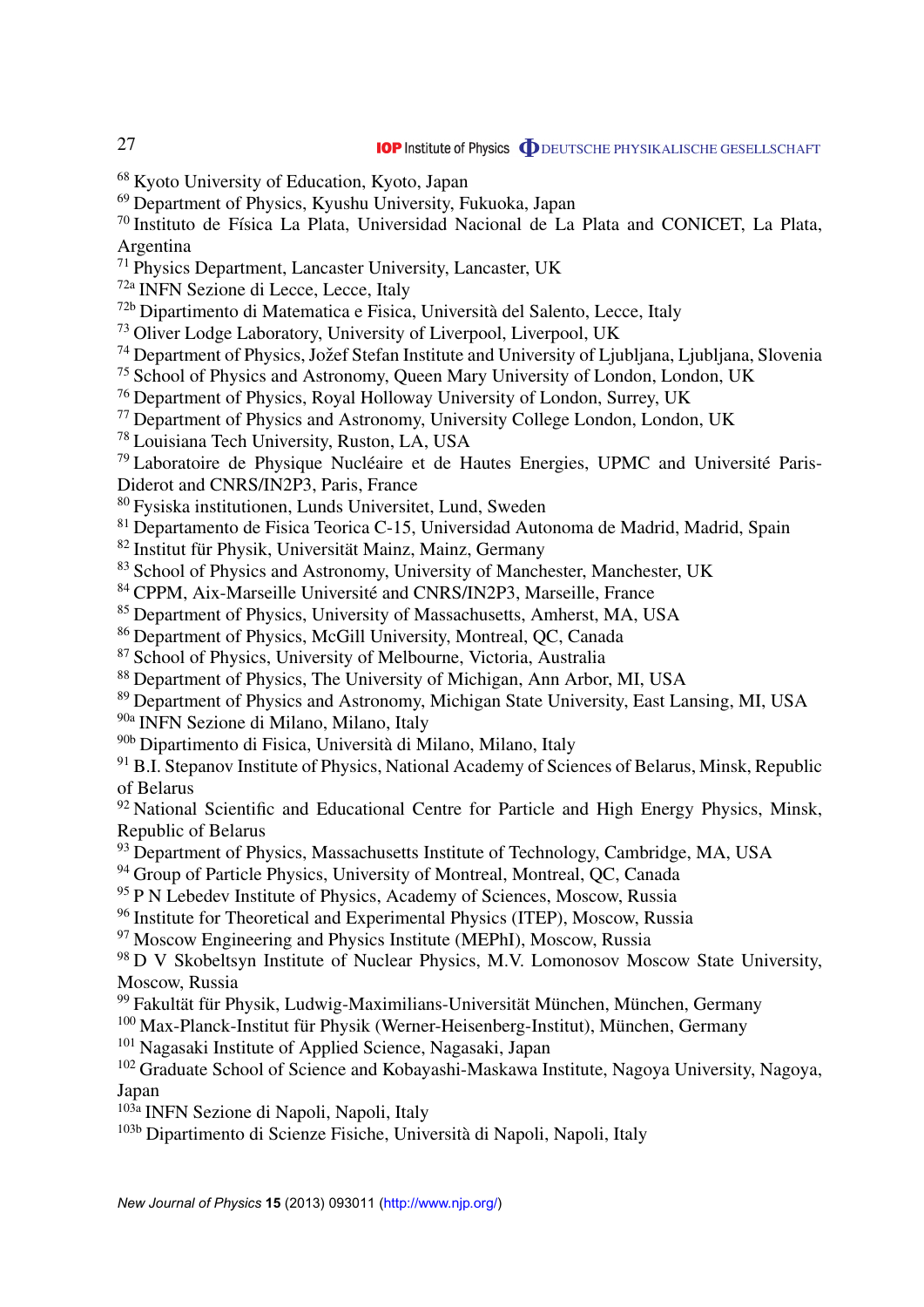[68] Kyoto University of Education, Kyoto, Japan
[69] Department of Physics, Kyushu University, Fukuoka, Japan
[70] Instituto de Física La Plata, Universidad Nacional de La Plata and CONICET, La Plata, Argentina
[71] Physics Department, Lancaster University, Lancaster, UK
[72a] INFN Sezione di Lecce, Lecce, Italy
[72b] Dipartimento di Matematica e Fisica, Università del Salento, Lecce, Italy
[73] Oliver Lodge Laboratory, University of Liverpool, Liverpool, UK
[74] Department of Physics, Jožef Stefan Institute and University of Ljubljana, Ljubljana, Slovenia
[75] School of Physics and Astronomy, Queen Mary University of London, London, UK
[76] Department of Physics, Royal Holloway University of London, Surrey, UK
[77] Department of Physics and Astronomy, University College London, London, UK
[78] Louisiana Tech University, Ruston, LA, USA
[79] Laboratoire de Physique Nucléaire et de Hautes Energies, UPMC and Université Paris-Diderot and CNRS/IN2P3, Paris, France
[80] Fysiska institutionen, Lunds Universitet, Lund, Sweden
[81] Departamento de Fisica Teorica C-15, Universidad Autonoma de Madrid, Madrid, Spain
[82] Institut für Physik, Universität Mainz, Mainz, Germany
[83] School of Physics and Astronomy, University of Manchester, Manchester, UK
[84] CPPM, Aix-Marseille Université and CNRS/IN2P3, Marseille, France
[85] Department of Physics, University of Massachusetts, Amherst, MA, USA
[86] Department of Physics, McGill University, Montreal, QC, Canada
[87] School of Physics, University of Melbourne, Victoria, Australia
[88] Department of Physics, The University of Michigan, Ann Arbor, MI, USA
[89] Department of Physics and Astronomy, Michigan State University, East Lansing, MI, USA
[90a] INFN Sezione di Milano, Milano, Italy
[90b] Dipartimento di Fisica, Università di Milano, Milano, Italy
[91] B.I. Stepanov Institute of Physics, National Academy of Sciences of Belarus, Minsk, Republic of Belarus
[92] National Scientific and Educational Centre for Particle and High Energy Physics, Minsk, Republic of Belarus
[93] Department of Physics, Massachusetts Institute of Technology, Cambridge, MA, USA
[94] Group of Particle Physics, University of Montreal, Montreal, QC, Canada
[95] P N Lebedev Institute of Physics, Academy of Sciences, Moscow, Russia
[96] Institute for Theoretical and Experimental Physics (ITEP), Moscow, Russia
[97] Moscow Engineering and Physics Institute (MEPhI), Moscow, Russia
[98] D V Skobeltsyn Institute of Nuclear Physics, M.V. Lomonosov Moscow State University, Moscow, Russia
[99] Fakultät für Physik, Ludwig-Maximilians-Universität München, München, Germany
[100] Max-Planck-Institut für Physik (Werner-Heisenberg-Institut), München, Germany
[101] Nagasaki Institute of Applied Science, Nagasaki, Japan
[102] Graduate School of Science and Kobayashi-Maskawa Institute, Nagoya University, Nagoya, Japan
[103a] INFN Sezione di Napoli, Napoli, Italy
[103b] Dipartimento di Scienze Fisiche, Università di Napoli, Napoli, Italy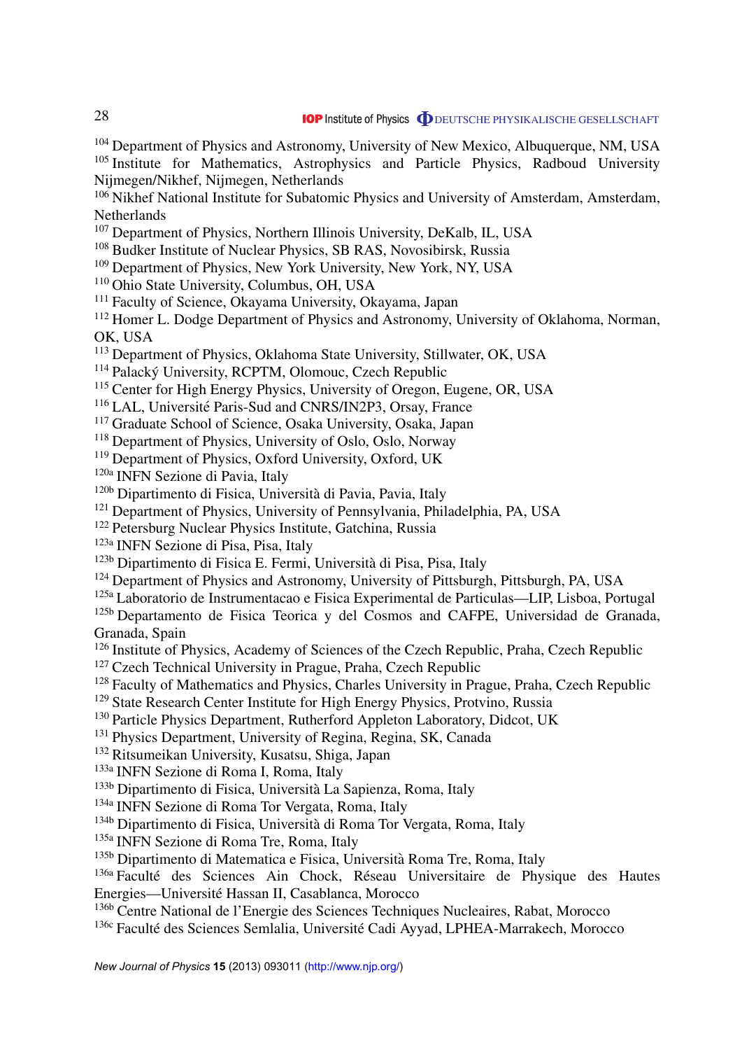[104] Department of Physics and Astronomy, University of New Mexico, Albuquerque, NM, USA
[105] Institute for Mathematics, Astrophysics and Particle Physics, Radboud University Nijmegen/Nikhef, Nijmegen, Netherlands
[106] Nikhef National Institute for Subatomic Physics and University of Amsterdam, Amsterdam, Netherlands
[107] Department of Physics, Northern Illinois University, DeKalb, IL, USA
[108] Budker Institute of Nuclear Physics, SB RAS, Novosibirsk, Russia
[109] Department of Physics, New York University, New York, NY, USA
[110] Ohio State University, Columbus, OH, USA
[111] Faculty of Science, Okayama University, Okayama, Japan
[112] Homer L. Dodge Department of Physics and Astronomy, University of Oklahoma, Norman, OK, USA
[113] Department of Physics, Oklahoma State University, Stillwater, OK, USA
[114] Palacký University, RCPTM, Olomouc, Czech Republic
[115] Center for High Energy Physics, University of Oregon, Eugene, OR, USA
[116] LAL, Université Paris-Sud and CNRS/IN2P3, Orsay, France
[117] Graduate School of Science, Osaka University, Osaka, Japan
[118] Department of Physics, University of Oslo, Oslo, Norway
[119] Department of Physics, Oxford University, Oxford, UK
[120a] INFN Sezione di Pavia, Italy
[120b] Dipartimento di Fisica, Università di Pavia, Pavia, Italy
[121] Department of Physics, University of Pennsylvania, Philadelphia, PA, USA
[122] Petersburg Nuclear Physics Institute, Gatchina, Russia
[123a] INFN Sezione di Pisa, Pisa, Italy
[123b] Dipartimento di Fisica E. Fermi, Università di Pisa, Pisa, Italy
[124] Department of Physics and Astronomy, University of Pittsburgh, Pittsburgh, PA, USA
[125a] Laboratorio de Instrumentacao e Fisica Experimental de Particulas—LIP, Lisboa, Portugal
[125b] Departamento de Fisica Teorica y del Cosmos and CAFPE, Universidad de Granada, Granada, Spain
[126] Institute of Physics, Academy of Sciences of the Czech Republic, Praha, Czech Republic
[127] Czech Technical University in Prague, Praha, Czech Republic
[128] Faculty of Mathematics and Physics, Charles University in Prague, Praha, Czech Republic
[129] State Research Center Institute for High Energy Physics, Protvino, Russia
[130] Particle Physics Department, Rutherford Appleton Laboratory, Didcot, UK
[131] Physics Department, University of Regina, Regina, SK, Canada
[132] Ritsumeikan University, Kusatsu, Shiga, Japan
[133a] INFN Sezione di Roma I, Roma, Italy
[133b] Dipartimento di Fisica, Università La Sapienza, Roma, Italy
[134a] INFN Sezione di Roma Tor Vergata, Roma, Italy
[134b] Dipartimento di Fisica, Università di Roma Tor Vergata, Roma, Italy
[135a] INFN Sezione di Roma Tre, Roma, Italy
[135b] Dipartimento di Matematica e Fisica, Università Roma Tre, Roma, Italy
[136a] Faculté des Sciences Ain Chock, Réseau Universitaire de Physique des Hautes Energies—Université Hassan II, Casablanca, Morocco
[136b] Centre National de l'Energie des Sciences Techniques Nucleaires, Rabat, Morocco
[136c] Faculté des Sciences Semlalia, Université Cadi Ayyad, LPHEA-Marrakech, Morocco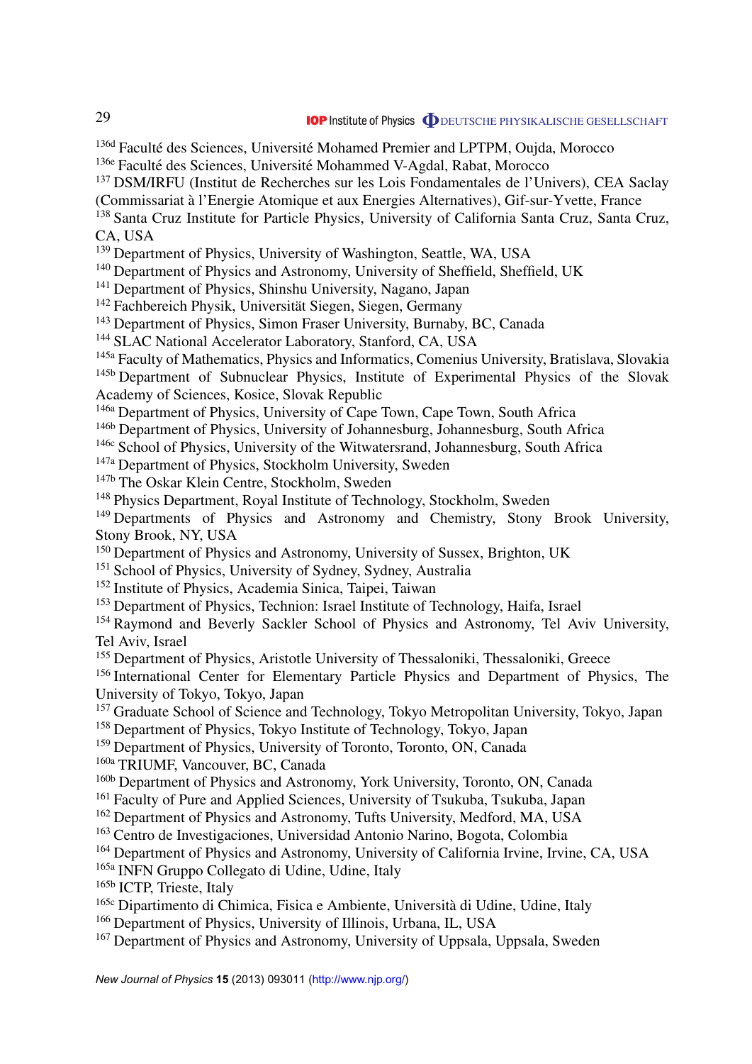[136d] Faculté des Sciences, Université Mohamed Premier and LPTPM, Oujda, Morocco
[136e] Faculté des Sciences, Université Mohammed V-Agdal, Rabat, Morocco
[137] DSM/IRFU (Institut de Recherches sur les Lois Fondamentales de l'Univers), CEA Saclay (Commissariat à l'Energie Atomique et aux Energies Alternatives), Gif-sur-Yvette, France
[138] Santa Cruz Institute for Particle Physics, University of California Santa Cruz, Santa Cruz, CA, USA
[139] Department of Physics, University of Washington, Seattle, WA, USA
[140] Department of Physics and Astronomy, University of Sheffield, Sheffield, UK
[141] Department of Physics, Shinshu University, Nagano, Japan
[142] Fachbereich Physik, Universität Siegen, Siegen, Germany
[143] Department of Physics, Simon Fraser University, Burnaby, BC, Canada
[144] SLAC National Accelerator Laboratory, Stanford, CA, USA
[145a] Faculty of Mathematics, Physics and Informatics, Comenius University, Bratislava, Slovakia
[145b] Department of Subnuclear Physics, Institute of Experimental Physics of the Slovak Academy of Sciences, Kosice, Slovak Republic
[146a] Department of Physics, University of Cape Town, Cape Town, South Africa
[146b] Department of Physics, University of Johannesburg, Johannesburg, South Africa
[146c] School of Physics, University of the Witwatersrand, Johannesburg, South Africa
[147a] Department of Physics, Stockholm University, Sweden
[147b] The Oskar Klein Centre, Stockholm, Sweden
[148] Physics Department, Royal Institute of Technology, Stockholm, Sweden
[149] Departments of Physics and Astronomy and Chemistry, Stony Brook University, Stony Brook, NY, USA
[150] Department of Physics and Astronomy, University of Sussex, Brighton, UK
[151] School of Physics, University of Sydney, Sydney, Australia
[152] Institute of Physics, Academia Sinica, Taipei, Taiwan
[153] Department of Physics, Technion: Israel Institute of Technology, Haifa, Israel
[154] Raymond and Beverly Sackler School of Physics and Astronomy, Tel Aviv University, Tel Aviv, Israel
[155] Department of Physics, Aristotle University of Thessaloniki, Thessaloniki, Greece
[156] International Center for Elementary Particle Physics and Department of Physics, The University of Tokyo, Tokyo, Japan
[157] Graduate School of Science and Technology, Tokyo Metropolitan University, Tokyo, Japan
[158] Department of Physics, Tokyo Institute of Technology, Tokyo, Japan
[159] Department of Physics, University of Toronto, Toronto, ON, Canada
[160a] TRIUMF, Vancouver, BC, Canada
[160b] Department of Physics and Astronomy, York University, Toronto, ON, Canada
[161] Faculty of Pure and Applied Sciences, University of Tsukuba, Tsukuba, Japan
[162] Department of Physics and Astronomy, Tufts University, Medford, MA, USA
[163] Centro de Investigaciones, Universidad Antonio Narino, Bogota, Colombia
[164] Department of Physics and Astronomy, University of California Irvine, Irvine, CA, USA
[165a] INFN Gruppo Collegato di Udine, Udine, Italy
[165b] ICTP, Trieste, Italy
[165c] Dipartimento di Chimica, Fisica e Ambiente, Università di Udine, Udine, Italy
[166] Department of Physics, University of Illinois, Urbana, IL, USA
[167] Department of Physics and Astronomy, University of Uppsala, Uppsala, Sweden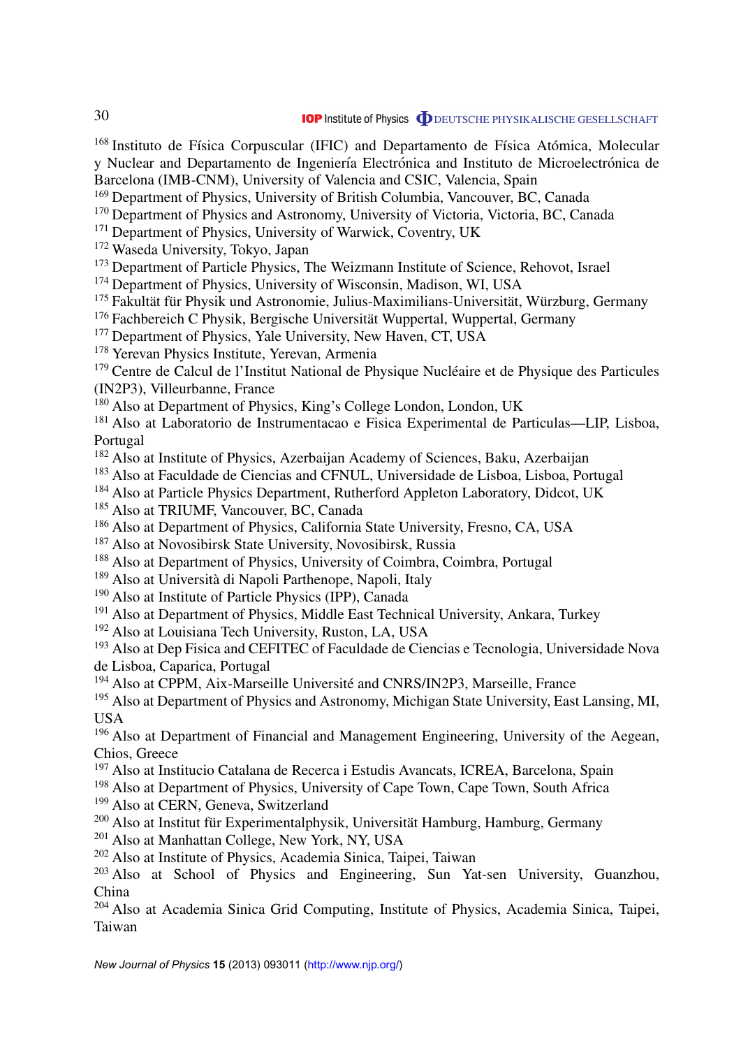[168] Instituto de Física Corpuscular (IFIC) and Departamento de Física Atómica, Molecular y Nuclear and Departamento de Ingeniería Electrónica and Instituto de Microelectrónica de Barcelona (IMB-CNM), University of Valencia and CSIC, Valencia, Spain
[169] Department of Physics, University of British Columbia, Vancouver, BC, Canada
[170] Department of Physics and Astronomy, University of Victoria, Victoria, BC, Canada
[171] Department of Physics, University of Warwick, Coventry, UK
[172] Waseda University, Tokyo, Japan
[173] Department of Particle Physics, The Weizmann Institute of Science, Rehovot, Israel
[174] Department of Physics, University of Wisconsin, Madison, WI, USA
[175] Fakultät für Physik und Astronomie, Julius-Maximilians-Universität, Würzburg, Germany
[176] Fachbereich C Physik, Bergische Universität Wuppertal, Wuppertal, Germany
[177] Department of Physics, Yale University, New Haven, CT, USA
[178] Yerevan Physics Institute, Yerevan, Armenia
[179] Centre de Calcul de l'Institut National de Physique Nucléaire et de Physique des Particules (IN2P3), Villeurbanne, France
[180] Also at Department of Physics, King's College London, London, UK
[181] Also at Laboratorio de Instrumentacao e Fisica Experimental de Particulas—LIP, Lisboa, Portugal
[182] Also at Institute of Physics, Azerbaijan Academy of Sciences, Baku, Azerbaijan
[183] Also at Faculdade de Ciencias and CFNUL, Universidade de Lisboa, Lisboa, Portugal
[184] Also at Particle Physics Department, Rutherford Appleton Laboratory, Didcot, UK
[185] Also at TRIUMF, Vancouver, BC, Canada
[186] Also at Department of Physics, California State University, Fresno, CA, USA
[187] Also at Novosibirsk State University, Novosibirsk, Russia
[188] Also at Department of Physics, University of Coimbra, Coimbra, Portugal
[189] Also at Università di Napoli Parthenope, Napoli, Italy
[190] Also at Institute of Particle Physics (IPP), Canada
[191] Also at Department of Physics, Middle East Technical University, Ankara, Turkey
[192] Also at Louisiana Tech University, Ruston, LA, USA
[193] Also at Dep Fisica and CEFITEC of Faculdade de Ciencias e Tecnologia, Universidade Nova de Lisboa, Caparica, Portugal
[194] Also at CPPM, Aix-Marseille Université and CNRS/IN2P3, Marseille, France
[195] Also at Department of Physics and Astronomy, Michigan State University, East Lansing, MI, USA
[196] Also at Department of Financial and Management Engineering, University of the Aegean, Chios, Greece
[197] Also at Institucio Catalana de Recerca i Estudis Avancats, ICREA, Barcelona, Spain
[198] Also at Department of Physics, University of Cape Town, Cape Town, South Africa
[199] Also at CERN, Geneva, Switzerland
[200] Also at Institut für Experimentalphysik, Universität Hamburg, Hamburg, Germany
[201] Also at Manhattan College, New York, NY, USA
[202] Also at Institute of Physics, Academia Sinica, Taipei, Taiwan
[203] Also at School of Physics and Engineering, Sun Yat-sen University, Guanzhou, China
[204] Also at Academia Sinica Grid Computing, Institute of Physics, Academia Sinica, Taipei, Taiwan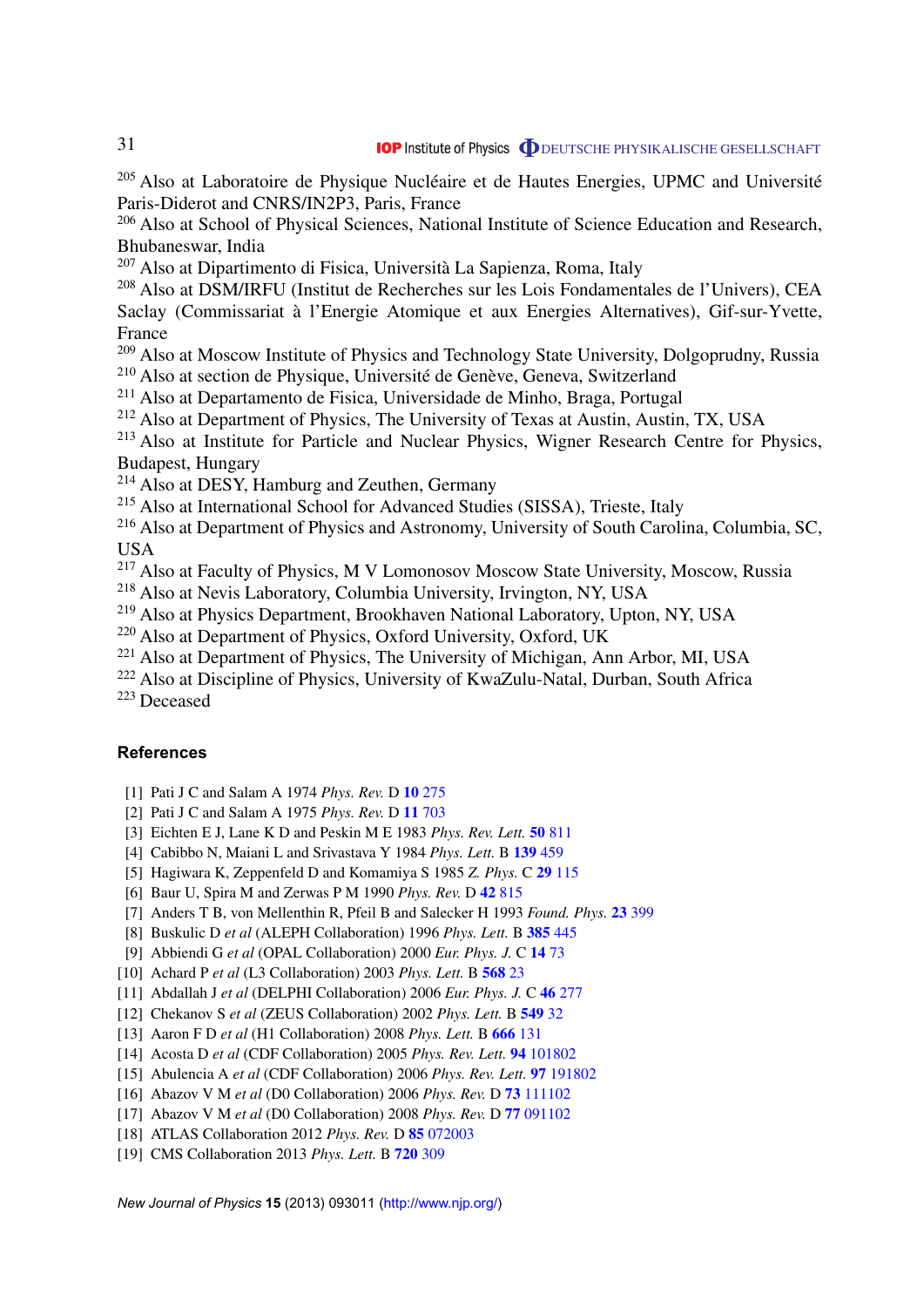[205] Also at Laboratoire de Physique Nucléaire et de Hautes Energies, UPMC and Université Paris-Diderot and CNRS/IN2P3, Paris, France
[206] Also at School of Physical Sciences, National Institute of Science Education and Research, Bhubaneswar, India
[207] Also at Dipartimento di Fisica, Università La Sapienza, Roma, Italy
[208] Also at DSM/IRFU (Institut de Recherches sur les Lois Fondamentales de l'Univers), CEA Saclay (Commissariat à l'Energie Atomique et aux Energies Alternatives), Gif-sur-Yvette, France
[209] Also at Moscow Institute of Physics and Technology State University, Dolgoprudny, Russia
[210] Also at section de Physique, Université de Genève, Geneva, Switzerland
[211] Also at Departamento de Fisica, Universidade de Minho, Braga, Portugal
[212] Also at Department of Physics, The University of Texas at Austin, Austin, TX, USA
[213] Also at Institute for Particle and Nuclear Physics, Wigner Research Centre for Physics, Budapest, Hungary
[214] Also at DESY, Hamburg and Zeuthen, Germany
[215] Also at International School for Advanced Studies (SISSA), Trieste, Italy
[216] Also at Department of Physics and Astronomy, University of South Carolina, Columbia, SC, USA
[217] Also at Faculty of Physics, M V Lomonosov Moscow State University, Moscow, Russia
[218] Also at Nevis Laboratory, Columbia University, Irvington, NY, USA
[219] Also at Physics Department, Brookhaven National Laboratory, Upton, NY, USA
[220] Also at Department of Physics, Oxford University, Oxford, UK
[221] Also at Department of Physics, The University of Michigan, Ann Arbor, MI, USA
[222] Also at Discipline of Physics, University of KwaZulu-Natal, Durban, South Africa
[223] Deceased

## References

[1] Pati J C and Salam A 1974 *Phys. Rev.* D **10** 275
[2] Pati J C and Salam A 1975 *Phys. Rev.* D **11** 703
[3] Eichten E J, Lane K D and Peskin M E 1983 *Phys. Rev. Lett.* **50** 811
[4] Cabibbo N, Maiani L and Srivastava Y 1984 *Phys. Lett.* B **139** 459
[5] Hagiwara K, Zeppenfeld D and Komamiya S 1985 *Z. Phys.* C **29** 115
[6] Baur U, Spira M and Zerwas P M 1990 *Phys. Rev.* D **42** 815
[7] Anders T B, von Mellenthin R, Pfeil B and Salecker H 1993 *Found. Phys.* **23** 399
[8] Buskulic D *et al* (ALEPH Collaboration) 1996 *Phys. Lett.* B **385** 445
[9] Abbiendi G *et al* (OPAL Collaboration) 2000 *Eur. Phys. J.* C **14** 73
[10] Achard P *et al* (L3 Collaboration) 2003 *Phys. Lett.* B **568** 23
[11] Abdallah J *et al* (DELPHI Collaboration) 2006 *Eur. Phys. J.* C **46** 277
[12] Chekanov S *et al* (ZEUS Collaboration) 2002 *Phys. Lett.* B **549** 32
[13] Aaron F D *et al* (H1 Collaboration) 2008 *Phys. Lett.* B **666** 131
[14] Acosta D *et al* (CDF Collaboration) 2005 *Phys. Rev. Lett.* **94** 101802
[15] Abulencia A *et al* (CDF Collaboration) 2006 *Phys. Rev. Lett.* **97** 191802
[16] Abazov V M *et al* (D0 Collaboration) 2006 *Phys. Rev.* D **73** 111102
[17] Abazov V M *et al* (D0 Collaboration) 2008 *Phys. Rev.* D **77** 091102
[18] ATLAS Collaboration 2012 *Phys. Rev.* D **85** 072003
[19] CMS Collaboration 2013 *Phys. Lett.* B **720** 309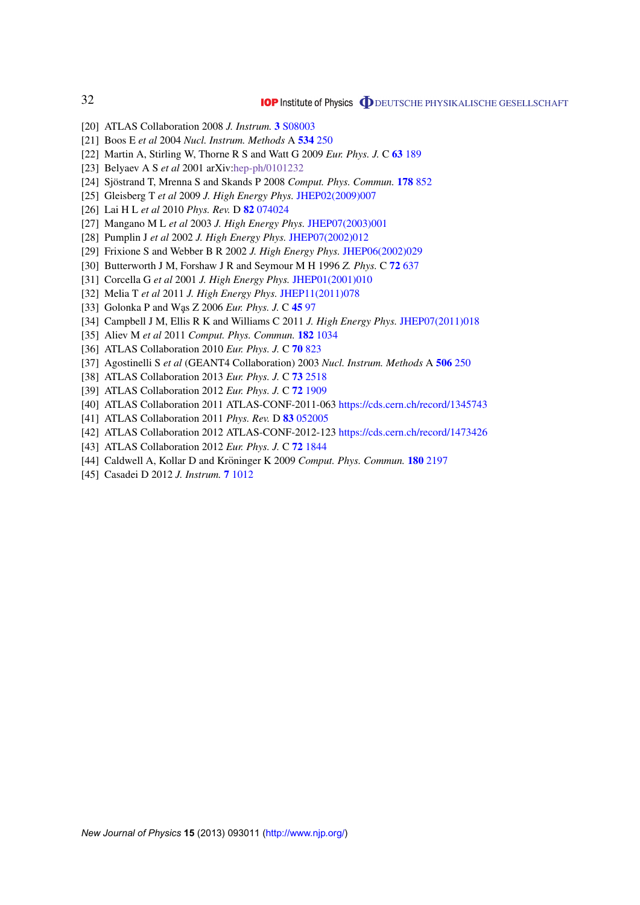[20] ATLAS Collaboration 2008 *J. Instrum.* **3** S08003
[21] Boos E *et al* 2004 *Nucl. Instrum. Methods* A **534** 250
[22] Martin A, Stirling W, Thorne R S and Watt G 2009 *Eur. Phys. J.* C **63** 189
[23] Belyaev A S *et al* 2001 arXiv:hep-ph/0101232
[24] Sjöstrand T, Mrenna S and Skands P 2008 *Comput. Phys. Commun.* **178** 852
[25] Gleisberg T *et al* 2009 *J. High Energy Phys.* JHEP02(2009)007
[26] Lai H L *et al* 2010 *Phys. Rev.* D **82** 074024
[27] Mangano M L *et al* 2003 *J. High Energy Phys.* JHEP07(2003)001
[28] Pumplin J *et al* 2002 *J. High Energy Phys.* JHEP07(2002)012
[29] Frixione S and Webber B R 2002 *J. High Energy Phys.* JHEP06(2002)029
[30] Butterworth J M, Forshaw J R and Seymour M H 1996 *Z. Phys.* C **72** 637
[31] Corcella G *et al* 2001 *J. High Energy Phys.* JHEP01(2001)010
[32] Melia T *et al* 2011 *J. High Energy Phys.* JHEP11(2011)078
[33] Golonka P and Wąs Z 2006 *Eur. Phys. J.* C **45** 97
[34] Campbell J M, Ellis R K and Williams C 2011 *J. High Energy Phys.* JHEP07(2011)018
[35] Aliev M *et al* 2011 *Comput. Phys. Commun.* **182** 1034
[36] ATLAS Collaboration 2010 *Eur. Phys. J.* C **70** 823
[37] Agostinelli S *et al* (GEANT4 Collaboration) 2003 *Nucl. Instrum. Methods* A **506** 250
[38] ATLAS Collaboration 2013 *Eur. Phys. J.* C **73** 2518
[39] ATLAS Collaboration 2012 *Eur. Phys. J.* C **72** 1909
[40] ATLAS Collaboration 2011 ATLAS-CONF-2011-063 https://cds.cern.ch/record/1345743
[41] ATLAS Collaboration 2011 *Phys. Rev.* D **83** 052005
[42] ATLAS Collaboration 2012 ATLAS-CONF-2012-123 https://cds.cern.ch/record/1473426
[43] ATLAS Collaboration 2012 *Eur. Phys. J.* C **72** 1844
[44] Caldwell A, Kollar D and Kröninger K 2009 *Comput. Phys. Commun.* **180** 2197
[45] Casadei D 2012 *J. Instrum.* **7** 1012